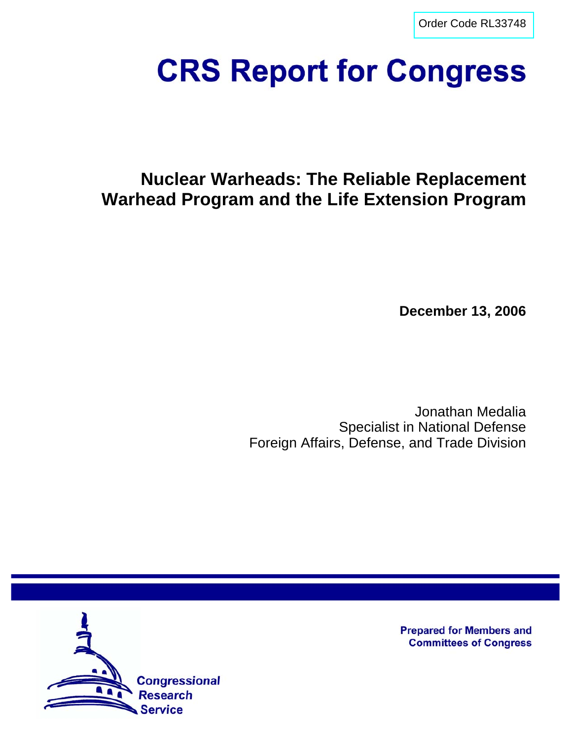Order Code RL33748

# CRS Report for Congress

## Nuclear Warheads: The Reliable Replacement Warhead Program and the Life Extension Program

**December 13, 2006**

Jonathan Medalia
Specialist in National Defense
Foreign Affairs, Defense, and Trade Division

Prepared for Members and Committees of Congress

Congressional Research Service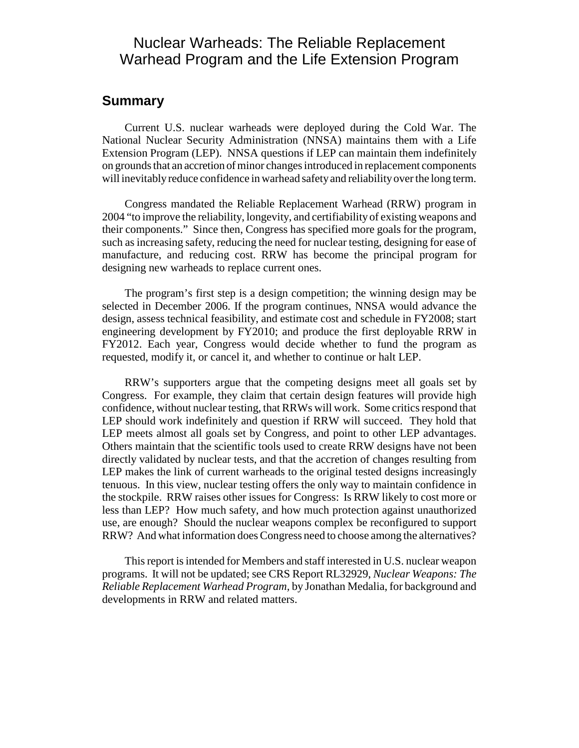# Nuclear Warheads: The Reliable Replacement Warhead Program and the Life Extension Program

## Summary

Current U.S. nuclear warheads were deployed during the Cold War. The National Nuclear Security Administration (NNSA) maintains them with a Life Extension Program (LEP). NNSA questions if LEP can maintain them indefinitely on grounds that an accretion of minor changes introduced in replacement components will inevitably reduce confidence in warhead safety and reliability over the long term.

Congress mandated the Reliable Replacement Warhead (RRW) program in 2004 "to improve the reliability, longevity, and certifiability of existing weapons and their components." Since then, Congress has specified more goals for the program, such as increasing safety, reducing the need for nuclear testing, designing for ease of manufacture, and reducing cost. RRW has become the principal program for designing new warheads to replace current ones.

The program's first step is a design competition; the winning design may be selected in December 2006. If the program continues, NNSA would advance the design, assess technical feasibility, and estimate cost and schedule in FY2008; start engineering development by FY2010; and produce the first deployable RRW in FY2012. Each year, Congress would decide whether to fund the program as requested, modify it, or cancel it, and whether to continue or halt LEP.

RRW's supporters argue that the competing designs meet all goals set by Congress. For example, they claim that certain design features will provide high confidence, without nuclear testing, that RRWs will work. Some critics respond that LEP should work indefinitely and question if RRW will succeed. They hold that LEP meets almost all goals set by Congress, and point to other LEP advantages. Others maintain that the scientific tools used to create RRW designs have not been directly validated by nuclear tests, and that the accretion of changes resulting from LEP makes the link of current warheads to the original tested designs increasingly tenuous. In this view, nuclear testing offers the only way to maintain confidence in the stockpile. RRW raises other issues for Congress: Is RRW likely to cost more or less than LEP? How much safety, and how much protection against unauthorized use, are enough? Should the nuclear weapons complex be reconfigured to support RRW? And what information does Congress need to choose among the alternatives?

This report is intended for Members and staff interested in U.S. nuclear weapon programs. It will not be updated; see CRS Report RL32929, *Nuclear Weapons: The Reliable Replacement Warhead Program,* by Jonathan Medalia, for background and developments in RRW and related matters.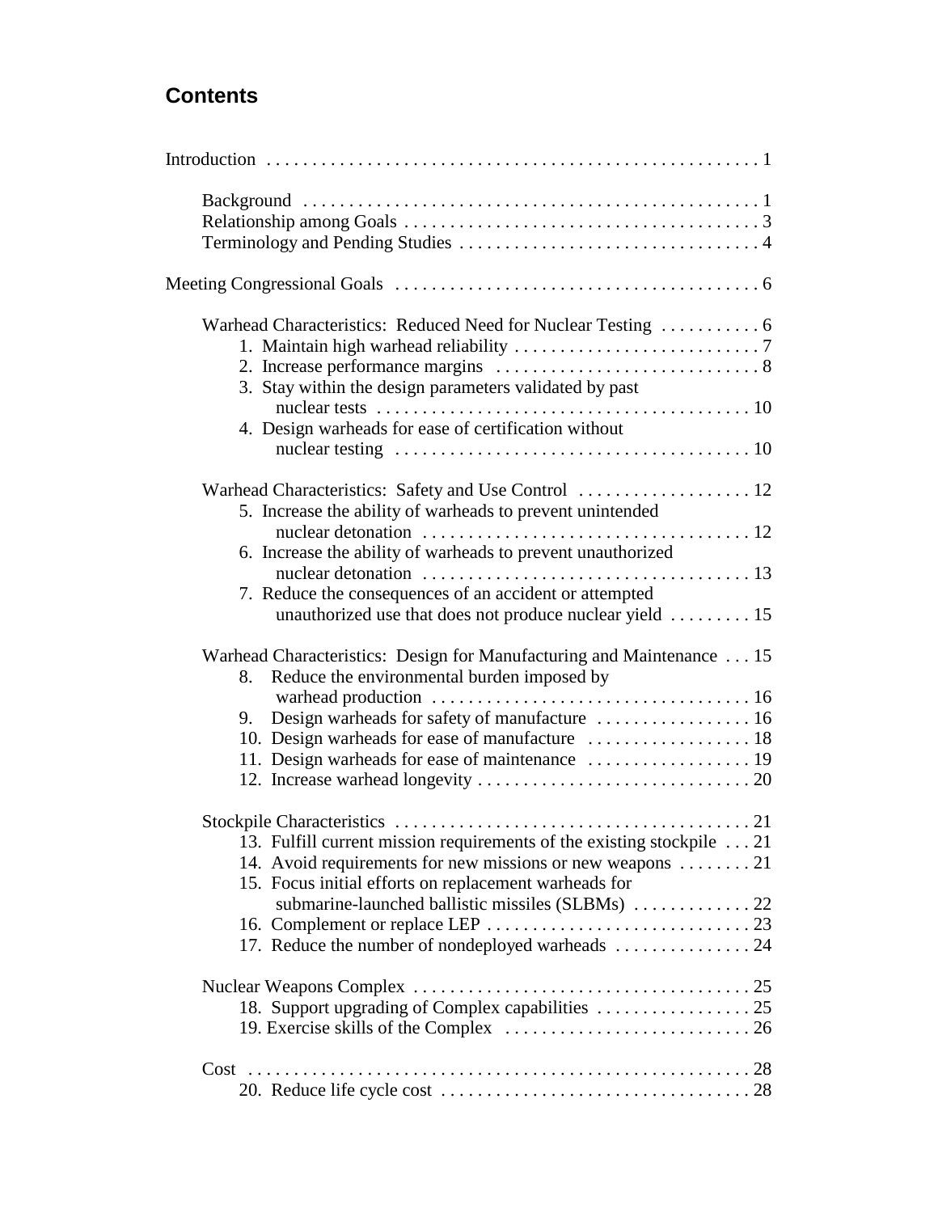## Contents

Introduction . . . . . . . . . . . . . . . . . . . . . . . . . . . . . . . . . . . . . . . . . . . . . . . . . . . . . 1

- Background . . . . . . . . . . . . . . . . . . . . . . . . . . . . . . . . . . . . . . . . . . . . . . . . . . 1
- Relationship among Goals . . . . . . . . . . . . . . . . . . . . . . . . . . . . . . . . . . . . . . . 3
- Terminology and Pending Studies . . . . . . . . . . . . . . . . . . . . . . . . . . . . . . . . . 4

Meeting Congressional Goals . . . . . . . . . . . . . . . . . . . . . . . . . . . . . . . . . . . . . . . . 6

- Warhead Characteristics: Reduced Need for Nuclear Testing . . . . . . . . . . . 6
  1. Maintain high warhead reliability . . . . . . . . . . . . . . . . . . . . . . . . . . . 7
  2. Increase performance margins . . . . . . . . . . . . . . . . . . . . . . . . . . . . . 8
  3. Stay within the design parameters validated by past nuclear tests . . . . . . . . . . . . . . . . . . . . . . . . . . . . . . . . . . . . . . . . . 10
  4. Design warheads for ease of certification without nuclear testing . . . . . . . . . . . . . . . . . . . . . . . . . . . . . . . . . . . . . . . 10
- Warhead Characteristics: Safety and Use Control . . . . . . . . . . . . . . . . . . . 12
  5. Increase the ability of warheads to prevent unintended nuclear detonation . . . . . . . . . . . . . . . . . . . . . . . . . . . . . . . . . . . . 12
  6. Increase the ability of warheads to prevent unauthorized nuclear detonation . . . . . . . . . . . . . . . . . . . . . . . . . . . . . . . . . . . . 13
  7. Reduce the consequences of an accident or attempted unauthorized use that does not produce nuclear yield . . . . . . . . . 15
- Warhead Characteristics: Design for Manufacturing and Maintenance . . . 15
  8. Reduce the environmental burden imposed by warhead production . . . . . . . . . . . . . . . . . . . . . . . . . . . . . . . . . . . 16
  9. Design warheads for safety of manufacture . . . . . . . . . . . . . . . . . 16
  10. Design warheads for ease of manufacture . . . . . . . . . . . . . . . . . . 18
  11. Design warheads for ease of maintenance . . . . . . . . . . . . . . . . . . 19
  12. Increase warhead longevity . . . . . . . . . . . . . . . . . . . . . . . . . . . . . . 20
- Stockpile Characteristics . . . . . . . . . . . . . . . . . . . . . . . . . . . . . . . . . . . . . . . 21
  13. Fulfill current mission requirements of the existing stockpile . . . 21
  14. Avoid requirements for new missions or new weapons . . . . . . . . 21
  15. Focus initial efforts on replacement warheads for submarine-launched ballistic missiles (SLBMs) . . . . . . . . . . . . . 22
  16. Complement or replace LEP . . . . . . . . . . . . . . . . . . . . . . . . . . . . . 23
  17. Reduce the number of nondeployed warheads . . . . . . . . . . . . . . . 24
- Nuclear Weapons Complex . . . . . . . . . . . . . . . . . . . . . . . . . . . . . . . . . . . . . 25
  18. Support upgrading of Complex capabilities . . . . . . . . . . . . . . . . . 25
  19. Exercise skills of the Complex . . . . . . . . . . . . . . . . . . . . . . . . . . . 26
- Cost . . . . . . . . . . . . . . . . . . . . . . . . . . . . . . . . . . . . . . . . . . . . . . . . . . . . . . . 28
  20. Reduce life cycle cost . . . . . . . . . . . . . . . . . . . . . . . . . . . . . . . . . . 28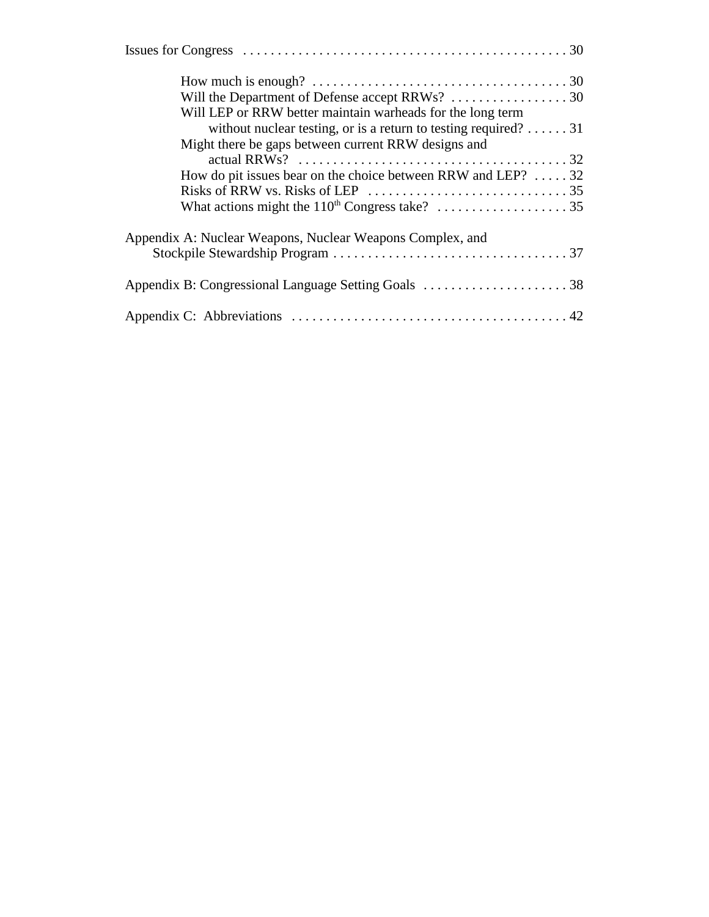Issues for Congress . . . . . . . . . . . . . . . . . . . . . . . . . . . . . . . . . . . . . . . . . . . . . . . 30

- How much is enough? . . . . . . . . . . . . . . . . . . . . . . . . . . . . . . . . . . . . . 30
- Will the Department of Defense accept RRWs? . . . . . . . . . . . . . . . . . 30
- Will LEP or RRW better maintain warheads for the long term without nuclear testing, or is a return to testing required? . . . . . . 31
- Might there be gaps between current RRW designs and actual RRWs? . . . . . . . . . . . . . . . . . . . . . . . . . . . . . . . . . . . . . . . 32
- How do pit issues bear on the choice between RRW and LEP? . . . . . 32
- Risks of RRW vs. Risks of LEP . . . . . . . . . . . . . . . . . . . . . . . . . . . . . 35
- What actions might the 110th Congress take? . . . . . . . . . . . . . . . . . . . 35

Appendix A: Nuclear Weapons, Nuclear Weapons Complex, and Stockpile Stewardship Program . . . . . . . . . . . . . . . . . . . . . . . . . . . . . . . . . . 37

Appendix B: Congressional Language Setting Goals . . . . . . . . . . . . . . . . . . . . . 38

Appendix C: Abbreviations . . . . . . . . . . . . . . . . . . . . . . . . . . . . . . . . . . . . . . . 42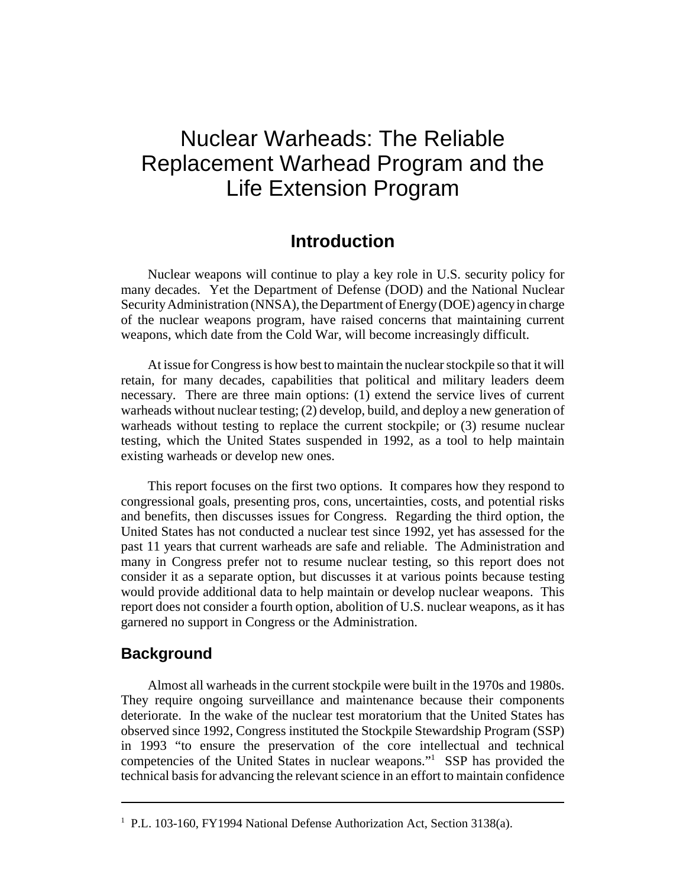# Nuclear Warheads: The Reliable Replacement Warhead Program and the Life Extension Program

## Introduction

Nuclear weapons will continue to play a key role in U.S. security policy for many decades. Yet the Department of Defense (DOD) and the National Nuclear Security Administration (NNSA), the Department of Energy (DOE) agency in charge of the nuclear weapons program, have raised concerns that maintaining current weapons, which date from the Cold War, will become increasingly difficult.

At issue for Congress is how best to maintain the nuclear stockpile so that it will retain, for many decades, capabilities that political and military leaders deem necessary. There are three main options: (1) extend the service lives of current warheads without nuclear testing; (2) develop, build, and deploy a new generation of warheads without testing to replace the current stockpile; or (3) resume nuclear testing, which the United States suspended in 1992, as a tool to help maintain existing warheads or develop new ones.

This report focuses on the first two options. It compares how they respond to congressional goals, presenting pros, cons, uncertainties, costs, and potential risks and benefits, then discusses issues for Congress. Regarding the third option, the United States has not conducted a nuclear test since 1992, yet has assessed for the past 11 years that current warheads are safe and reliable. The Administration and many in Congress prefer not to resume nuclear testing, so this report does not consider it as a separate option, but discusses it at various points because testing would provide additional data to help maintain or develop nuclear weapons. This report does not consider a fourth option, abolition of U.S. nuclear weapons, as it has garnered no support in Congress or the Administration.

### Background

Almost all warheads in the current stockpile were built in the 1970s and 1980s. They require ongoing surveillance and maintenance because their components deteriorate. In the wake of the nuclear test moratorium that the United States has observed since 1992, Congress instituted the Stockpile Stewardship Program (SSP) in 1993 "to ensure the preservation of the core intellectual and technical competencies of the United States in nuclear weapons."[1] SSP has provided the technical basis for advancing the relevant science in an effort to maintain confidence

---

[1] P.L. 103-160, FY1994 National Defense Authorization Act, Section 3138(a).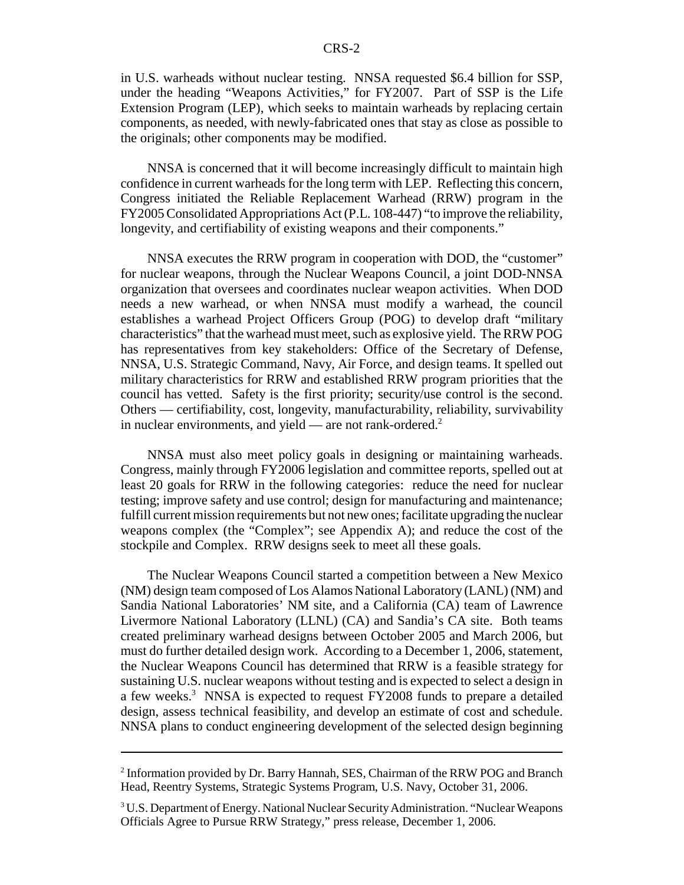in U.S. warheads without nuclear testing. NNSA requested \$6.4 billion for SSP, under the heading "Weapons Activities," for FY2007. Part of SSP is the Life Extension Program (LEP), which seeks to maintain warheads by replacing certain components, as needed, with newly-fabricated ones that stay as close as possible to the originals; other components may be modified.

NNSA is concerned that it will become increasingly difficult to maintain high confidence in current warheads for the long term with LEP. Reflecting this concern, Congress initiated the Reliable Replacement Warhead (RRW) program in the FY2005 Consolidated Appropriations Act (P.L. 108-447) "to improve the reliability, longevity, and certifiability of existing weapons and their components."

NNSA executes the RRW program in cooperation with DOD, the "customer" for nuclear weapons, through the Nuclear Weapons Council, a joint DOD-NNSA organization that oversees and coordinates nuclear weapon activities. When DOD needs a new warhead, or when NNSA must modify a warhead, the council establishes a warhead Project Officers Group (POG) to develop draft "military characteristics" that the warhead must meet, such as explosive yield. The RRW POG has representatives from key stakeholders: Office of the Secretary of Defense, NNSA, U.S. Strategic Command, Navy, Air Force, and design teams. It spelled out military characteristics for RRW and established RRW program priorities that the council has vetted. Safety is the first priority; security/use control is the second. Others — certifiability, cost, longevity, manufacturability, reliability, survivability in nuclear environments, and yield — are not rank-ordered.[2]

NNSA must also meet policy goals in designing or maintaining warheads. Congress, mainly through FY2006 legislation and committee reports, spelled out at least 20 goals for RRW in the following categories: reduce the need for nuclear testing; improve safety and use control; design for manufacturing and maintenance; fulfill current mission requirements but not new ones; facilitate upgrading the nuclear weapons complex (the "Complex"; see Appendix A); and reduce the cost of the stockpile and Complex. RRW designs seek to meet all these goals.

The Nuclear Weapons Council started a competition between a New Mexico (NM) design team composed of Los Alamos National Laboratory (LANL) (NM) and Sandia National Laboratories' NM site, and a California (CA) team of Lawrence Livermore National Laboratory (LLNL) (CA) and Sandia's CA site. Both teams created preliminary warhead designs between October 2005 and March 2006, but must do further detailed design work. According to a December 1, 2006, statement, the Nuclear Weapons Council has determined that RRW is a feasible strategy for sustaining U.S. nuclear weapons without testing and is expected to select a design in a few weeks.[3] NNSA is expected to request FY2008 funds to prepare a detailed design, assess technical feasibility, and develop an estimate of cost and schedule. NNSA plans to conduct engineering development of the selected design beginning

---

[2] Information provided by Dr. Barry Hannah, SES, Chairman of the RRW POG and Branch Head, Reentry Systems, Strategic Systems Program, U.S. Navy, October 31, 2006.

[3] U.S. Department of Energy. National Nuclear Security Administration. "Nuclear Weapons Officials Agree to Pursue RRW Strategy," press release, December 1, 2006.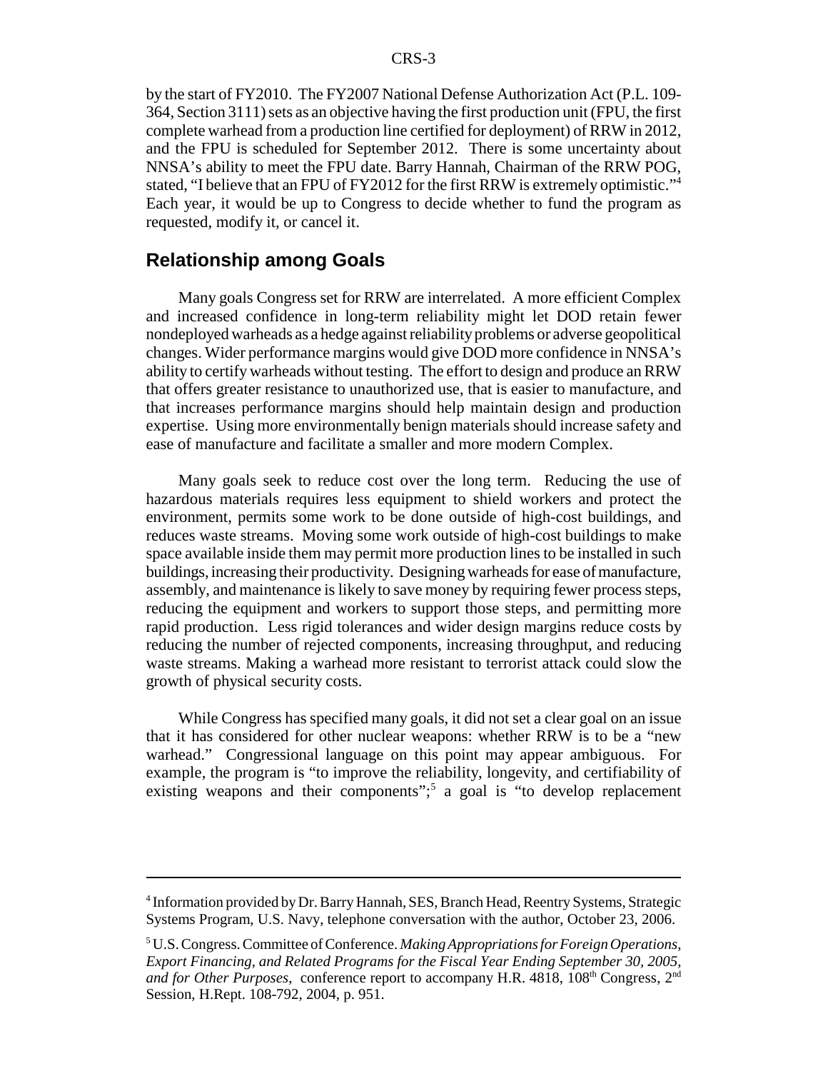by the start of FY2010. The FY2007 National Defense Authorization Act (P.L. 109-364, Section 3111) sets as an objective having the first production unit (FPU, the first complete warhead from a production line certified for deployment) of RRW in 2012, and the FPU is scheduled for September 2012. There is some uncertainty about NNSA's ability to meet the FPU date. Barry Hannah, Chairman of the RRW POG, stated, "I believe that an FPU of FY2012 for the first RRW is extremely optimistic."[4] Each year, it would be up to Congress to decide whether to fund the program as requested, modify it, or cancel it.

## Relationship among Goals

Many goals Congress set for RRW are interrelated. A more efficient Complex and increased confidence in long-term reliability might let DOD retain fewer nondeployed warheads as a hedge against reliability problems or adverse geopolitical changes. Wider performance margins would give DOD more confidence in NNSA's ability to certify warheads without testing. The effort to design and produce an RRW that offers greater resistance to unauthorized use, that is easier to manufacture, and that increases performance margins should help maintain design and production expertise. Using more environmentally benign materials should increase safety and ease of manufacture and facilitate a smaller and more modern Complex.

Many goals seek to reduce cost over the long term. Reducing the use of hazardous materials requires less equipment to shield workers and protect the environment, permits some work to be done outside of high-cost buildings, and reduces waste streams. Moving some work outside of high-cost buildings to make space available inside them may permit more production lines to be installed in such buildings, increasing their productivity. Designing warheads for ease of manufacture, assembly, and maintenance is likely to save money by requiring fewer process steps, reducing the equipment and workers to support those steps, and permitting more rapid production. Less rigid tolerances and wider design margins reduce costs by reducing the number of rejected components, increasing throughput, and reducing waste streams. Making a warhead more resistant to terrorist attack could slow the growth of physical security costs.

While Congress has specified many goals, it did not set a clear goal on an issue that it has considered for other nuclear weapons: whether RRW is to be a "new warhead." Congressional language on this point may appear ambiguous. For example, the program is "to improve the reliability, longevity, and certifiability of existing weapons and their components";[5] a goal is "to develop replacement

---

[4] Information provided by Dr. Barry Hannah, SES, Branch Head, Reentry Systems, Strategic Systems Program, U.S. Navy, telephone conversation with the author, October 23, 2006.

[5] U.S. Congress. Committee of Conference. *Making Appropriations for Foreign Operations, Export Financing, and Related Programs for the Fiscal Year Ending September 30, 2005, and for Other Purposes*, conference report to accompany H.R. 4818, 108th Congress, 2nd Session, H.Rept. 108-792, 2004, p. 951.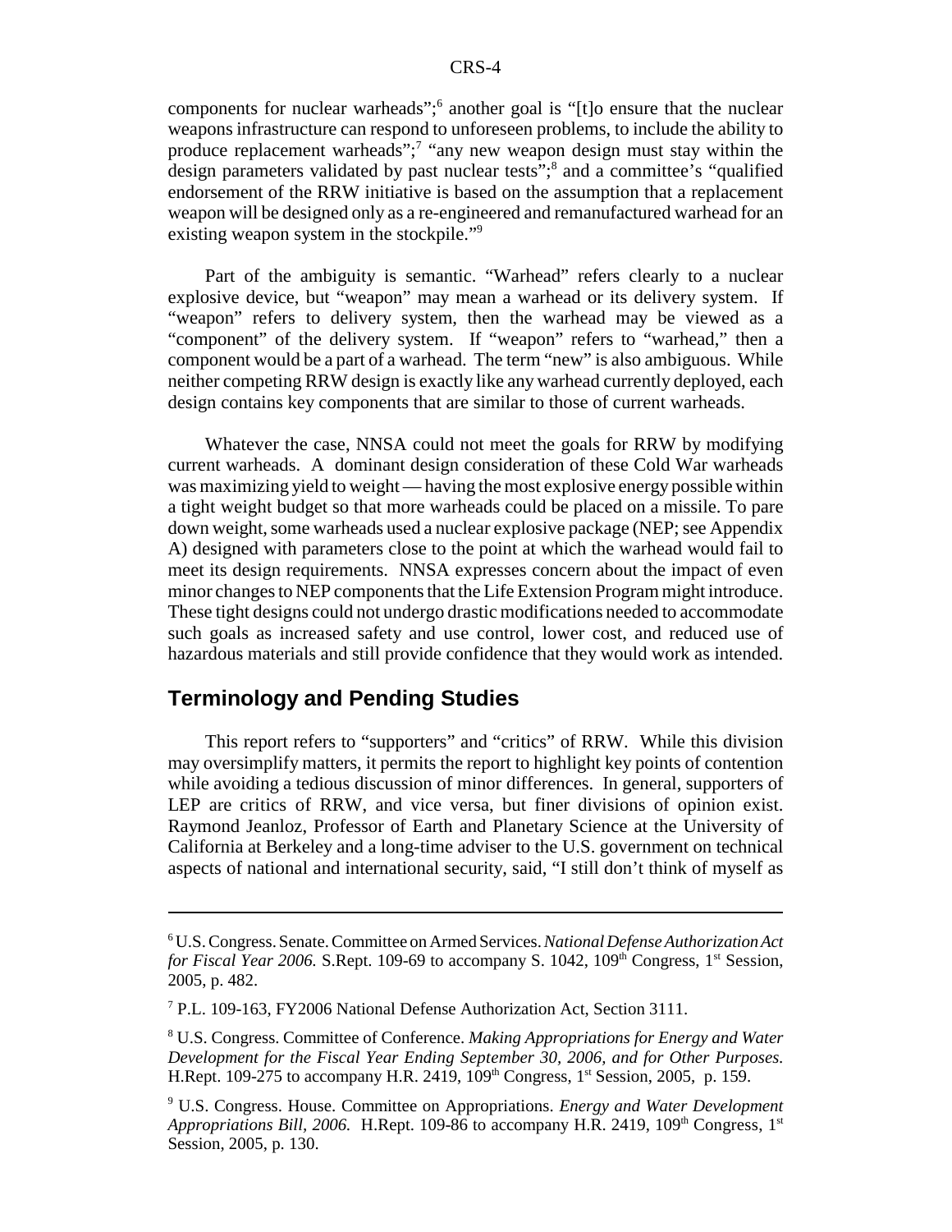components for nuclear warheads";[6] another goal is "[t]o ensure that the nuclear weapons infrastructure can respond to unforeseen problems, to include the ability to produce replacement warheads";[7] "any new weapon design must stay within the design parameters validated by past nuclear tests";[8] and a committee's "qualified endorsement of the RRW initiative is based on the assumption that a replacement weapon will be designed only as a re-engineered and remanufactured warhead for an existing weapon system in the stockpile."[9]

Part of the ambiguity is semantic. "Warhead" refers clearly to a nuclear explosive device, but "weapon" may mean a warhead or its delivery system. If "weapon" refers to delivery system, then the warhead may be viewed as a "component" of the delivery system. If "weapon" refers to "warhead," then a component would be a part of a warhead. The term "new" is also ambiguous. While neither competing RRW design is exactly like any warhead currently deployed, each design contains key components that are similar to those of current warheads.

Whatever the case, NNSA could not meet the goals for RRW by modifying current warheads. A dominant design consideration of these Cold War warheads was maximizing yield to weight — having the most explosive energy possible within a tight weight budget so that more warheads could be placed on a missile. To pare down weight, some warheads used a nuclear explosive package (NEP; see Appendix A) designed with parameters close to the point at which the warhead would fail to meet its design requirements. NNSA expresses concern about the impact of even minor changes to NEP components that the Life Extension Program might introduce. These tight designs could not undergo drastic modifications needed to accommodate such goals as increased safety and use control, lower cost, and reduced use of hazardous materials and still provide confidence that they would work as intended.

## Terminology and Pending Studies

This report refers to "supporters" and "critics" of RRW. While this division may oversimplify matters, it permits the report to highlight key points of contention while avoiding a tedious discussion of minor differences. In general, supporters of LEP are critics of RRW, and vice versa, but finer divisions of opinion exist. Raymond Jeanloz, Professor of Earth and Planetary Science at the University of California at Berkeley and a long-time adviser to the U.S. government on technical aspects of national and international security, said, "I still don't think of myself as

---

[6] U.S. Congress. Senate. Committee on Armed Services. *National Defense Authorization Act for Fiscal Year 2006.* S.Rept. 109-69 to accompany S. 1042, 109th Congress, 1st Session, 2005, p. 482.

[7] P.L. 109-163, FY2006 National Defense Authorization Act, Section 3111.

[8] U.S. Congress. Committee of Conference. *Making Appropriations for Energy and Water Development for the Fiscal Year Ending September 30, 2006, and for Other Purposes.* H.Rept. 109-275 to accompany H.R. 2419, 109th Congress, 1st Session, 2005, p. 159.

[9] U.S. Congress. House. Committee on Appropriations. *Energy and Water Development Appropriations Bill, 2006.* H.Rept. 109-86 to accompany H.R. 2419, 109th Congress, 1st Session, 2005, p. 130.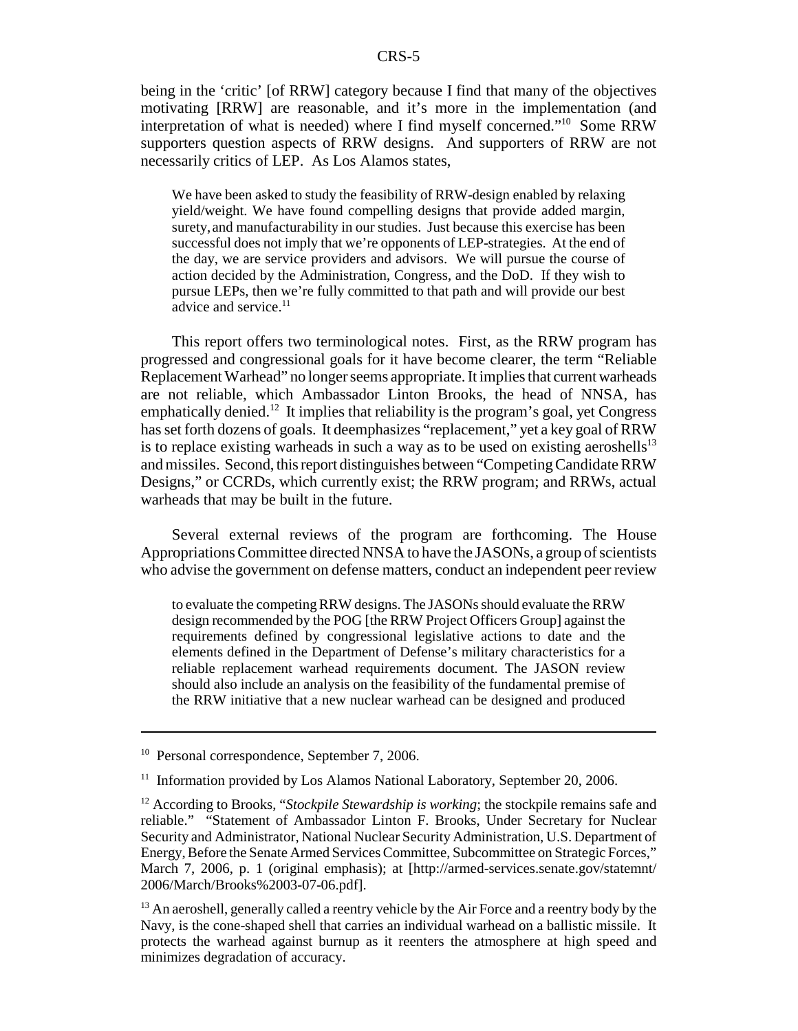being in the 'critic' [of RRW] category because I find that many of the objectives motivating [RRW] are reasonable, and it's more in the implementation (and interpretation of what is needed) where I find myself concerned."[10] Some RRW supporters question aspects of RRW designs. And supporters of RRW are not necessarily critics of LEP. As Los Alamos states,

> We have been asked to study the feasibility of RRW-design enabled by relaxing yield/weight. We have found compelling designs that provide added margin, surety, and manufacturability in our studies. Just because this exercise has been successful does not imply that we're opponents of LEP-strategies. At the end of the day, we are service providers and advisors. We will pursue the course of action decided by the Administration, Congress, and the DoD. If they wish to pursue LEPs, then we're fully committed to that path and will provide our best advice and service.[11]

This report offers two terminological notes. First, as the RRW program has progressed and congressional goals for it have become clearer, the term "Reliable Replacement Warhead" no longer seems appropriate. It implies that current warheads are not reliable, which Ambassador Linton Brooks, the head of NNSA, has emphatically denied.[12] It implies that reliability is the program's goal, yet Congress has set forth dozens of goals. It deemphasizes "replacement," yet a key goal of RRW is to replace existing warheads in such a way as to be used on existing aeroshells[13] and missiles. Second, this report distinguishes between "Competing Candidate RRW Designs," or CCRDs, which currently exist; the RRW program; and RRWs, actual warheads that may be built in the future.

Several external reviews of the program are forthcoming. The House Appropriations Committee directed NNSA to have the JASONs, a group of scientists who advise the government on defense matters, conduct an independent peer review

> to evaluate the competing RRW designs. The JASONs should evaluate the RRW design recommended by the POG [the RRW Project Officers Group] against the requirements defined by congressional legislative actions to date and the elements defined in the Department of Defense's military characteristics for a reliable replacement warhead requirements document. The JASON review should also include an analysis on the feasibility of the fundamental premise of the RRW initiative that a new nuclear warhead can be designed and produced

---

[10] Personal correspondence, September 7, 2006.

[11] Information provided by Los Alamos National Laboratory, September 20, 2006.

[12] According to Brooks, "*Stockpile Stewardship is working*; the stockpile remains safe and reliable." "Statement of Ambassador Linton F. Brooks, Under Secretary for Nuclear Security and Administrator, National Nuclear Security Administration, U.S. Department of Energy, Before the Senate Armed Services Committee, Subcommittee on Strategic Forces," March 7, 2006, p. 1 (original emphasis); at [http://armed-services.senate.gov/statemnt/2006/March/Brooks%2003-07-06.pdf].

[13] An aeroshell, generally called a reentry vehicle by the Air Force and a reentry body by the Navy, is the cone-shaped shell that carries an individual warhead on a ballistic missile. It protects the warhead against burnup as it reenters the atmosphere at high speed and minimizes degradation of accuracy.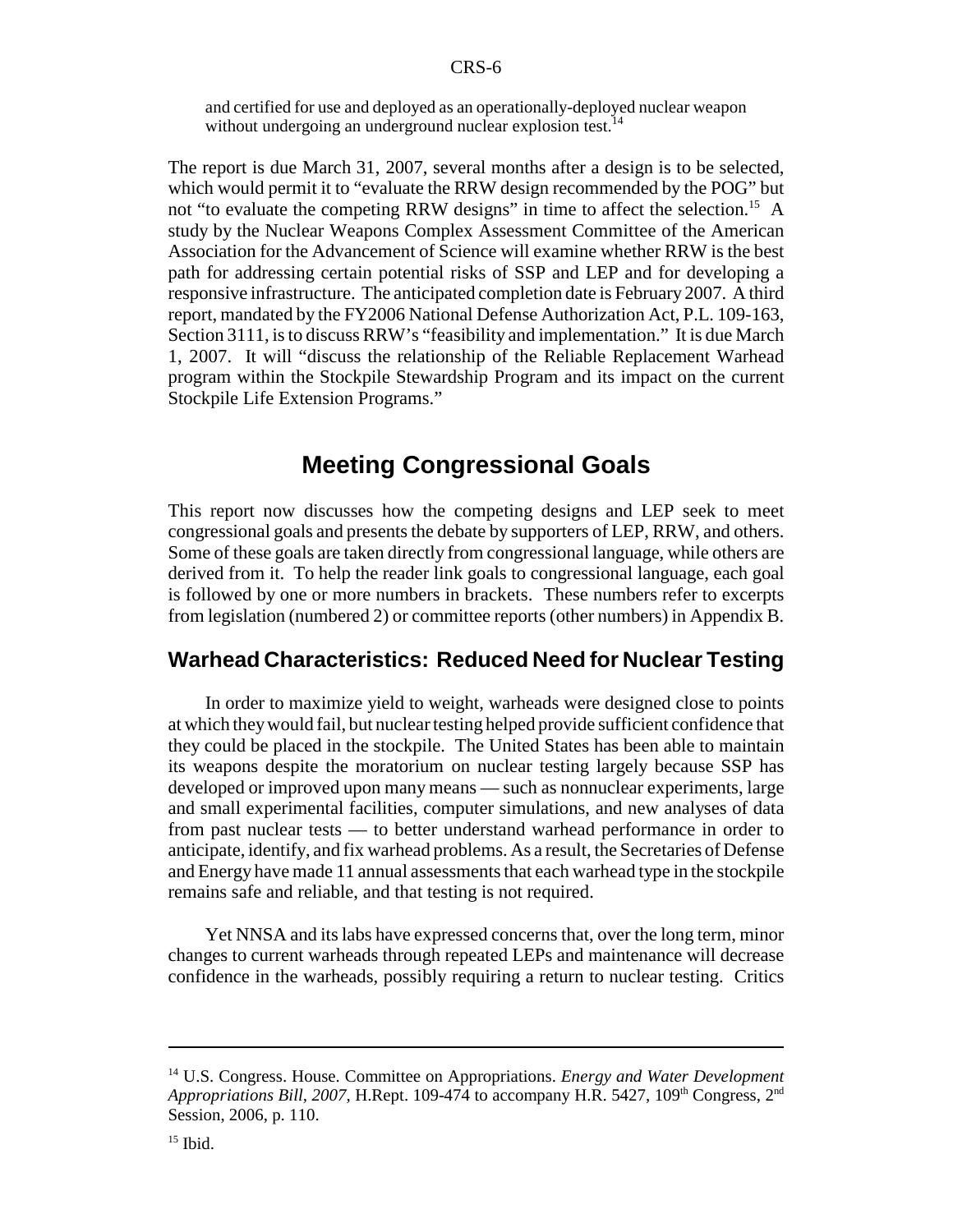and certified for use and deployed as an operationally-deployed nuclear weapon without undergoing an underground nuclear explosion test.[14]

The report is due March 31, 2007, several months after a design is to be selected, which would permit it to "evaluate the RRW design recommended by the POG" but not "to evaluate the competing RRW designs" in time to affect the selection.[15] A study by the Nuclear Weapons Complex Assessment Committee of the American Association for the Advancement of Science will examine whether RRW is the best path for addressing certain potential risks of SSP and LEP and for developing a responsive infrastructure. The anticipated completion date is February 2007. A third report, mandated by the FY2006 National Defense Authorization Act, P.L. 109-163, Section 3111, is to discuss RRW's "feasibility and implementation." It is due March 1, 2007. It will "discuss the relationship of the Reliable Replacement Warhead program within the Stockpile Stewardship Program and its impact on the current Stockpile Life Extension Programs."

# Meeting Congressional Goals

This report now discusses how the competing designs and LEP seek to meet congressional goals and presents the debate by supporters of LEP, RRW, and others. Some of these goals are taken directly from congressional language, while others are derived from it. To help the reader link goals to congressional language, each goal is followed by one or more numbers in brackets. These numbers refer to excerpts from legislation (numbered 2) or committee reports (other numbers) in Appendix B.

## Warhead Characteristics: Reduced Need for Nuclear Testing

In order to maximize yield to weight, warheads were designed close to points at which they would fail, but nuclear testing helped provide sufficient confidence that they could be placed in the stockpile. The United States has been able to maintain its weapons despite the moratorium on nuclear testing largely because SSP has developed or improved upon many means — such as nonnuclear experiments, large and small experimental facilities, computer simulations, and new analyses of data from past nuclear tests — to better understand warhead performance in order to anticipate, identify, and fix warhead problems. As a result, the Secretaries of Defense and Energy have made 11 annual assessments that each warhead type in the stockpile remains safe and reliable, and that testing is not required.

Yet NNSA and its labs have expressed concerns that, over the long term, minor changes to current warheads through repeated LEPs and maintenance will decrease confidence in the warheads, possibly requiring a return to nuclear testing. Critics

---

[14] U.S. Congress. House. Committee on Appropriations. *Energy and Water Development Appropriations Bill, 2007,* H.Rept. 109-474 to accompany H.R. 5427, 109th Congress, 2nd Session, 2006, p. 110.

[15] Ibid.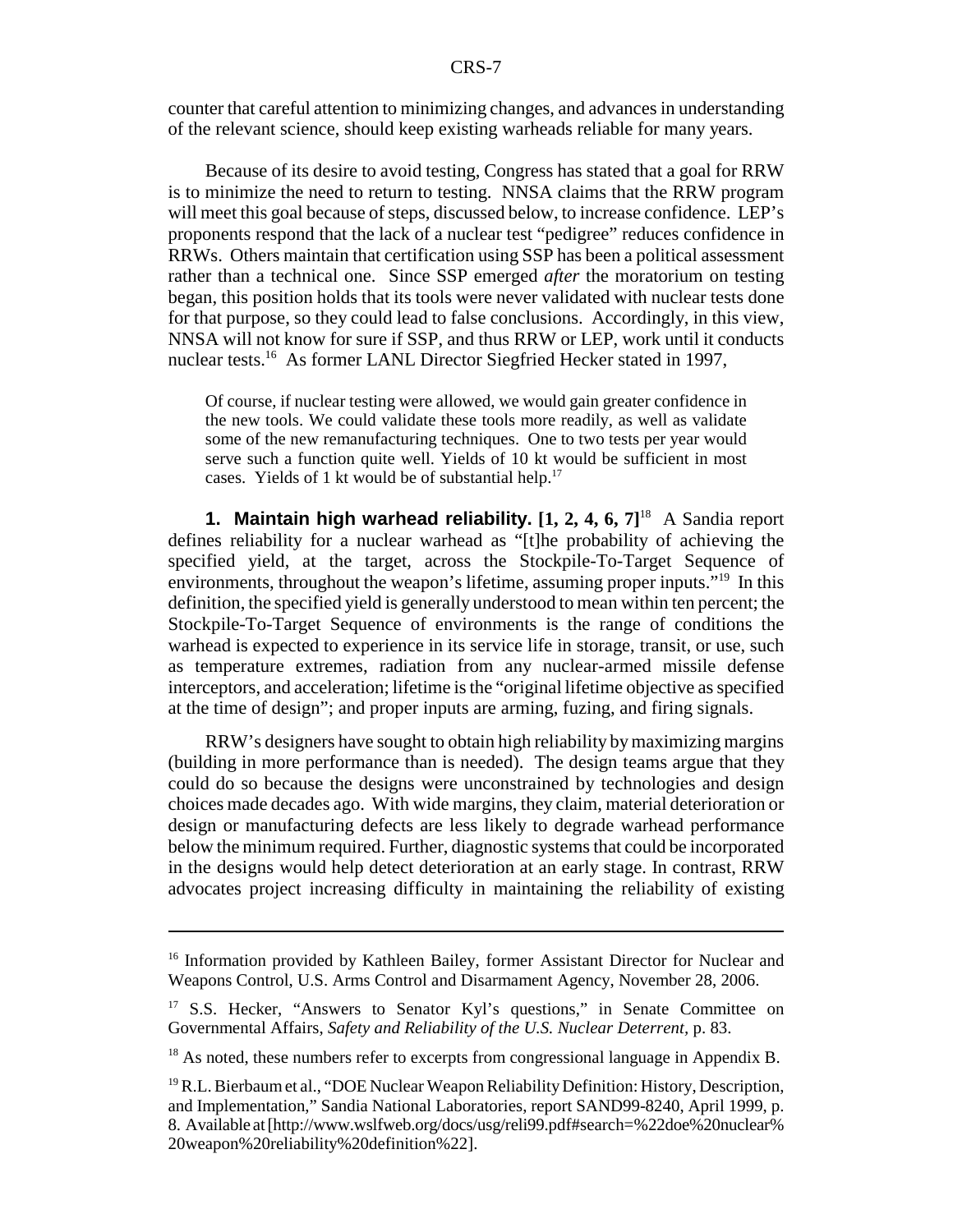counter that careful attention to minimizing changes, and advances in understanding of the relevant science, should keep existing warheads reliable for many years.

Because of its desire to avoid testing, Congress has stated that a goal for RRW is to minimize the need to return to testing. NNSA claims that the RRW program will meet this goal because of steps, discussed below, to increase confidence. LEP's proponents respond that the lack of a nuclear test "pedigree" reduces confidence in RRWs. Others maintain that certification using SSP has been a political assessment rather than a technical one. Since SSP emerged *after* the moratorium on testing began, this position holds that its tools were never validated with nuclear tests done for that purpose, so they could lead to false conclusions. Accordingly, in this view, NNSA will not know for sure if SSP, and thus RRW or LEP, work until it conducts nuclear tests.[16] As former LANL Director Siegfried Hecker stated in 1997,

> Of course, if nuclear testing were allowed, we would gain greater confidence in the new tools. We could validate these tools more readily, as well as validate some of the new remanufacturing techniques. One to two tests per year would serve such a function quite well. Yields of 10 kt would be sufficient in most cases. Yields of 1 kt would be of substantial help.[17]

**1. Maintain high warhead reliability. [1, 2, 4, 6, 7]**[18] A Sandia report defines reliability for a nuclear warhead as "[t]he probability of achieving the specified yield, at the target, across the Stockpile-To-Target Sequence of environments, throughout the weapon's lifetime, assuming proper inputs."[19] In this definition, the specified yield is generally understood to mean within ten percent; the Stockpile-To-Target Sequence of environments is the range of conditions the warhead is expected to experience in its service life in storage, transit, or use, such as temperature extremes, radiation from any nuclear-armed missile defense interceptors, and acceleration; lifetime is the "original lifetime objective as specified at the time of design"; and proper inputs are arming, fuzing, and firing signals.

RRW's designers have sought to obtain high reliability by maximizing margins (building in more performance than is needed). The design teams argue that they could do so because the designs were unconstrained by technologies and design choices made decades ago. With wide margins, they claim, material deterioration or design or manufacturing defects are less likely to degrade warhead performance below the minimum required. Further, diagnostic systems that could be incorporated in the designs would help detect deterioration at an early stage. In contrast, RRW advocates project increasing difficulty in maintaining the reliability of existing

---

[16] Information provided by Kathleen Bailey, former Assistant Director for Nuclear and Weapons Control, U.S. Arms Control and Disarmament Agency, November 28, 2006.

[17] S.S. Hecker, "Answers to Senator Kyl's questions," in Senate Committee on Governmental Affairs, *Safety and Reliability of the U.S. Nuclear Deterrent,* p. 83.

[18] As noted, these numbers refer to excerpts from congressional language in Appendix B.

[19] R.L. Bierbaum et al., "DOE Nuclear Weapon Reliability Definition: History, Description, and Implementation," Sandia National Laboratories, report SAND99-8240, April 1999, p. 8. Available at [http://www.wslfweb.org/docs/usg/reli99.pdf#search=%22doe%20nuclear%20weapon%20reliability%20definition%22].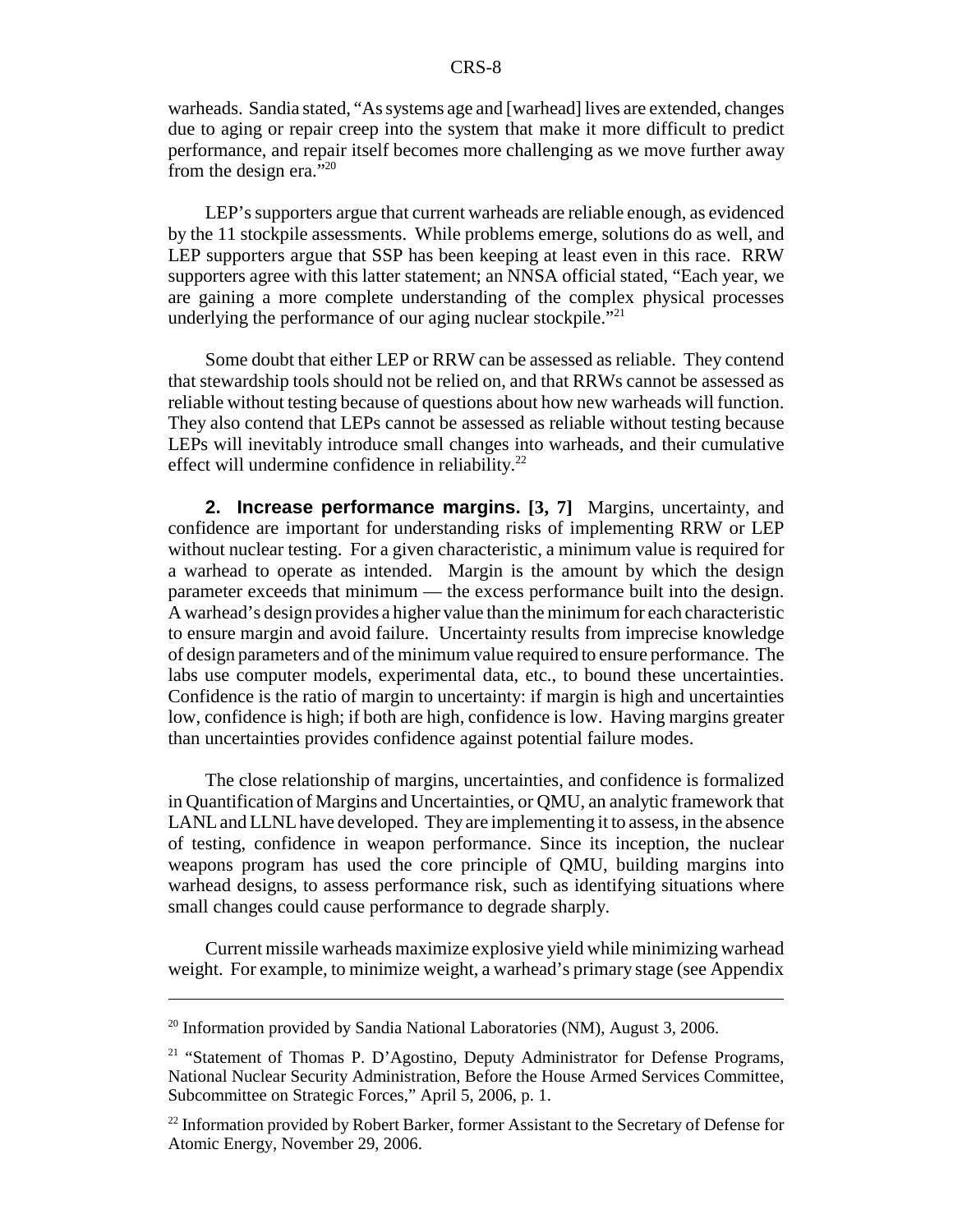warheads. Sandia stated, "As systems age and [warhead] lives are extended, changes due to aging or repair creep into the system that make it more difficult to predict performance, and repair itself becomes more challenging as we move further away from the design era."[20]

LEP's supporters argue that current warheads are reliable enough, as evidenced by the 11 stockpile assessments. While problems emerge, solutions do as well, and LEP supporters argue that SSP has been keeping at least even in this race. RRW supporters agree with this latter statement; an NNSA official stated, "Each year, we are gaining a more complete understanding of the complex physical processes underlying the performance of our aging nuclear stockpile."[21]

Some doubt that either LEP or RRW can be assessed as reliable. They contend that stewardship tools should not be relied on, and that RRWs cannot be assessed as reliable without testing because of questions about how new warheads will function. They also contend that LEPs cannot be assessed as reliable without testing because LEPs will inevitably introduce small changes into warheads, and their cumulative effect will undermine confidence in reliability.[22]

**2. Increase performance margins. [3, 7]** Margins, uncertainty, and confidence are important for understanding risks of implementing RRW or LEP without nuclear testing. For a given characteristic, a minimum value is required for a warhead to operate as intended. Margin is the amount by which the design parameter exceeds that minimum — the excess performance built into the design. A warhead's design provides a higher value than the minimum for each characteristic to ensure margin and avoid failure. Uncertainty results from imprecise knowledge of design parameters and of the minimum value required to ensure performance. The labs use computer models, experimental data, etc., to bound these uncertainties. Confidence is the ratio of margin to uncertainty: if margin is high and uncertainties low, confidence is high; if both are high, confidence is low. Having margins greater than uncertainties provides confidence against potential failure modes.

The close relationship of margins, uncertainties, and confidence is formalized in Quantification of Margins and Uncertainties, or QMU, an analytic framework that LANL and LLNL have developed. They are implementing it to assess, in the absence of testing, confidence in weapon performance. Since its inception, the nuclear weapons program has used the core principle of QMU, building margins into warhead designs, to assess performance risk, such as identifying situations where small changes could cause performance to degrade sharply.

Current missile warheads maximize explosive yield while minimizing warhead weight. For example, to minimize weight, a warhead's primary stage (see Appendix

---

[20] Information provided by Sandia National Laboratories (NM), August 3, 2006.

[21] "Statement of Thomas P. D'Agostino, Deputy Administrator for Defense Programs, National Nuclear Security Administration, Before the House Armed Services Committee, Subcommittee on Strategic Forces," April 5, 2006, p. 1.

[22] Information provided by Robert Barker, former Assistant to the Secretary of Defense for Atomic Energy, November 29, 2006.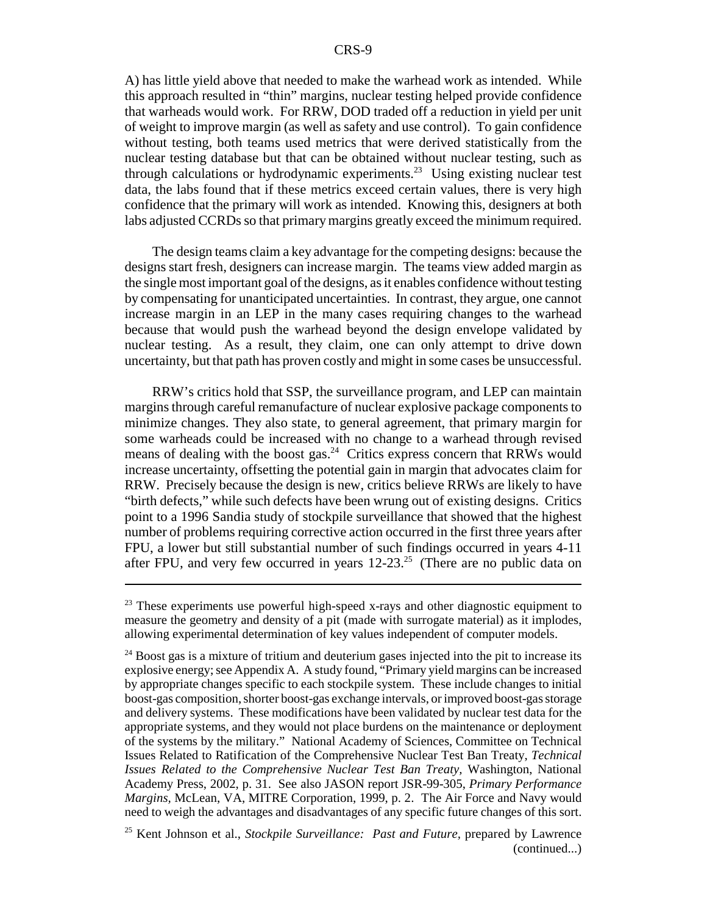A) has little yield above that needed to make the warhead work as intended. While this approach resulted in "thin" margins, nuclear testing helped provide confidence that warheads would work. For RRW, DOD traded off a reduction in yield per unit of weight to improve margin (as well as safety and use control). To gain confidence without testing, both teams used metrics that were derived statistically from the nuclear testing database but that can be obtained without nuclear testing, such as through calculations or hydrodynamic experiments.[23] Using existing nuclear test data, the labs found that if these metrics exceed certain values, there is very high confidence that the primary will work as intended. Knowing this, designers at both labs adjusted CCRDs so that primary margins greatly exceed the minimum required.

The design teams claim a key advantage for the competing designs: because the designs start fresh, designers can increase margin. The teams view added margin as the single most important goal of the designs, as it enables confidence without testing by compensating for unanticipated uncertainties. In contrast, they argue, one cannot increase margin in an LEP in the many cases requiring changes to the warhead because that would push the warhead beyond the design envelope validated by nuclear testing. As a result, they claim, one can only attempt to drive down uncertainty, but that path has proven costly and might in some cases be unsuccessful.

RRW's critics hold that SSP, the surveillance program, and LEP can maintain margins through careful remanufacture of nuclear explosive package components to minimize changes. They also state, to general agreement, that primary margin for some warheads could be increased with no change to a warhead through revised means of dealing with the boost gas.[24] Critics express concern that RRWs would increase uncertainty, offsetting the potential gain in margin that advocates claim for RRW. Precisely because the design is new, critics believe RRWs are likely to have "birth defects," while such defects have been wrung out of existing designs. Critics point to a 1996 Sandia study of stockpile surveillance that showed that the highest number of problems requiring corrective action occurred in the first three years after FPU, a lower but still substantial number of such findings occurred in years 4-11 after FPU, and very few occurred in years 12-23.[25] (There are no public data on

---

[23] These experiments use powerful high-speed x-rays and other diagnostic equipment to measure the geometry and density of a pit (made with surrogate material) as it implodes, allowing experimental determination of key values independent of computer models.

[24] Boost gas is a mixture of tritium and deuterium gases injected into the pit to increase its explosive energy; see Appendix A. A study found, "Primary yield margins can be increased by appropriate changes specific to each stockpile system. These include changes to initial boost-gas composition, shorter boost-gas exchange intervals, or improved boost-gas storage and delivery systems. These modifications have been validated by nuclear test data for the appropriate systems, and they would not place burdens on the maintenance or deployment of the systems by the military." National Academy of Sciences, Committee on Technical Issues Related to Ratification of the Comprehensive Nuclear Test Ban Treaty, *Technical Issues Related to the Comprehensive Nuclear Test Ban Treaty*, Washington, National Academy Press, 2002, p. 31. See also JASON report JSR-99-305, *Primary Performance Margins*, McLean, VA, MITRE Corporation, 1999, p. 2. The Air Force and Navy would need to weigh the advantages and disadvantages of any specific future changes of this sort.

[25] Kent Johnson et al., *Stockpile Surveillance: Past and Future*, prepared by Lawrence (continued...)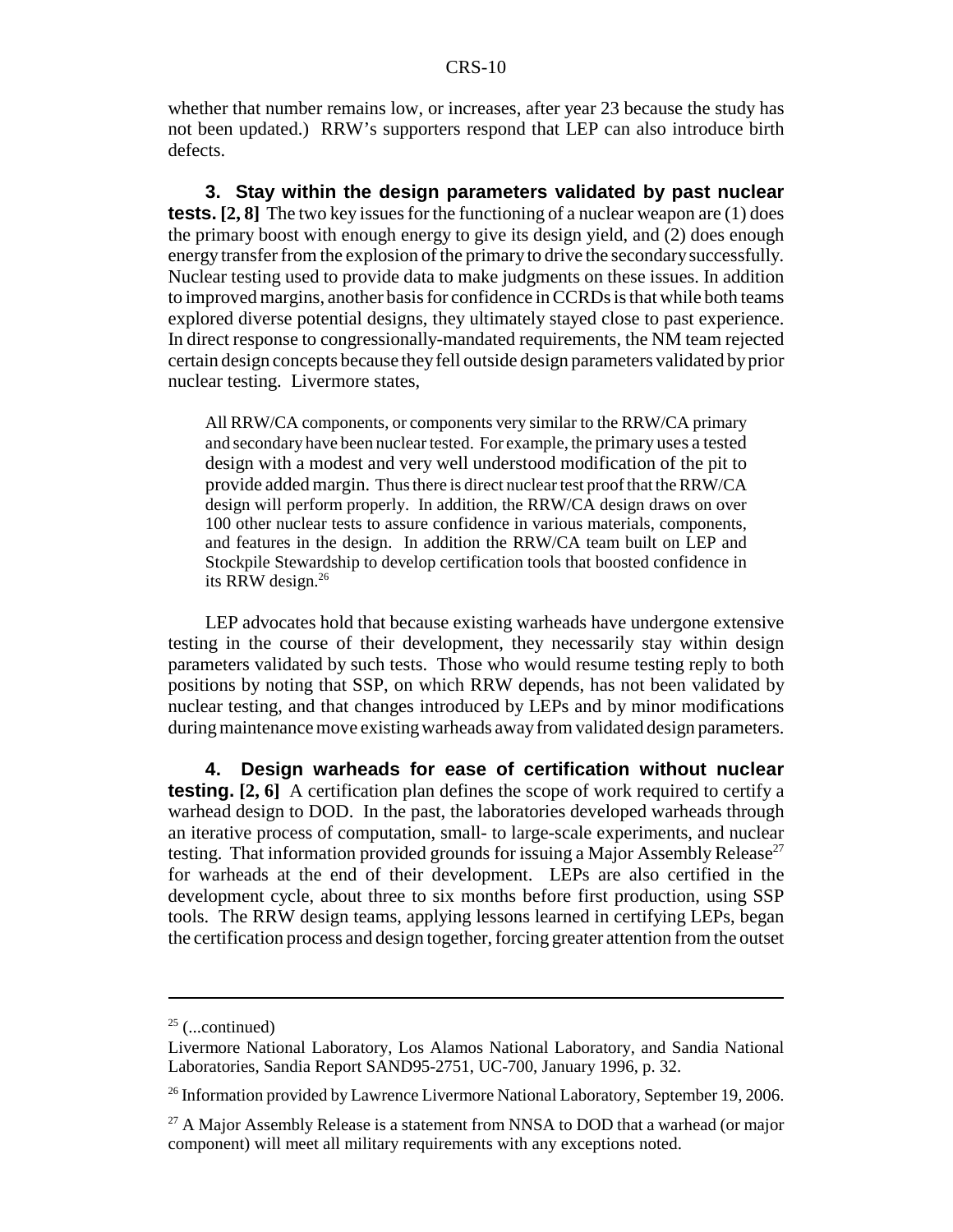whether that number remains low, or increases, after year 23 because the study has not been updated.) RRW's supporters respond that LEP can also introduce birth defects.

**3. Stay within the design parameters validated by past nuclear tests. [2, 8]** The two key issues for the functioning of a nuclear weapon are (1) does the primary boost with enough energy to give its design yield, and (2) does enough energy transfer from the explosion of the primary to drive the secondary successfully. Nuclear testing used to provide data to make judgments on these issues. In addition to improved margins, another basis for confidence in CCRDs is that while both teams explored diverse potential designs, they ultimately stayed close to past experience. In direct response to congressionally-mandated requirements, the NM team rejected certain design concepts because they fell outside design parameters validated by prior nuclear testing. Livermore states,

> All RRW/CA components, or components very similar to the RRW/CA primary and secondary have been nuclear tested. For example, the primary uses a tested design with a modest and very well understood modification of the pit to provide added margin. Thus there is direct nuclear test proof that the RRW/CA design will perform properly. In addition, the RRW/CA design draws on over 100 other nuclear tests to assure confidence in various materials, components, and features in the design. In addition the RRW/CA team built on LEP and Stockpile Stewardship to develop certification tools that boosted confidence in its RRW design.[26]

LEP advocates hold that because existing warheads have undergone extensive testing in the course of their development, they necessarily stay within design parameters validated by such tests. Those who would resume testing reply to both positions by noting that SSP, on which RRW depends, has not been validated by nuclear testing, and that changes introduced by LEPs and by minor modifications during maintenance move existing warheads away from validated design parameters.

**4. Design warheads for ease of certification without nuclear testing. [2, 6]** A certification plan defines the scope of work required to certify a warhead design to DOD. In the past, the laboratories developed warheads through an iterative process of computation, small- to large-scale experiments, and nuclear testing. That information provided grounds for issuing a Major Assembly Release[27] for warheads at the end of their development. LEPs are also certified in the development cycle, about three to six months before first production, using SSP tools. The RRW design teams, applying lessons learned in certifying LEPs, began the certification process and design together, forcing greater attention from the outset

---

[25] (...continued)

Livermore National Laboratory, Los Alamos National Laboratory, and Sandia National Laboratories, Sandia Report SAND95-2751, UC-700, January 1996, p. 32.

[26] Information provided by Lawrence Livermore National Laboratory, September 19, 2006.

[27] A Major Assembly Release is a statement from NNSA to DOD that a warhead (or major component) will meet all military requirements with any exceptions noted.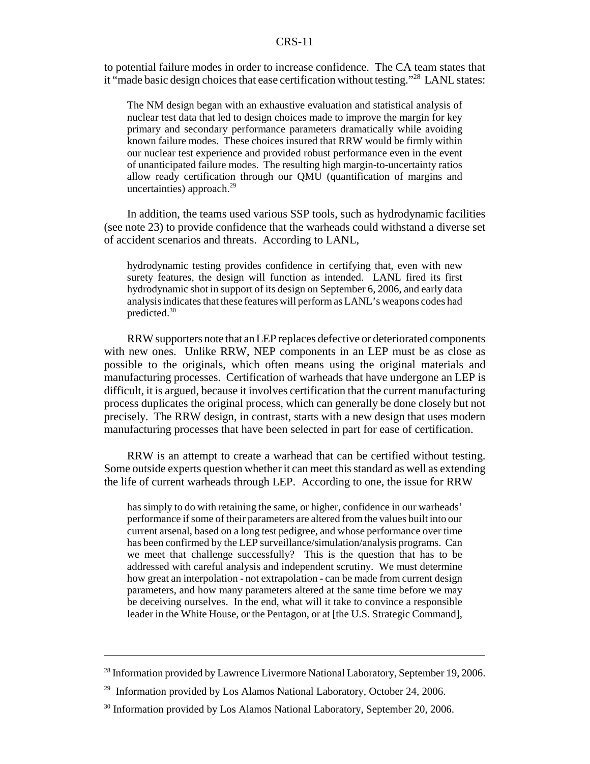to potential failure modes in order to increase confidence. The CA team states that it "made basic design choices that ease certification without testing."[28] LANL states:

> The NM design began with an exhaustive evaluation and statistical analysis of nuclear test data that led to design choices made to improve the margin for key primary and secondary performance parameters dramatically while avoiding known failure modes. These choices insured that RRW would be firmly within our nuclear test experience and provided robust performance even in the event of unanticipated failure modes. The resulting high margin-to-uncertainty ratios allow ready certification through our QMU (quantification of margins and uncertainties) approach.[29]

In addition, the teams used various SSP tools, such as hydrodynamic facilities (see note 23) to provide confidence that the warheads could withstand a diverse set of accident scenarios and threats. According to LANL,

> hydrodynamic testing provides confidence in certifying that, even with new surety features, the design will function as intended. LANL fired its first hydrodynamic shot in support of its design on September 6, 2006, and early data analysis indicates that these features will perform as LANL's weapons codes had predicted.[30]

RRW supporters note that an LEP replaces defective or deteriorated components with new ones. Unlike RRW, NEP components in an LEP must be as close as possible to the originals, which often means using the original materials and manufacturing processes. Certification of warheads that have undergone an LEP is difficult, it is argued, because it involves certification that the current manufacturing process duplicates the original process, which can generally be done closely but not precisely. The RRW design, in contrast, starts with a new design that uses modern manufacturing processes that have been selected in part for ease of certification.

RRW is an attempt to create a warhead that can be certified without testing. Some outside experts question whether it can meet this standard as well as extending the life of current warheads through LEP. According to one, the issue for RRW

> has simply to do with retaining the same, or higher, confidence in our warheads' performance if some of their parameters are altered from the values built into our current arsenal, based on a long test pedigree, and whose performance over time has been confirmed by the LEP surveillance/simulation/analysis programs. Can we meet that challenge successfully? This is the question that has to be addressed with careful analysis and independent scrutiny. We must determine how great an interpolation - not extrapolation - can be made from current design parameters, and how many parameters altered at the same time before we may be deceiving ourselves. In the end, what will it take to convince a responsible leader in the White House, or the Pentagon, or at [the U.S. Strategic Command],

---

[28] Information provided by Lawrence Livermore National Laboratory, September 19, 2006.

[29] Information provided by Los Alamos National Laboratory, October 24, 2006.

[30] Information provided by Los Alamos National Laboratory, September 20, 2006.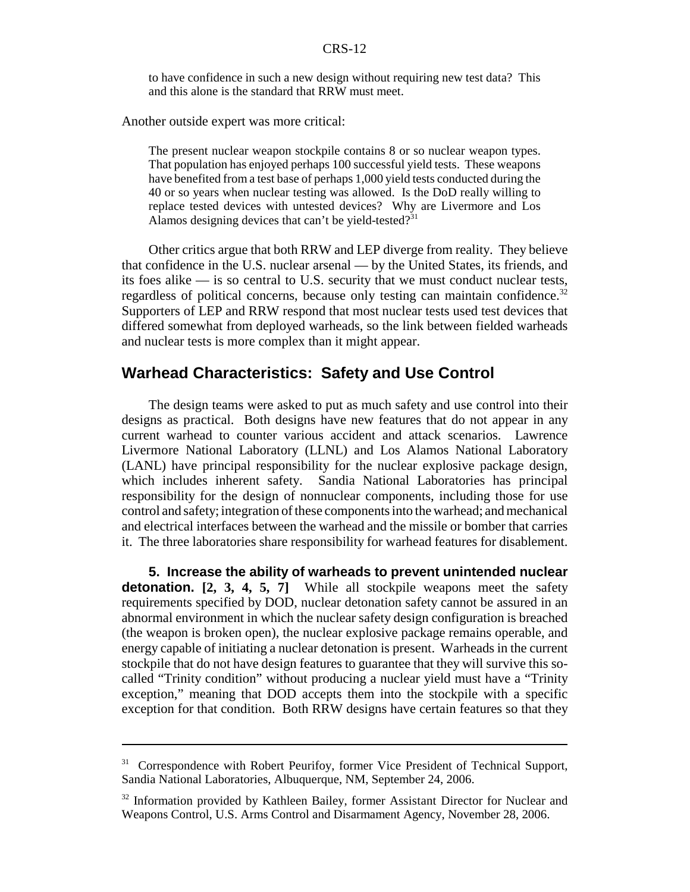to have confidence in such a new design without requiring new test data? This and this alone is the standard that RRW must meet.

Another outside expert was more critical:

> The present nuclear weapon stockpile contains 8 or so nuclear weapon types. That population has enjoyed perhaps 100 successful yield tests. These weapons have benefited from a test base of perhaps 1,000 yield tests conducted during the 40 or so years when nuclear testing was allowed. Is the DoD really willing to replace tested devices with untested devices? Why are Livermore and Los Alamos designing devices that can't be yield-tested?[31]

Other critics argue that both RRW and LEP diverge from reality. They believe that confidence in the U.S. nuclear arsenal — by the United States, its friends, and its foes alike — is so central to U.S. security that we must conduct nuclear tests, regardless of political concerns, because only testing can maintain confidence.[32] Supporters of LEP and RRW respond that most nuclear tests used test devices that differed somewhat from deployed warheads, so the link between fielded warheads and nuclear tests is more complex than it might appear.

## Warhead Characteristics: Safety and Use Control

The design teams were asked to put as much safety and use control into their designs as practical. Both designs have new features that do not appear in any current warhead to counter various accident and attack scenarios. Lawrence Livermore National Laboratory (LLNL) and Los Alamos National Laboratory (LANL) have principal responsibility for the nuclear explosive package design, which includes inherent safety. Sandia National Laboratories has principal responsibility for the design of nonnuclear components, including those for use control and safety; integration of these components into the warhead; and mechanical and electrical interfaces between the warhead and the missile or bomber that carries it. The three laboratories share responsibility for warhead features for disablement.

**5. Increase the ability of warheads to prevent unintended nuclear detonation. [2, 3, 4, 5, 7]** While all stockpile weapons meet the safety requirements specified by DOD, nuclear detonation safety cannot be assured in an abnormal environment in which the nuclear safety design configuration is breached (the weapon is broken open), the nuclear explosive package remains operable, and energy capable of initiating a nuclear detonation is present. Warheads in the current stockpile that do not have design features to guarantee that they will survive this so-called "Trinity condition" without producing a nuclear yield must have a "Trinity exception," meaning that DOD accepts them into the stockpile with a specific exception for that condition. Both RRW designs have certain features so that they

---

[31] Correspondence with Robert Peurifoy, former Vice President of Technical Support, Sandia National Laboratories, Albuquerque, NM, September 24, 2006.

[32] Information provided by Kathleen Bailey, former Assistant Director for Nuclear and Weapons Control, U.S. Arms Control and Disarmament Agency, November 28, 2006.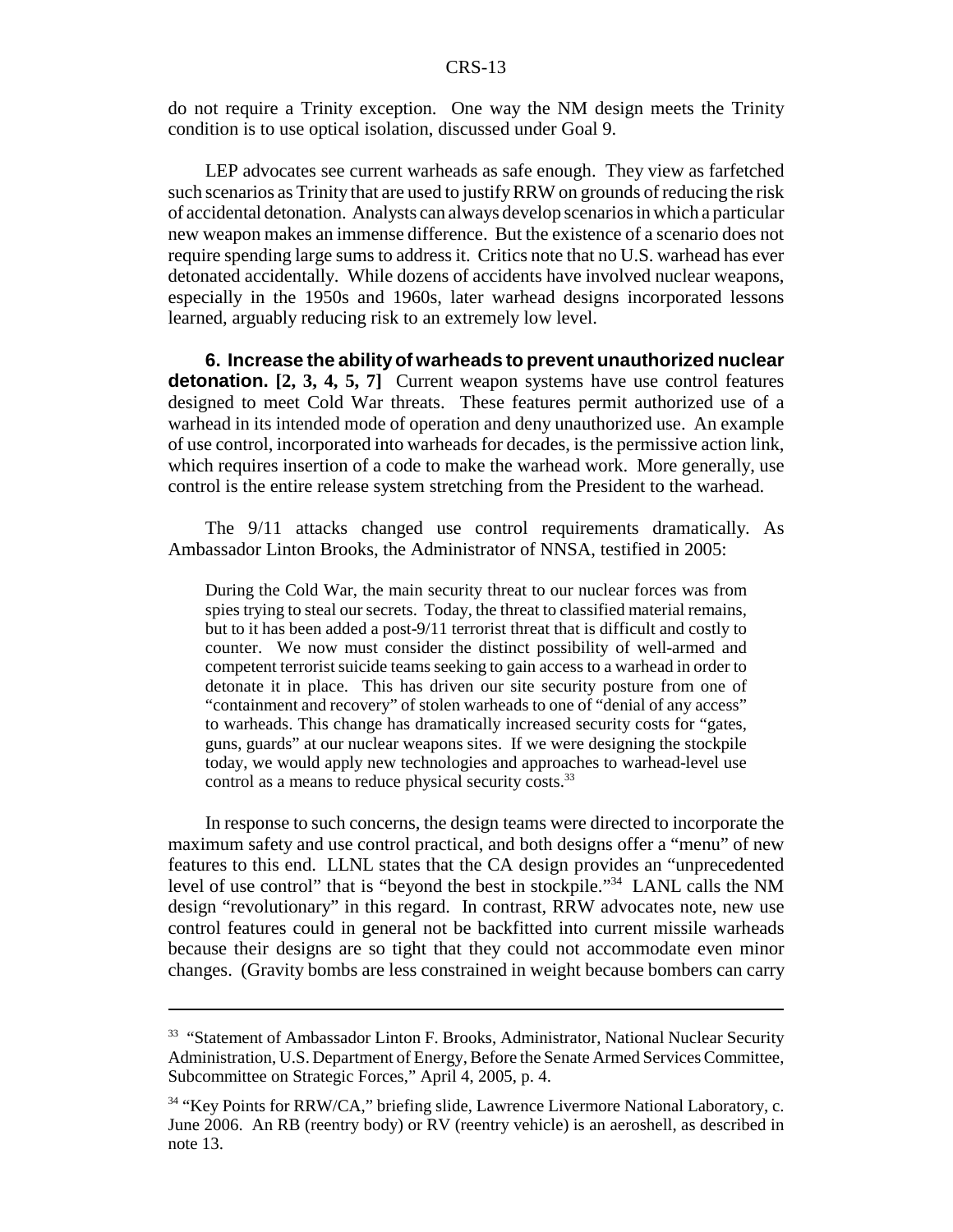do not require a Trinity exception. One way the NM design meets the Trinity condition is to use optical isolation, discussed under Goal 9.

LEP advocates see current warheads as safe enough. They view as farfetched such scenarios as Trinity that are used to justify RRW on grounds of reducing the risk of accidental detonation. Analysts can always develop scenarios in which a particular new weapon makes an immense difference. But the existence of a scenario does not require spending large sums to address it. Critics note that no U.S. warhead has ever detonated accidentally. While dozens of accidents have involved nuclear weapons, especially in the 1950s and 1960s, later warhead designs incorporated lessons learned, arguably reducing risk to an extremely low level.

**6. Increase the ability of warheads to prevent unauthorized nuclear detonation. [2, 3, 4, 5, 7]** Current weapon systems have use control features designed to meet Cold War threats. These features permit authorized use of a warhead in its intended mode of operation and deny unauthorized use. An example of use control, incorporated into warheads for decades, is the permissive action link, which requires insertion of a code to make the warhead work. More generally, use control is the entire release system stretching from the President to the warhead.

The 9/11 attacks changed use control requirements dramatically. As Ambassador Linton Brooks, the Administrator of NNSA, testified in 2005:

> During the Cold War, the main security threat to our nuclear forces was from spies trying to steal our secrets. Today, the threat to classified material remains, but to it has been added a post-9/11 terrorist threat that is difficult and costly to counter. We now must consider the distinct possibility of well-armed and competent terrorist suicide teams seeking to gain access to a warhead in order to detonate it in place. This has driven our site security posture from one of "containment and recovery" of stolen warheads to one of "denial of any access" to warheads. This change has dramatically increased security costs for "gates, guns, guards" at our nuclear weapons sites. If we were designing the stockpile today, we would apply new technologies and approaches to warhead-level use control as a means to reduce physical security costs.[33]

In response to such concerns, the design teams were directed to incorporate the maximum safety and use control practical, and both designs offer a "menu" of new features to this end. LLNL states that the CA design provides an "unprecedented level of use control" that is "beyond the best in stockpile."[34] LANL calls the NM design "revolutionary" in this regard. In contrast, RRW advocates note, new use control features could in general not be backfitted into current missile warheads because their designs are so tight that they could not accommodate even minor changes. (Gravity bombs are less constrained in weight because bombers can carry

---

[33] "Statement of Ambassador Linton F. Brooks, Administrator, National Nuclear Security Administration, U.S. Department of Energy, Before the Senate Armed Services Committee, Subcommittee on Strategic Forces," April 4, 2005, p. 4.

[34] "Key Points for RRW/CA," briefing slide, Lawrence Livermore National Laboratory, c. June 2006. An RB (reentry body) or RV (reentry vehicle) is an aeroshell, as described in note 13.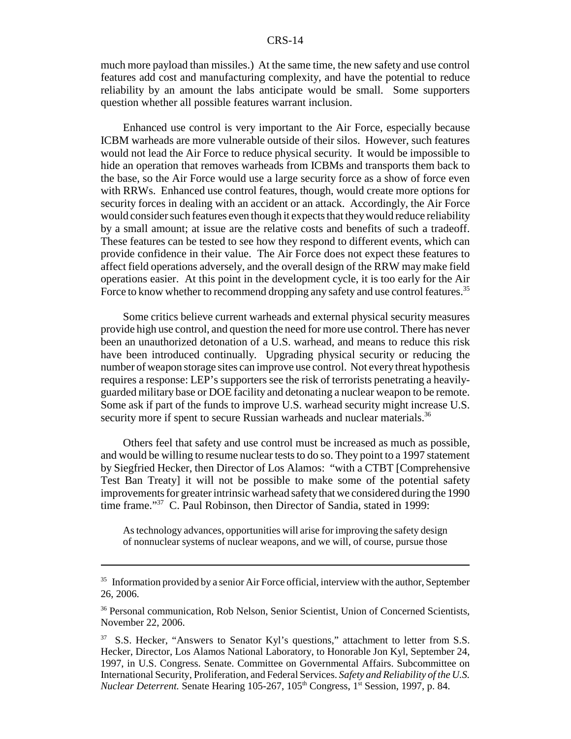much more payload than missiles.) At the same time, the new safety and use control features add cost and manufacturing complexity, and have the potential to reduce reliability by an amount the labs anticipate would be small. Some supporters question whether all possible features warrant inclusion.

Enhanced use control is very important to the Air Force, especially because ICBM warheads are more vulnerable outside of their silos. However, such features would not lead the Air Force to reduce physical security. It would be impossible to hide an operation that removes warheads from ICBMs and transports them back to the base, so the Air Force would use a large security force as a show of force even with RRWs. Enhanced use control features, though, would create more options for security forces in dealing with an accident or an attack. Accordingly, the Air Force would consider such features even though it expects that they would reduce reliability by a small amount; at issue are the relative costs and benefits of such a tradeoff. These features can be tested to see how they respond to different events, which can provide confidence in their value. The Air Force does not expect these features to affect field operations adversely, and the overall design of the RRW may make field operations easier. At this point in the development cycle, it is too early for the Air Force to know whether to recommend dropping any safety and use control features.[35]

Some critics believe current warheads and external physical security measures provide high use control, and question the need for more use control. There has never been an unauthorized detonation of a U.S. warhead, and means to reduce this risk have been introduced continually. Upgrading physical security or reducing the number of weapon storage sites can improve use control. Not every threat hypothesis requires a response: LEP's supporters see the risk of terrorists penetrating a heavily-guarded military base or DOE facility and detonating a nuclear weapon to be remote. Some ask if part of the funds to improve U.S. warhead security might increase U.S. security more if spent to secure Russian warheads and nuclear materials.[36]

Others feel that safety and use control must be increased as much as possible, and would be willing to resume nuclear tests to do so. They point to a 1997 statement by Siegfried Hecker, then Director of Los Alamos: "with a CTBT [Comprehensive Test Ban Treaty] it will not be possible to make some of the potential safety improvements for greater intrinsic warhead safety that we considered during the 1990 time frame."[37] C. Paul Robinson, then Director of Sandia, stated in 1999:

> As technology advances, opportunities will arise for improving the safety design of nonnuclear systems of nuclear weapons, and we will, of course, pursue those

---

[35] Information provided by a senior Air Force official, interview with the author, September 26, 2006.

[36] Personal communication, Rob Nelson, Senior Scientist, Union of Concerned Scientists, November 22, 2006.

[37] S.S. Hecker, "Answers to Senator Kyl's questions," attachment to letter from S.S. Hecker, Director, Los Alamos National Laboratory, to Honorable Jon Kyl, September 24, 1997, in U.S. Congress. Senate. Committee on Governmental Affairs. Subcommittee on International Security, Proliferation, and Federal Services. *Safety and Reliability of the U.S. Nuclear Deterrent.* Senate Hearing 105-267, 105th Congress, 1st Session, 1997, p. 84.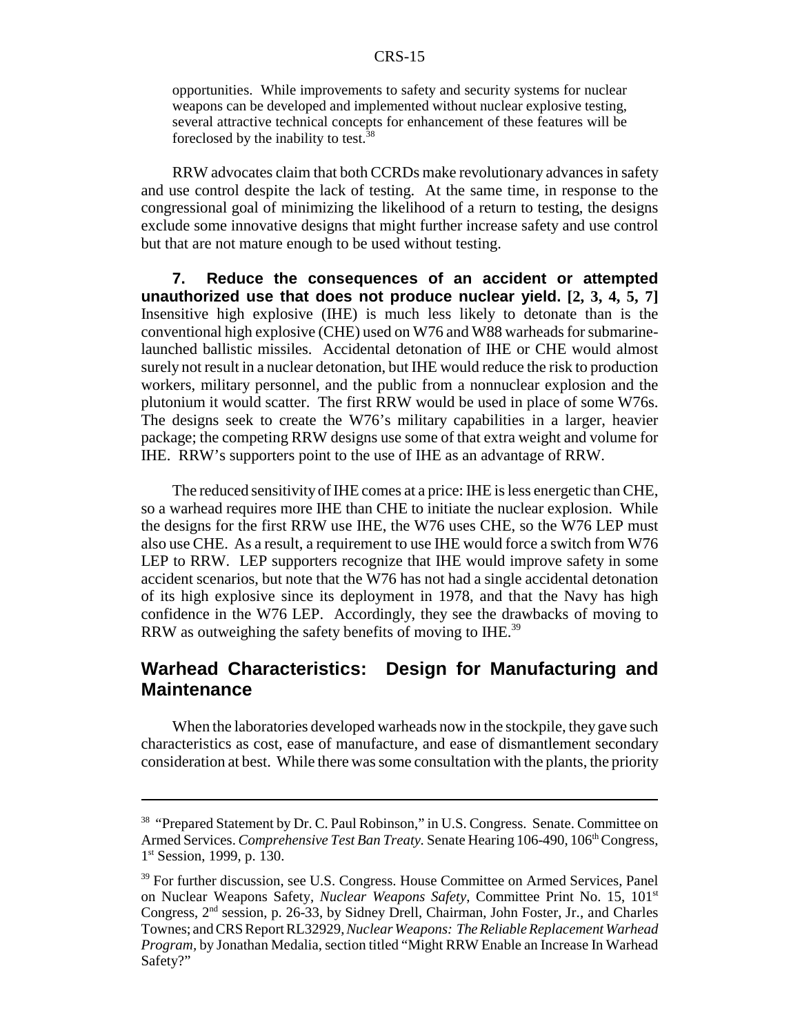opportunities. While improvements to safety and security systems for nuclear weapons can be developed and implemented without nuclear explosive testing, several attractive technical concepts for enhancement of these features will be foreclosed by the inability to test.[38]

RRW advocates claim that both CCRDs make revolutionary advances in safety and use control despite the lack of testing. At the same time, in response to the congressional goal of minimizing the likelihood of a return to testing, the designs exclude some innovative designs that might further increase safety and use control but that are not mature enough to be used without testing.

**7. Reduce the consequences of an accident or attempted unauthorized use that does not produce nuclear yield. [2, 3, 4, 5, 7]** Insensitive high explosive (IHE) is much less likely to detonate than is the conventional high explosive (CHE) used on W76 and W88 warheads for submarine-launched ballistic missiles. Accidental detonation of IHE or CHE would almost surely not result in a nuclear detonation, but IHE would reduce the risk to production workers, military personnel, and the public from a nonnuclear explosion and the plutonium it would scatter. The first RRW would be used in place of some W76s. The designs seek to create the W76's military capabilities in a larger, heavier package; the competing RRW designs use some of that extra weight and volume for IHE. RRW's supporters point to the use of IHE as an advantage of RRW.

The reduced sensitivity of IHE comes at a price: IHE is less energetic than CHE, so a warhead requires more IHE than CHE to initiate the nuclear explosion. While the designs for the first RRW use IHE, the W76 uses CHE, so the W76 LEP must also use CHE. As a result, a requirement to use IHE would force a switch from W76 LEP to RRW. LEP supporters recognize that IHE would improve safety in some accident scenarios, but note that the W76 has not had a single accidental detonation of its high explosive since its deployment in 1978, and that the Navy has high confidence in the W76 LEP. Accordingly, they see the drawbacks of moving to RRW as outweighing the safety benefits of moving to IHE.[39]

## Warhead Characteristics: Design for Manufacturing and Maintenance

When the laboratories developed warheads now in the stockpile, they gave such characteristics as cost, ease of manufacture, and ease of dismantlement secondary consideration at best. While there was some consultation with the plants, the priority

---

[38] "Prepared Statement by Dr. C. Paul Robinson," in U.S. Congress. Senate. Committee on Armed Services. *Comprehensive Test Ban Treaty.* Senate Hearing 106-490, 106th Congress, 1st Session, 1999, p. 130.

[39] For further discussion, see U.S. Congress. House Committee on Armed Services, Panel on Nuclear Weapons Safety, *Nuclear Weapons Safety*, Committee Print No. 15, 101st Congress, 2nd session, p. 26-33, by Sidney Drell, Chairman, John Foster, Jr., and Charles Townes; and CRS Report RL32929, *Nuclear Weapons: The Reliable Replacement Warhead Program*, by Jonathan Medalia, section titled "Might RRW Enable an Increase In Warhead Safety?"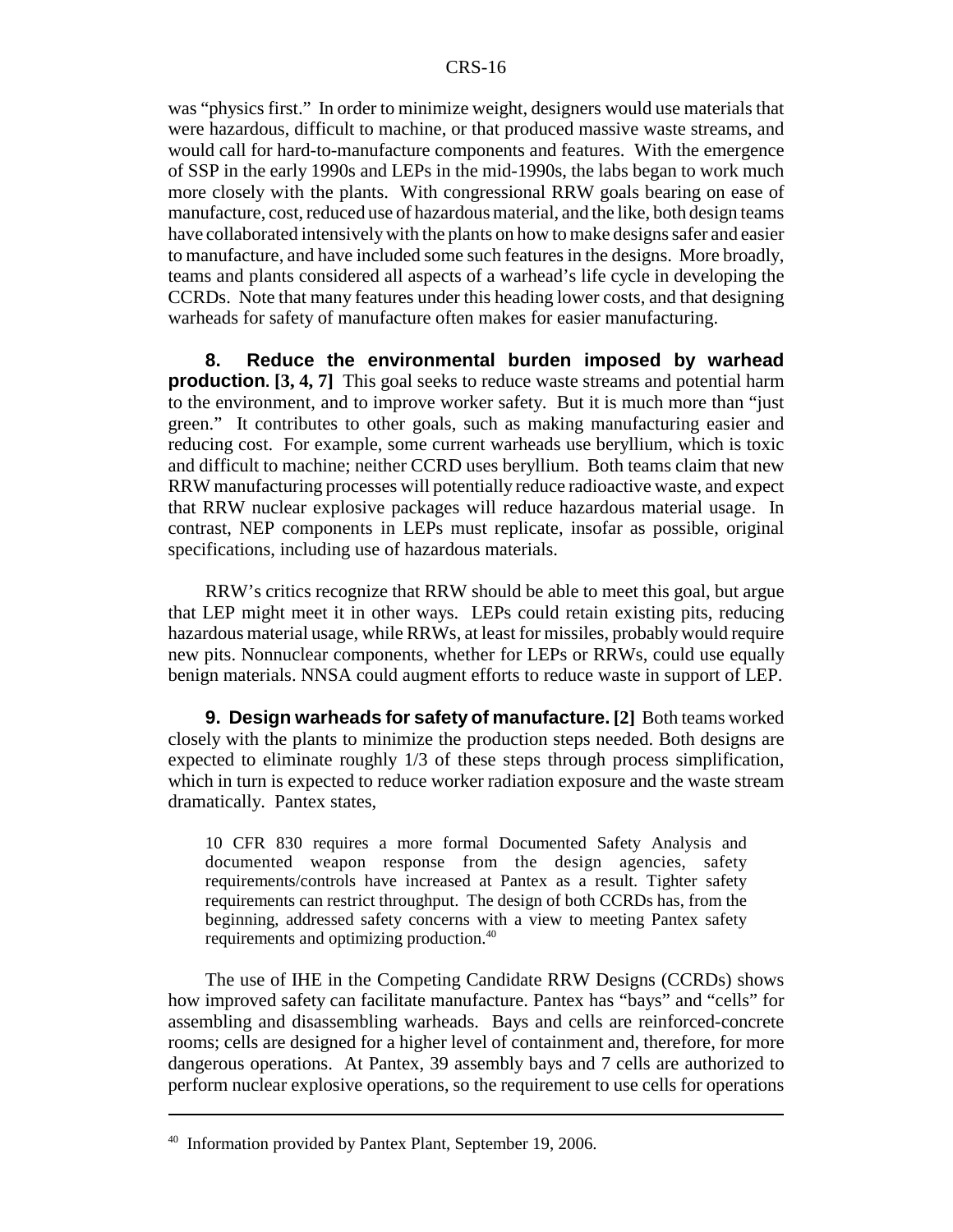was "physics first." In order to minimize weight, designers would use materials that were hazardous, difficult to machine, or that produced massive waste streams, and would call for hard-to-manufacture components and features. With the emergence of SSP in the early 1990s and LEPs in the mid-1990s, the labs began to work much more closely with the plants. With congressional RRW goals bearing on ease of manufacture, cost, reduced use of hazardous material, and the like, both design teams have collaborated intensively with the plants on how to make designs safer and easier to manufacture, and have included some such features in the designs. More broadly, teams and plants considered all aspects of a warhead's life cycle in developing the CCRDs. Note that many features under this heading lower costs, and that designing warheads for safety of manufacture often makes for easier manufacturing.

**8. Reduce the environmental burden imposed by warhead production. [3, 4, 7]** This goal seeks to reduce waste streams and potential harm to the environment, and to improve worker safety. But it is much more than "just green." It contributes to other goals, such as making manufacturing easier and reducing cost. For example, some current warheads use beryllium, which is toxic and difficult to machine; neither CCRD uses beryllium. Both teams claim that new RRW manufacturing processes will potentially reduce radioactive waste, and expect that RRW nuclear explosive packages will reduce hazardous material usage. In contrast, NEP components in LEPs must replicate, insofar as possible, original specifications, including use of hazardous materials.

RRW's critics recognize that RRW should be able to meet this goal, but argue that LEP might meet it in other ways. LEPs could retain existing pits, reducing hazardous material usage, while RRWs, at least for missiles, probably would require new pits. Nonnuclear components, whether for LEPs or RRWs, could use equally benign materials. NNSA could augment efforts to reduce waste in support of LEP.

**9. Design warheads for safety of manufacture. [2]** Both teams worked closely with the plants to minimize the production steps needed. Both designs are expected to eliminate roughly 1/3 of these steps through process simplification, which in turn is expected to reduce worker radiation exposure and the waste stream dramatically. Pantex states,

> 10 CFR 830 requires a more formal Documented Safety Analysis and documented weapon response from the design agencies, safety requirements/controls have increased at Pantex as a result. Tighter safety requirements can restrict throughput. The design of both CCRDs has, from the beginning, addressed safety concerns with a view to meeting Pantex safety requirements and optimizing production.[40]

The use of IHE in the Competing Candidate RRW Designs (CCRDs) shows how improved safety can facilitate manufacture. Pantex has "bays" and "cells" for assembling and disassembling warheads. Bays and cells are reinforced-concrete rooms; cells are designed for a higher level of containment and, therefore, for more dangerous operations. At Pantex, 39 assembly bays and 7 cells are authorized to perform nuclear explosive operations, so the requirement to use cells for operations

[40] Information provided by Pantex Plant, September 19, 2006.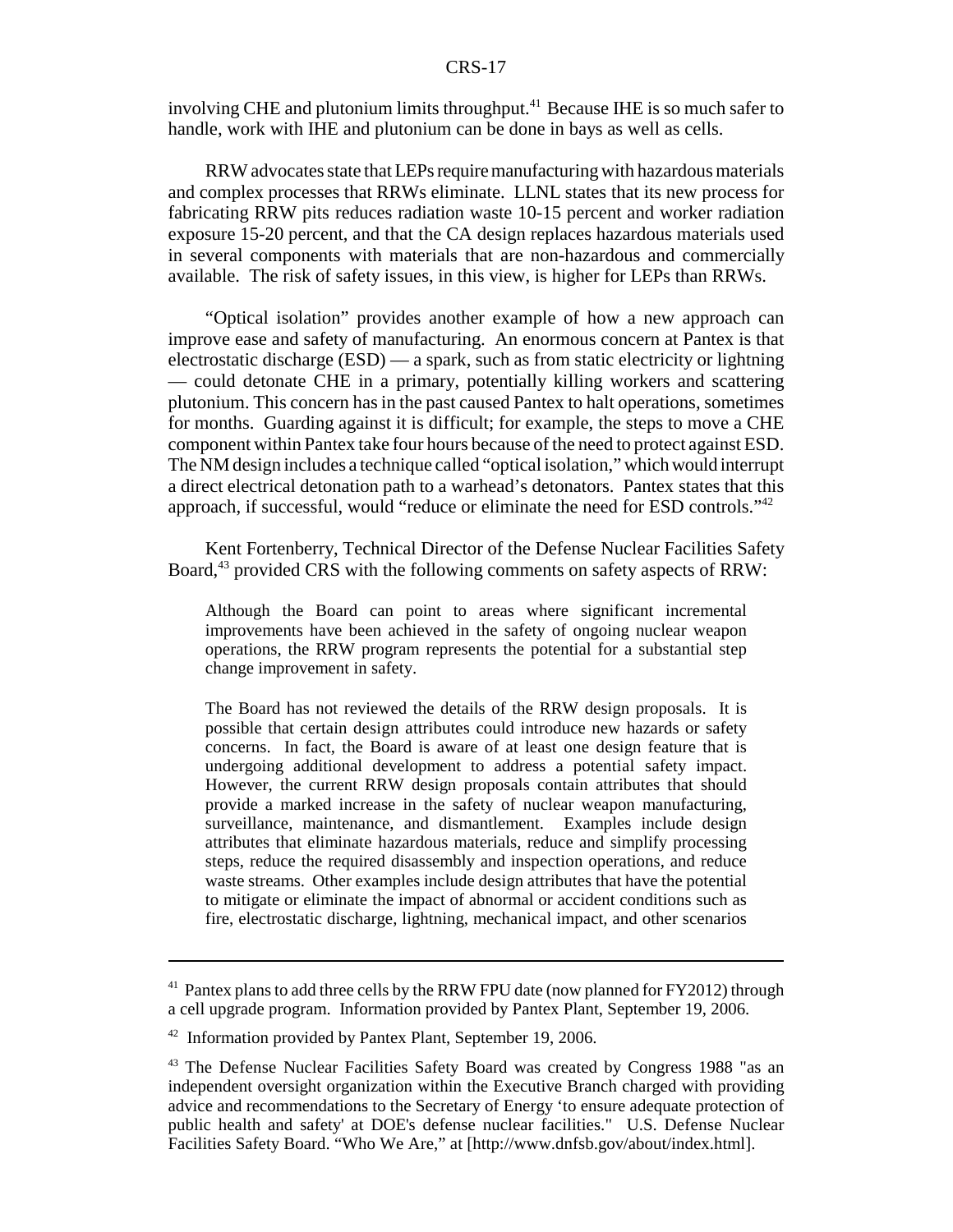involving CHE and plutonium limits throughput.[41] Because IHE is so much safer to handle, work with IHE and plutonium can be done in bays as well as cells.

RRW advocates state that LEPs require manufacturing with hazardous materials and complex processes that RRWs eliminate. LLNL states that its new process for fabricating RRW pits reduces radiation waste 10-15 percent and worker radiation exposure 15-20 percent, and that the CA design replaces hazardous materials used in several components with materials that are non-hazardous and commercially available. The risk of safety issues, in this view, is higher for LEPs than RRWs.

"Optical isolation" provides another example of how a new approach can improve ease and safety of manufacturing. An enormous concern at Pantex is that electrostatic discharge (ESD) — a spark, such as from static electricity or lightning — could detonate CHE in a primary, potentially killing workers and scattering plutonium. This concern has in the past caused Pantex to halt operations, sometimes for months. Guarding against it is difficult; for example, the steps to move a CHE component within Pantex take four hours because of the need to protect against ESD. The NM design includes a technique called "optical isolation," which would interrupt a direct electrical detonation path to a warhead's detonators. Pantex states that this approach, if successful, would "reduce or eliminate the need for ESD controls."[42]

Kent Fortenberry, Technical Director of the Defense Nuclear Facilities Safety Board,[43] provided CRS with the following comments on safety aspects of RRW:

> Although the Board can point to areas where significant incremental improvements have been achieved in the safety of ongoing nuclear weapon operations, the RRW program represents the potential for a substantial step change improvement in safety.
>
> The Board has not reviewed the details of the RRW design proposals. It is possible that certain design attributes could introduce new hazards or safety concerns. In fact, the Board is aware of at least one design feature that is undergoing additional development to address a potential safety impact. However, the current RRW design proposals contain attributes that should provide a marked increase in the safety of nuclear weapon manufacturing, surveillance, maintenance, and dismantlement. Examples include design attributes that eliminate hazardous materials, reduce and simplify processing steps, reduce the required disassembly and inspection operations, and reduce waste streams. Other examples include design attributes that have the potential to mitigate or eliminate the impact of abnormal or accident conditions such as fire, electrostatic discharge, lightning, mechanical impact, and other scenarios

---

[41] Pantex plans to add three cells by the RRW FPU date (now planned for FY2012) through a cell upgrade program. Information provided by Pantex Plant, September 19, 2006.

[42] Information provided by Pantex Plant, September 19, 2006.

[43] The Defense Nuclear Facilities Safety Board was created by Congress 1988 "as an independent oversight organization within the Executive Branch charged with providing advice and recommendations to the Secretary of Energy 'to ensure adequate protection of public health and safety' at DOE's defense nuclear facilities." U.S. Defense Nuclear Facilities Safety Board. "Who We Are," at [http://www.dnfsb.gov/about/index.html].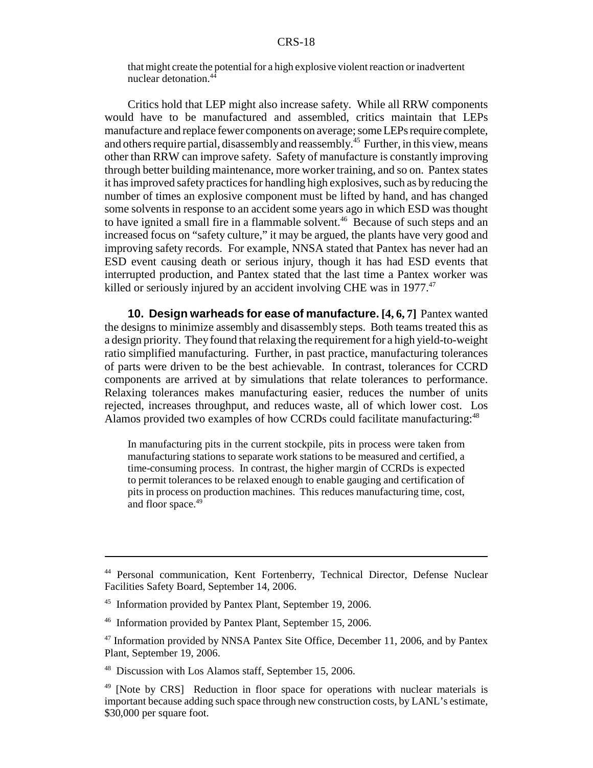that might create the potential for a high explosive violent reaction or inadvertent nuclear detonation.[44]

Critics hold that LEP might also increase safety. While all RRW components would have to be manufactured and assembled, critics maintain that LEPs manufacture and replace fewer components on average; some LEPs require complete, and others require partial, disassembly and reassembly.[45] Further, in this view, means other than RRW can improve safety. Safety of manufacture is constantly improving through better building maintenance, more worker training, and so on. Pantex states it has improved safety practices for handling high explosives, such as by reducing the number of times an explosive component must be lifted by hand, and has changed some solvents in response to an accident some years ago in which ESD was thought to have ignited a small fire in a flammable solvent.[46] Because of such steps and an increased focus on "safety culture," it may be argued, the plants have very good and improving safety records. For example, NNSA stated that Pantex has never had an ESD event causing death or serious injury, though it has had ESD events that interrupted production, and Pantex stated that the last time a Pantex worker was killed or seriously injured by an accident involving CHE was in 1977.[47]

**10. Design warheads for ease of manufacture. [4, 6, 7]** Pantex wanted the designs to minimize assembly and disassembly steps. Both teams treated this as a design priority. They found that relaxing the requirement for a high yield-to-weight ratio simplified manufacturing. Further, in past practice, manufacturing tolerances of parts were driven to be the best achievable. In contrast, tolerances for CCRD components are arrived at by simulations that relate tolerances to performance. Relaxing tolerances makes manufacturing easier, reduces the number of units rejected, increases throughput, and reduces waste, all of which lower cost. Los Alamos provided two examples of how CCRDs could facilitate manufacturing:[48]

> In manufacturing pits in the current stockpile, pits in process were taken from manufacturing stations to separate work stations to be measured and certified, a time-consuming process. In contrast, the higher margin of CCRDs is expected to permit tolerances to be relaxed enough to enable gauging and certification of pits in process on production machines. This reduces manufacturing time, cost, and floor space.[49]

---

[44] Personal communication, Kent Fortenberry, Technical Director, Defense Nuclear Facilities Safety Board, September 14, 2006.

[45] Information provided by Pantex Plant, September 19, 2006.

[46] Information provided by Pantex Plant, September 15, 2006.

[47] Information provided by NNSA Pantex Site Office, December 11, 2006, and by Pantex Plant, September 19, 2006.

[48] Discussion with Los Alamos staff, September 15, 2006.

[49] [Note by CRS] Reduction in floor space for operations with nuclear materials is important because adding such space through new construction costs, by LANL's estimate, $30,000 per square foot.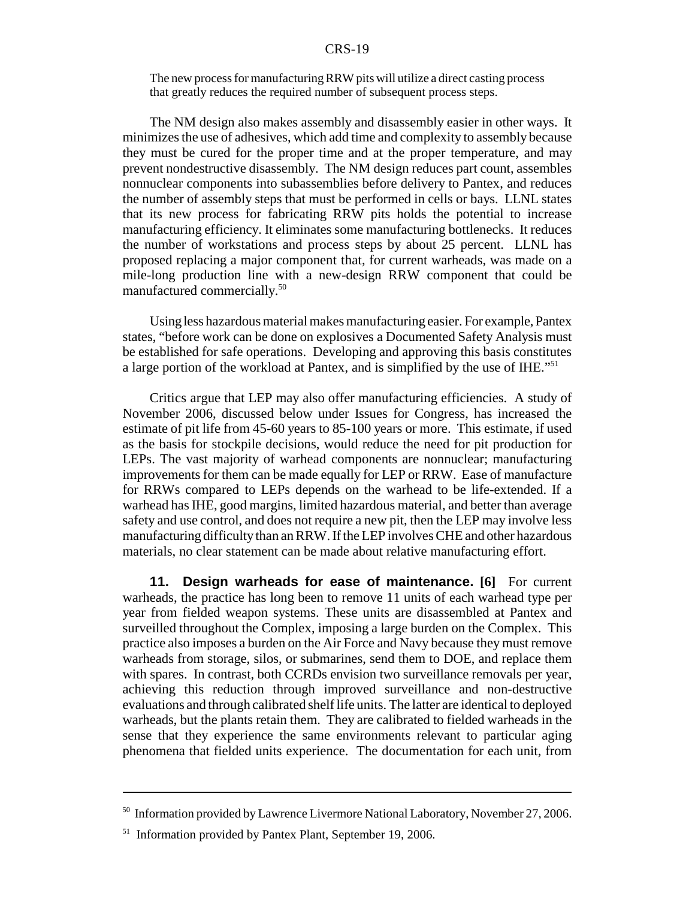> The new process for manufacturing RRW pits will utilize a direct casting process that greatly reduces the required number of subsequent process steps.

The NM design also makes assembly and disassembly easier in other ways. It minimizes the use of adhesives, which add time and complexity to assembly because they must be cured for the proper time and at the proper temperature, and may prevent nondestructive disassembly. The NM design reduces part count, assembles nonnuclear components into subassemblies before delivery to Pantex, and reduces the number of assembly steps that must be performed in cells or bays. LLNL states that its new process for fabricating RRW pits holds the potential to increase manufacturing efficiency. It eliminates some manufacturing bottlenecks. It reduces the number of workstations and process steps by about 25 percent. LLNL has proposed replacing a major component that, for current warheads, was made on a mile-long production line with a new-design RRW component that could be manufactured commercially.[50]

Using less hazardous material makes manufacturing easier. For example, Pantex states, "before work can be done on explosives a Documented Safety Analysis must be established for safe operations. Developing and approving this basis constitutes a large portion of the workload at Pantex, and is simplified by the use of IHE."[51]

Critics argue that LEP may also offer manufacturing efficiencies. A study of November 2006, discussed below under Issues for Congress, has increased the estimate of pit life from 45-60 years to 85-100 years or more. This estimate, if used as the basis for stockpile decisions, would reduce the need for pit production for LEPs. The vast majority of warhead components are nonnuclear; manufacturing improvements for them can be made equally for LEP or RRW. Ease of manufacture for RRWs compared to LEPs depends on the warhead to be life-extended. If a warhead has IHE, good margins, limited hazardous material, and better than average safety and use control, and does not require a new pit, then the LEP may involve less manufacturing difficulty than an RRW. If the LEP involves CHE and other hazardous materials, no clear statement can be made about relative manufacturing effort.

**11. Design warheads for ease of maintenance. [6]** For current warheads, the practice has long been to remove 11 units of each warhead type per year from fielded weapon systems. These units are disassembled at Pantex and surveilled throughout the Complex, imposing a large burden on the Complex. This practice also imposes a burden on the Air Force and Navy because they must remove warheads from storage, silos, or submarines, send them to DOE, and replace them with spares. In contrast, both CCRDs envision two surveillance removals per year, achieving this reduction through improved surveillance and non-destructive evaluations and through calibrated shelf life units. The latter are identical to deployed warheads, but the plants retain them. They are calibrated to fielded warheads in the sense that they experience the same environments relevant to particular aging phenomena that fielded units experience. The documentation for each unit, from

---

[50] Information provided by Lawrence Livermore National Laboratory, November 27, 2006.

[51] Information provided by Pantex Plant, September 19, 2006.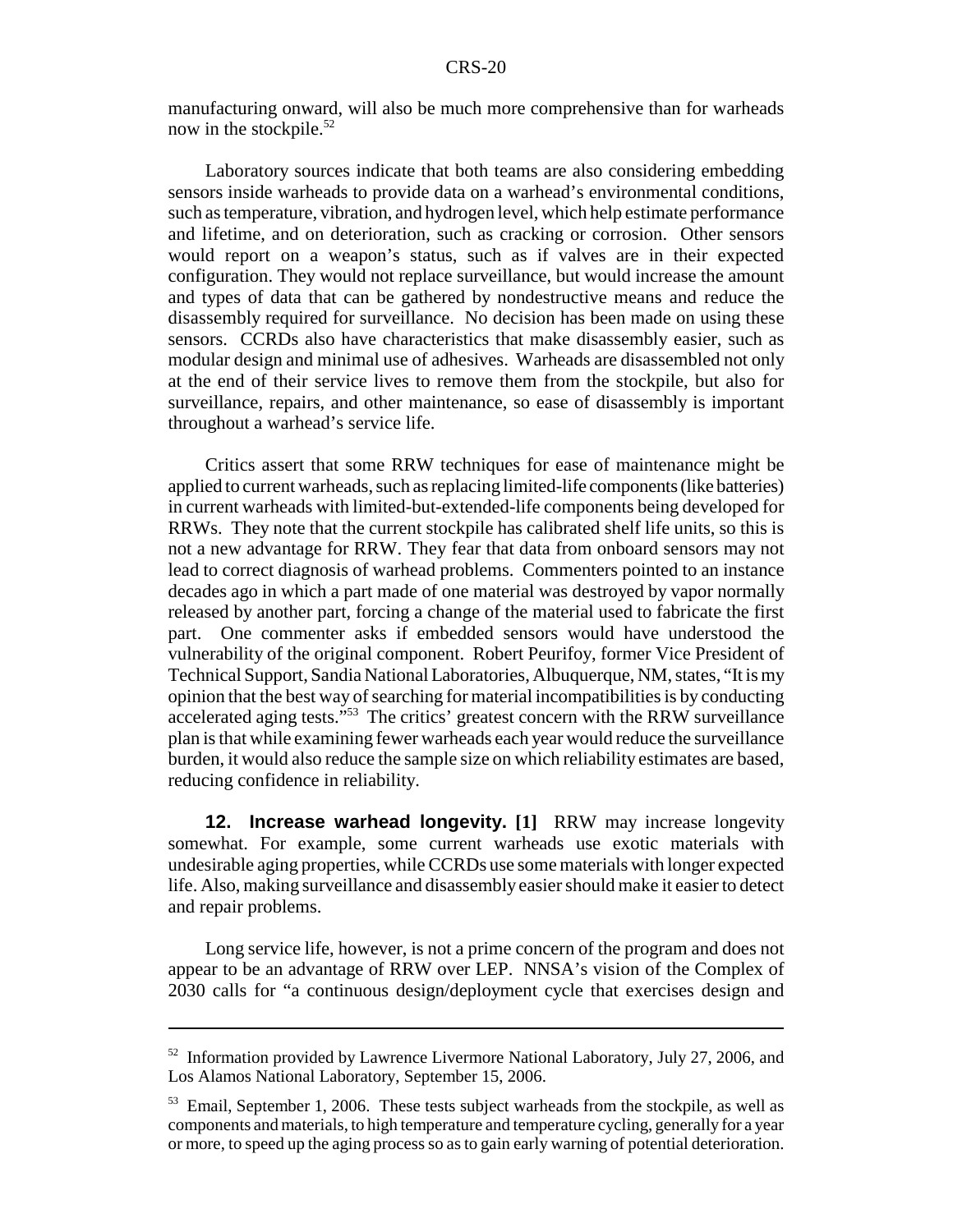manufacturing onward, will also be much more comprehensive than for warheads now in the stockpile.[52]

Laboratory sources indicate that both teams are also considering embedding sensors inside warheads to provide data on a warhead's environmental conditions, such as temperature, vibration, and hydrogen level, which help estimate performance and lifetime, and on deterioration, such as cracking or corrosion. Other sensors would report on a weapon's status, such as if valves are in their expected configuration. They would not replace surveillance, but would increase the amount and types of data that can be gathered by nondestructive means and reduce the disassembly required for surveillance. No decision has been made on using these sensors. CCRDs also have characteristics that make disassembly easier, such as modular design and minimal use of adhesives. Warheads are disassembled not only at the end of their service lives to remove them from the stockpile, but also for surveillance, repairs, and other maintenance, so ease of disassembly is important throughout a warhead's service life.

Critics assert that some RRW techniques for ease of maintenance might be applied to current warheads, such as replacing limited-life components (like batteries) in current warheads with limited-but-extended-life components being developed for RRWs. They note that the current stockpile has calibrated shelf life units, so this is not a new advantage for RRW. They fear that data from onboard sensors may not lead to correct diagnosis of warhead problems. Commenters pointed to an instance decades ago in which a part made of one material was destroyed by vapor normally released by another part, forcing a change of the material used to fabricate the first part. One commenter asks if embedded sensors would have understood the vulnerability of the original component. Robert Peurifoy, former Vice President of Technical Support, Sandia National Laboratories, Albuquerque, NM, states, "It is my opinion that the best way of searching for material incompatibilities is by conducting accelerated aging tests."[53] The critics' greatest concern with the RRW surveillance plan is that while examining fewer warheads each year would reduce the surveillance burden, it would also reduce the sample size on which reliability estimates are based, reducing confidence in reliability.

**12. Increase warhead longevity. [1]** RRW may increase longevity somewhat. For example, some current warheads use exotic materials with undesirable aging properties, while CCRDs use some materials with longer expected life. Also, making surveillance and disassembly easier should make it easier to detect and repair problems.

Long service life, however, is not a prime concern of the program and does not appear to be an advantage of RRW over LEP. NNSA's vision of the Complex of 2030 calls for "a continuous design/deployment cycle that exercises design and

---

[52] Information provided by Lawrence Livermore National Laboratory, July 27, 2006, and Los Alamos National Laboratory, September 15, 2006.

[53] Email, September 1, 2006. These tests subject warheads from the stockpile, as well as components and materials, to high temperature and temperature cycling, generally for a year or more, to speed up the aging process so as to gain early warning of potential deterioration.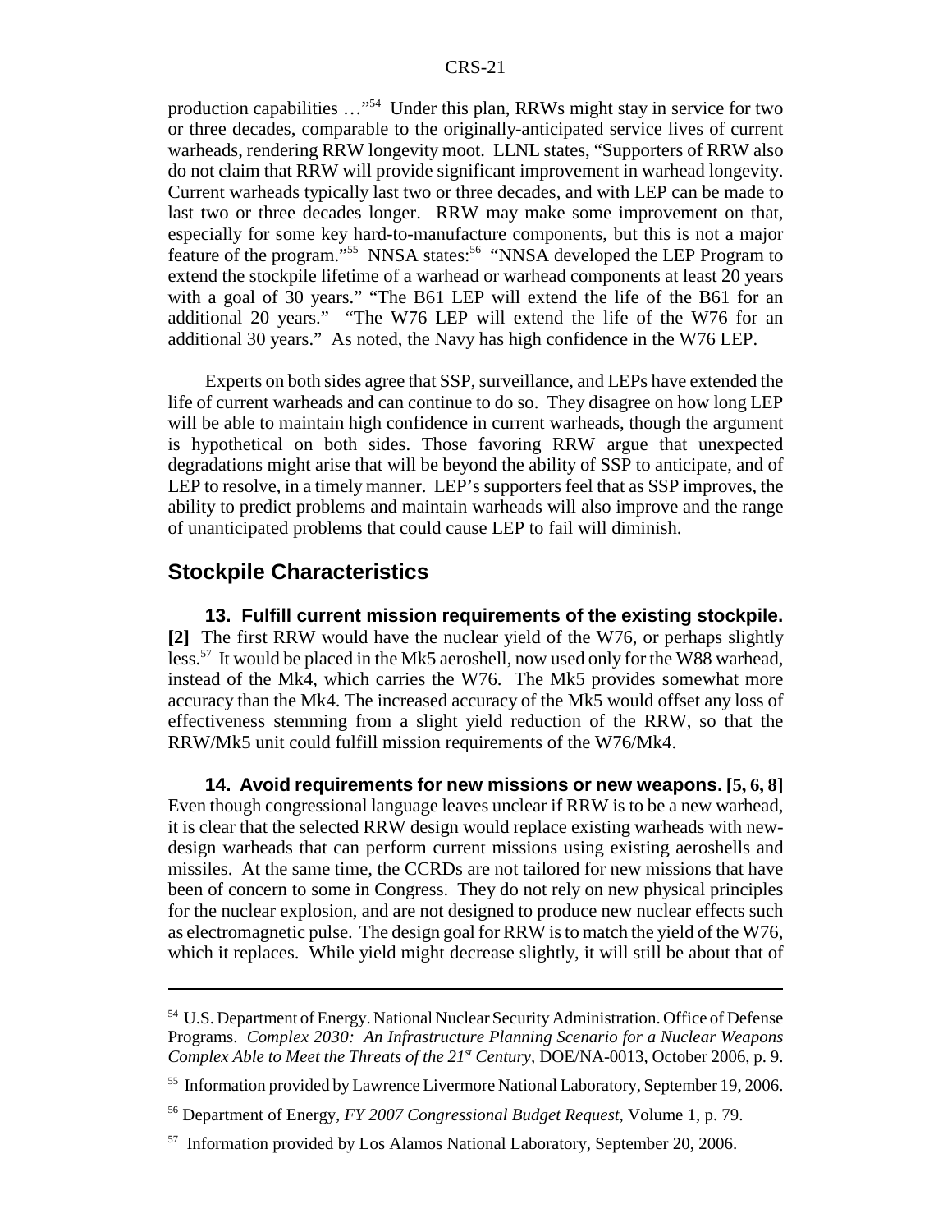production capabilities …"[54] Under this plan, RRWs might stay in service for two or three decades, comparable to the originally-anticipated service lives of current warheads, rendering RRW longevity moot. LLNL states, "Supporters of RRW also do not claim that RRW will provide significant improvement in warhead longevity. Current warheads typically last two or three decades, and with LEP can be made to last two or three decades longer. RRW may make some improvement on that, especially for some key hard-to-manufacture components, but this is not a major feature of the program."[55] NNSA states:[56] "NNSA developed the LEP Program to extend the stockpile lifetime of a warhead or warhead components at least 20 years with a goal of 30 years." "The B61 LEP will extend the life of the B61 for an additional 20 years." "The W76 LEP will extend the life of the W76 for an additional 30 years." As noted, the Navy has high confidence in the W76 LEP.

Experts on both sides agree that SSP, surveillance, and LEPs have extended the life of current warheads and can continue to do so. They disagree on how long LEP will be able to maintain high confidence in current warheads, though the argument is hypothetical on both sides. Those favoring RRW argue that unexpected degradations might arise that will be beyond the ability of SSP to anticipate, and of LEP to resolve, in a timely manner. LEP's supporters feel that as SSP improves, the ability to predict problems and maintain warheads will also improve and the range of unanticipated problems that could cause LEP to fail will diminish.

## Stockpile Characteristics

**13. Fulfill current mission requirements of the existing stockpile. [2]** The first RRW would have the nuclear yield of the W76, or perhaps slightly less.[57] It would be placed in the Mk5 aeroshell, now used only for the W88 warhead, instead of the Mk4, which carries the W76. The Mk5 provides somewhat more accuracy than the Mk4. The increased accuracy of the Mk5 would offset any loss of effectiveness stemming from a slight yield reduction of the RRW, so that the RRW/Mk5 unit could fulfill mission requirements of the W76/Mk4.

**14. Avoid requirements for new missions or new weapons. [5, 6, 8]** Even though congressional language leaves unclear if RRW is to be a new warhead, it is clear that the selected RRW design would replace existing warheads with new-design warheads that can perform current missions using existing aeroshells and missiles. At the same time, the CCRDs are not tailored for new missions that have been of concern to some in Congress. They do not rely on new physical principles for the nuclear explosion, and are not designed to produce new nuclear effects such as electromagnetic pulse. The design goal for RRW is to match the yield of the W76, which it replaces. While yield might decrease slightly, it will still be about that of

---

[54] U.S. Department of Energy. National Nuclear Security Administration. Office of Defense Programs. *Complex 2030: An Infrastructure Planning Scenario for a Nuclear Weapons Complex Able to Meet the Threats of the 21st Century,* DOE/NA-0013, October 2006, p. 9.

[55] Information provided by Lawrence Livermore National Laboratory, September 19, 2006.

[56] Department of Energy, *FY 2007 Congressional Budget Request,* Volume 1, p. 79.

[57] Information provided by Los Alamos National Laboratory, September 20, 2006.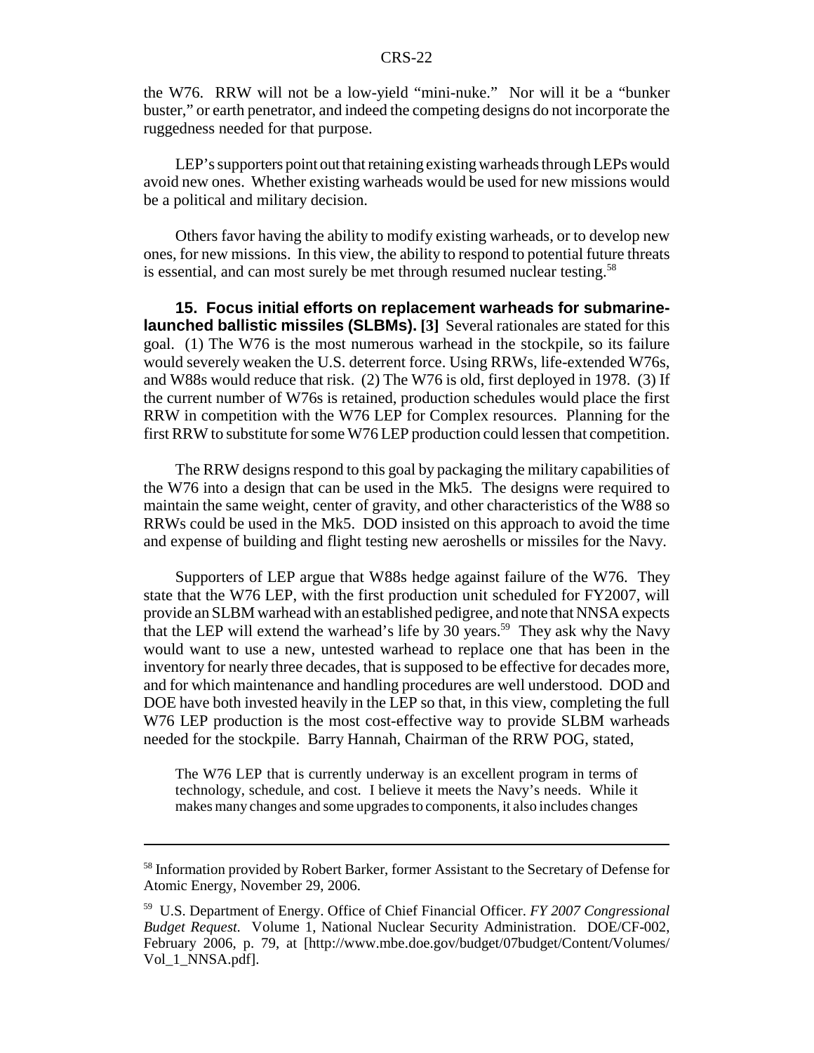the W76. RRW will not be a low-yield "mini-nuke." Nor will it be a "bunker buster," or earth penetrator, and indeed the competing designs do not incorporate the ruggedness needed for that purpose.

LEP's supporters point out that retaining existing warheads through LEPs would avoid new ones. Whether existing warheads would be used for new missions would be a political and military decision.

Others favor having the ability to modify existing warheads, or to develop new ones, for new missions. In this view, the ability to respond to potential future threats is essential, and can most surely be met through resumed nuclear testing.[58]

**15. Focus initial efforts on replacement warheads for submarine-launched ballistic missiles (SLBMs). [3]** Several rationales are stated for this goal. (1) The W76 is the most numerous warhead in the stockpile, so its failure would severely weaken the U.S. deterrent force. Using RRWs, life-extended W76s, and W88s would reduce that risk. (2) The W76 is old, first deployed in 1978. (3) If the current number of W76s is retained, production schedules would place the first RRW in competition with the W76 LEP for Complex resources. Planning for the first RRW to substitute for some W76 LEP production could lessen that competition.

The RRW designs respond to this goal by packaging the military capabilities of the W76 into a design that can be used in the Mk5. The designs were required to maintain the same weight, center of gravity, and other characteristics of the W88 so RRWs could be used in the Mk5. DOD insisted on this approach to avoid the time and expense of building and flight testing new aeroshells or missiles for the Navy.

Supporters of LEP argue that W88s hedge against failure of the W76. They state that the W76 LEP, with the first production unit scheduled for FY2007, will provide an SLBM warhead with an established pedigree, and note that NNSA expects that the LEP will extend the warhead's life by 30 years.[59] They ask why the Navy would want to use a new, untested warhead to replace one that has been in the inventory for nearly three decades, that is supposed to be effective for decades more, and for which maintenance and handling procedures are well understood. DOD and DOE have both invested heavily in the LEP so that, in this view, completing the full W76 LEP production is the most cost-effective way to provide SLBM warheads needed for the stockpile. Barry Hannah, Chairman of the RRW POG, stated,

> The W76 LEP that is currently underway is an excellent program in terms of technology, schedule, and cost. I believe it meets the Navy's needs. While it makes many changes and some upgrades to components, it also includes changes

---

[58] Information provided by Robert Barker, former Assistant to the Secretary of Defense for Atomic Energy, November 29, 2006.

[59] U.S. Department of Energy. Office of Chief Financial Officer. *FY 2007 Congressional Budget Request.* Volume 1, National Nuclear Security Administration. DOE/CF-002, February 2006, p. 79, at [http://www.mbe.doe.gov/budget/07budget/Content/Volumes/Vol_1_NNSA.pdf].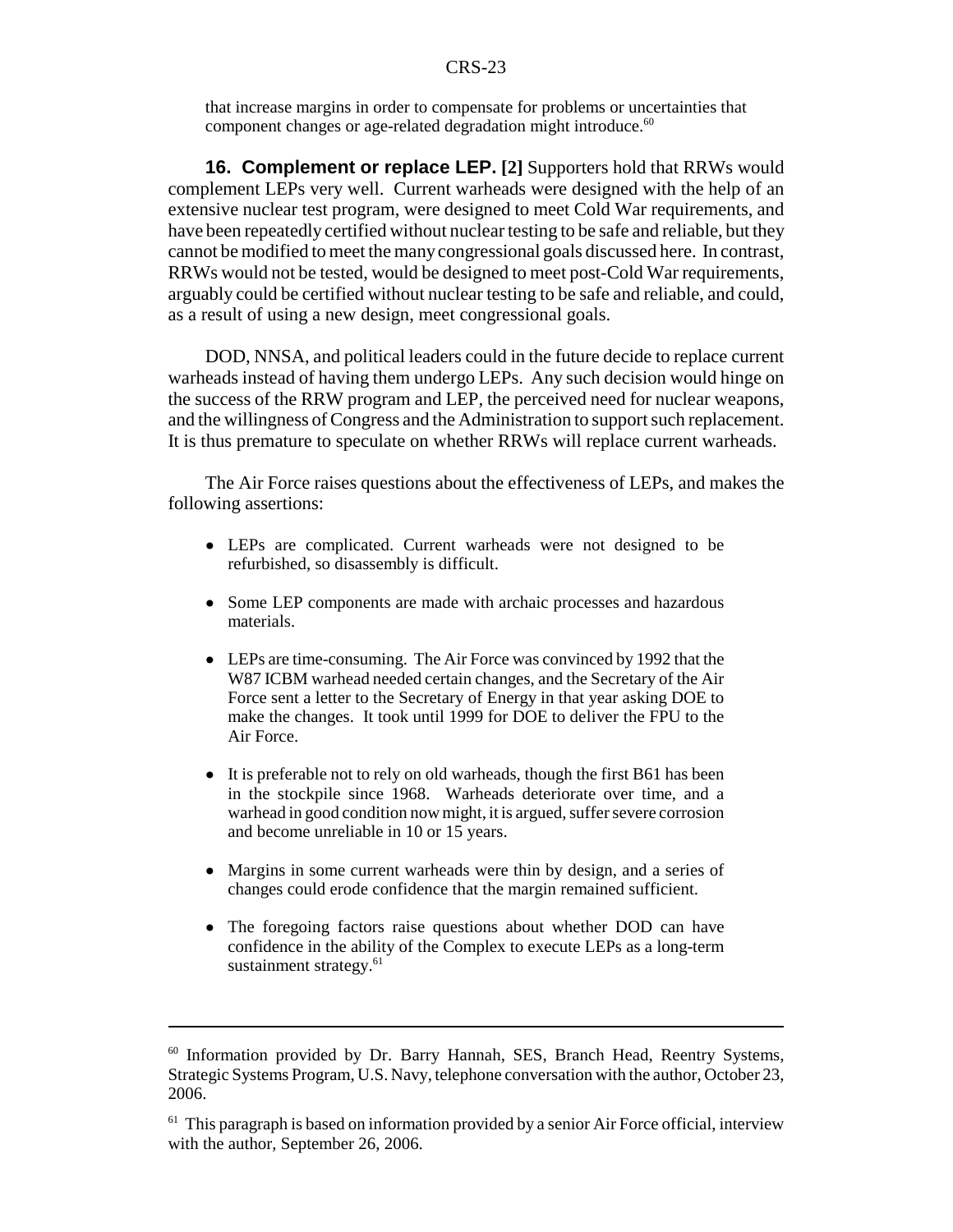that increase margins in order to compensate for problems or uncertainties that component changes or age-related degradation might introduce.[60]

**16. Complement or replace LEP. [2]** Supporters hold that RRWs would complement LEPs very well. Current warheads were designed with the help of an extensive nuclear test program, were designed to meet Cold War requirements, and have been repeatedly certified without nuclear testing to be safe and reliable, but they cannot be modified to meet the many congressional goals discussed here. In contrast, RRWs would not be tested, would be designed to meet post-Cold War requirements, arguably could be certified without nuclear testing to be safe and reliable, and could, as a result of using a new design, meet congressional goals.

DOD, NNSA, and political leaders could in the future decide to replace current warheads instead of having them undergo LEPs. Any such decision would hinge on the success of the RRW program and LEP, the perceived need for nuclear weapons, and the willingness of Congress and the Administration to support such replacement. It is thus premature to speculate on whether RRWs will replace current warheads.

The Air Force raises questions about the effectiveness of LEPs, and makes the following assertions:

- LEPs are complicated. Current warheads were not designed to be refurbished, so disassembly is difficult.
- Some LEP components are made with archaic processes and hazardous materials.
- LEPs are time-consuming. The Air Force was convinced by 1992 that the W87 ICBM warhead needed certain changes, and the Secretary of the Air Force sent a letter to the Secretary of Energy in that year asking DOE to make the changes. It took until 1999 for DOE to deliver the FPU to the Air Force.
- It is preferable not to rely on old warheads, though the first B61 has been in the stockpile since 1968. Warheads deteriorate over time, and a warhead in good condition now might, it is argued, suffer severe corrosion and become unreliable in 10 or 15 years.
- Margins in some current warheads were thin by design, and a series of changes could erode confidence that the margin remained sufficient.
- The foregoing factors raise questions about whether DOD can have confidence in the ability of the Complex to execute LEPs as a long-term sustainment strategy.[61]

---

[60] Information provided by Dr. Barry Hannah, SES, Branch Head, Reentry Systems, Strategic Systems Program, U.S. Navy, telephone conversation with the author, October 23, 2006.

[61] This paragraph is based on information provided by a senior Air Force official, interview with the author, September 26, 2006.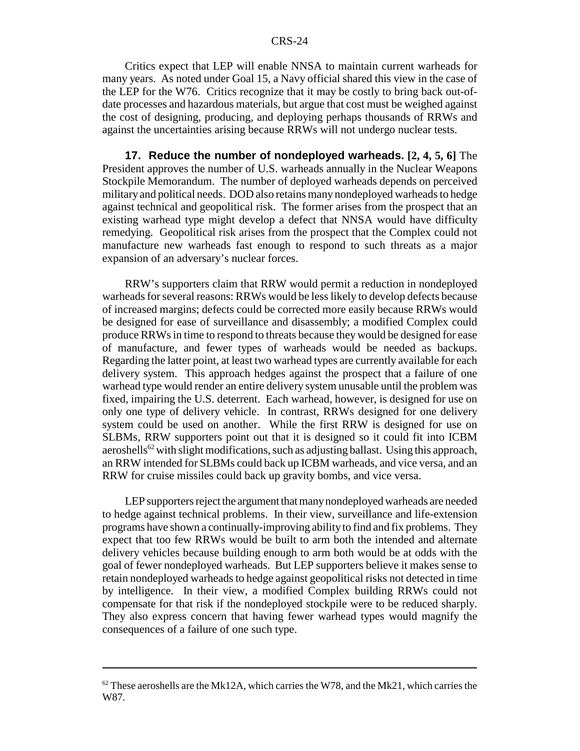Critics expect that LEP will enable NNSA to maintain current warheads for many years. As noted under Goal 15, a Navy official shared this view in the case of the LEP for the W76. Critics recognize that it may be costly to bring back out-of-date processes and hazardous materials, but argue that cost must be weighed against the cost of designing, producing, and deploying perhaps thousands of RRWs and against the uncertainties arising because RRWs will not undergo nuclear tests.

**17. Reduce the number of nondeployed warheads. [2, 4, 5, 6]** The President approves the number of U.S. warheads annually in the Nuclear Weapons Stockpile Memorandum. The number of deployed warheads depends on perceived military and political needs. DOD also retains many nondeployed warheads to hedge against technical and geopolitical risk. The former arises from the prospect that an existing warhead type might develop a defect that NNSA would have difficulty remedying. Geopolitical risk arises from the prospect that the Complex could not manufacture new warheads fast enough to respond to such threats as a major expansion of an adversary's nuclear forces.

RRW's supporters claim that RRW would permit a reduction in nondeployed warheads for several reasons: RRWs would be less likely to develop defects because of increased margins; defects could be corrected more easily because RRWs would be designed for ease of surveillance and disassembly; a modified Complex could produce RRWs in time to respond to threats because they would be designed for ease of manufacture, and fewer types of warheads would be needed as backups. Regarding the latter point, at least two warhead types are currently available for each delivery system. This approach hedges against the prospect that a failure of one warhead type would render an entire delivery system unusable until the problem was fixed, impairing the U.S. deterrent. Each warhead, however, is designed for use on only one type of delivery vehicle. In contrast, RRWs designed for one delivery system could be used on another. While the first RRW is designed for use on SLBMs, RRW supporters point out that it is designed so it could fit into ICBM aeroshells[62] with slight modifications, such as adjusting ballast. Using this approach, an RRW intended for SLBMs could back up ICBM warheads, and vice versa, and an RRW for cruise missiles could back up gravity bombs, and vice versa.

LEP supporters reject the argument that many nondeployed warheads are needed to hedge against technical problems. In their view, surveillance and life-extension programs have shown a continually-improving ability to find and fix problems. They expect that too few RRWs would be built to arm both the intended and alternate delivery vehicles because building enough to arm both would be at odds with the goal of fewer nondeployed warheads. But LEP supporters believe it makes sense to retain nondeployed warheads to hedge against geopolitical risks not detected in time by intelligence. In their view, a modified Complex building RRWs could not compensate for that risk if the nondeployed stockpile were to be reduced sharply. They also express concern that having fewer warhead types would magnify the consequences of a failure of one such type.

---

[62] These aeroshells are the Mk12A, which carries the W78, and the Mk21, which carries the W87.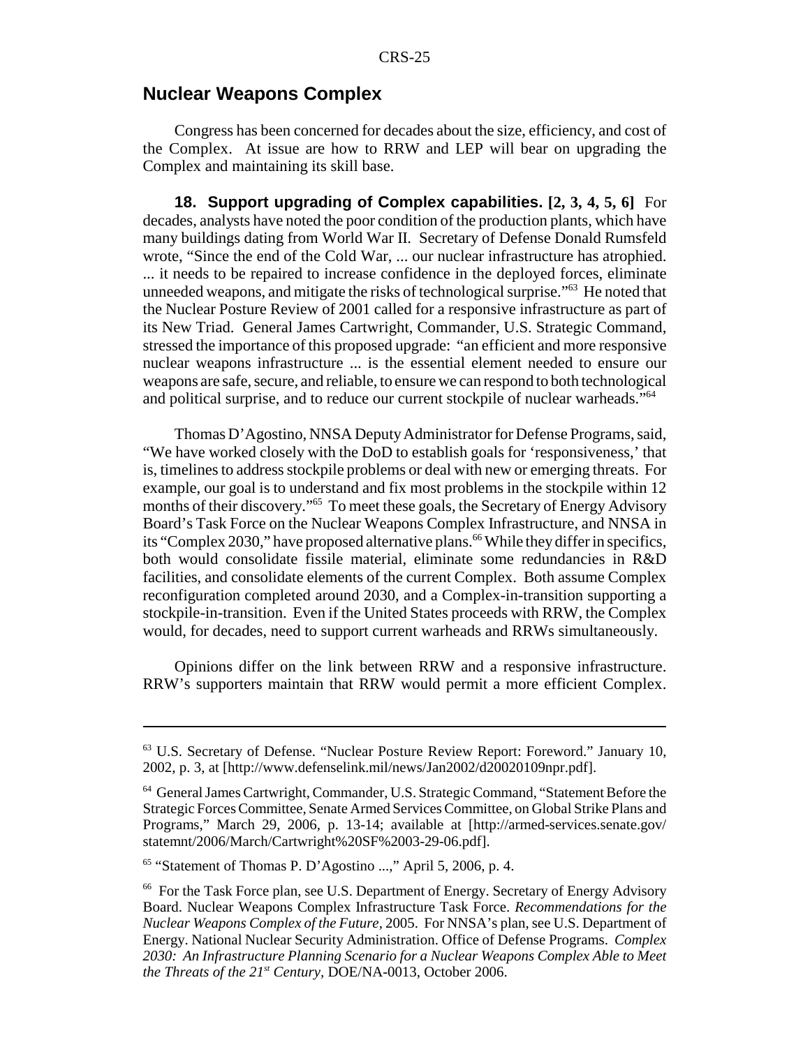## Nuclear Weapons Complex

Congress has been concerned for decades about the size, efficiency, and cost of the Complex. At issue are how to RRW and LEP will bear on upgrading the Complex and maintaining its skill base.

**18. Support upgrading of Complex capabilities. [2, 3, 4, 5, 6]** For decades, analysts have noted the poor condition of the production plants, which have many buildings dating from World War II. Secretary of Defense Donald Rumsfeld wrote, "Since the end of the Cold War, ... our nuclear infrastructure has atrophied. ... it needs to be repaired to increase confidence in the deployed forces, eliminate unneeded weapons, and mitigate the risks of technological surprise."[63] He noted that the Nuclear Posture Review of 2001 called for a responsive infrastructure as part of its New Triad. General James Cartwright, Commander, U.S. Strategic Command, stressed the importance of this proposed upgrade: "an efficient and more responsive nuclear weapons infrastructure ... is the essential element needed to ensure our weapons are safe, secure, and reliable, to ensure we can respond to both technological and political surprise, and to reduce our current stockpile of nuclear warheads."[64]

Thomas D'Agostino, NNSA Deputy Administrator for Defense Programs, said, "We have worked closely with the DoD to establish goals for 'responsiveness,' that is, timelines to address stockpile problems or deal with new or emerging threats. For example, our goal is to understand and fix most problems in the stockpile within 12 months of their discovery."[65] To meet these goals, the Secretary of Energy Advisory Board's Task Force on the Nuclear Weapons Complex Infrastructure, and NNSA in its "Complex 2030," have proposed alternative plans.[66] While they differ in specifics, both would consolidate fissile material, eliminate some redundancies in R&D facilities, and consolidate elements of the current Complex. Both assume Complex reconfiguration completed around 2030, and a Complex-in-transition supporting a stockpile-in-transition. Even if the United States proceeds with RRW, the Complex would, for decades, need to support current warheads and RRWs simultaneously.

Opinions differ on the link between RRW and a responsive infrastructure. RRW's supporters maintain that RRW would permit a more efficient Complex.

---

[63] U.S. Secretary of Defense. "Nuclear Posture Review Report: Foreword." January 10, 2002, p. 3, at [http://www.defenselink.mil/news/Jan2002/d20020109npr.pdf].

[64] General James Cartwright, Commander, U.S. Strategic Command, "Statement Before the Strategic Forces Committee, Senate Armed Services Committee, on Global Strike Plans and Programs," March 29, 2006, p. 13-14; available at [http://armed-services.senate.gov/statemnt/2006/March/Cartwright%20SF%2003-29-06.pdf].

[65] "Statement of Thomas P. D'Agostino ...," April 5, 2006, p. 4.

[66] For the Task Force plan, see U.S. Department of Energy. Secretary of Energy Advisory Board. Nuclear Weapons Complex Infrastructure Task Force. *Recommendations for the Nuclear Weapons Complex of the Future,* 2005. For NNSA's plan, see U.S. Department of Energy. National Nuclear Security Administration. Office of Defense Programs. *Complex 2030: An Infrastructure Planning Scenario for a Nuclear Weapons Complex Able to Meet the Threats of the 21st Century,* DOE/NA-0013, October 2006.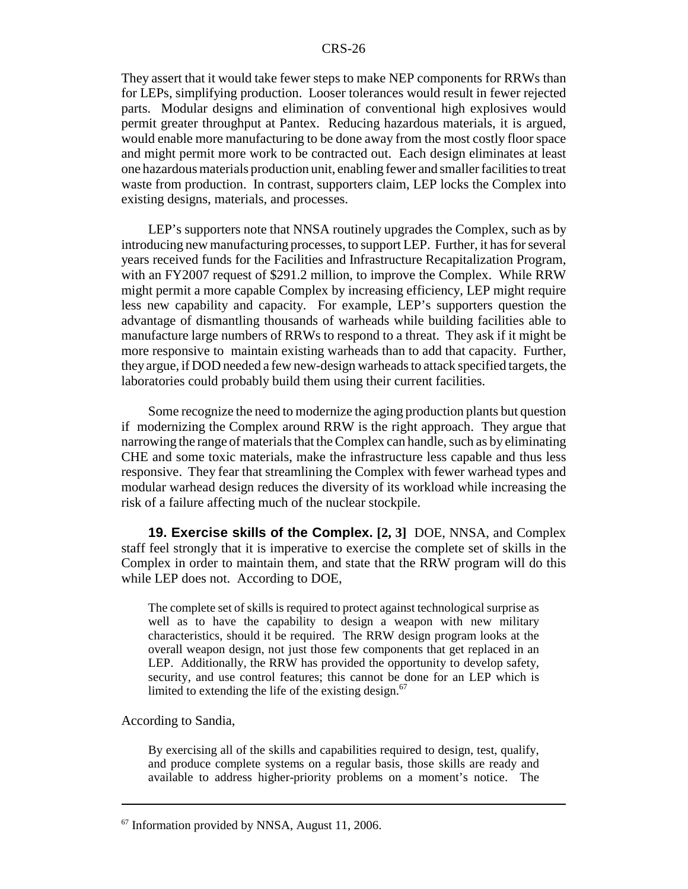They assert that it would take fewer steps to make NEP components for RRWs than for LEPs, simplifying production. Looser tolerances would result in fewer rejected parts. Modular designs and elimination of conventional high explosives would permit greater throughput at Pantex. Reducing hazardous materials, it is argued, would enable more manufacturing to be done away from the most costly floor space and might permit more work to be contracted out. Each design eliminates at least one hazardous materials production unit, enabling fewer and smaller facilities to treat waste from production. In contrast, supporters claim, LEP locks the Complex into existing designs, materials, and processes.

LEP's supporters note that NNSA routinely upgrades the Complex, such as by introducing new manufacturing processes, to support LEP. Further, it has for several years received funds for the Facilities and Infrastructure Recapitalization Program, with an FY2007 request of $291.2 million, to improve the Complex. While RRW might permit a more capable Complex by increasing efficiency, LEP might require less new capability and capacity. For example, LEP's supporters question the advantage of dismantling thousands of warheads while building facilities able to manufacture large numbers of RRWs to respond to a threat. They ask if it might be more responsive to maintain existing warheads than to add that capacity. Further, they argue, if DOD needed a few new-design warheads to attack specified targets, the laboratories could probably build them using their current facilities.

Some recognize the need to modernize the aging production plants but question if modernizing the Complex around RRW is the right approach. They argue that narrowing the range of materials that the Complex can handle, such as by eliminating CHE and some toxic materials, make the infrastructure less capable and thus less responsive. They fear that streamlining the Complex with fewer warhead types and modular warhead design reduces the diversity of its workload while increasing the risk of a failure affecting much of the nuclear stockpile.

**19. Exercise skills of the Complex. [2, 3]** DOE, NNSA, and Complex staff feel strongly that it is imperative to exercise the complete set of skills in the Complex in order to maintain them, and state that the RRW program will do this while LEP does not. According to DOE,

> The complete set of skills is required to protect against technological surprise as well as to have the capability to design a weapon with new military characteristics, should it be required. The RRW design program looks at the overall weapon design, not just those few components that get replaced in an LEP. Additionally, the RRW has provided the opportunity to develop safety, security, and use control features; this cannot be done for an LEP which is limited to extending the life of the existing design.[67]

According to Sandia,

> By exercising all of the skills and capabilities required to design, test, qualify, and produce complete systems on a regular basis, those skills are ready and available to address higher-priority problems on a moment's notice. The

---

[67] Information provided by NNSA, August 11, 2006.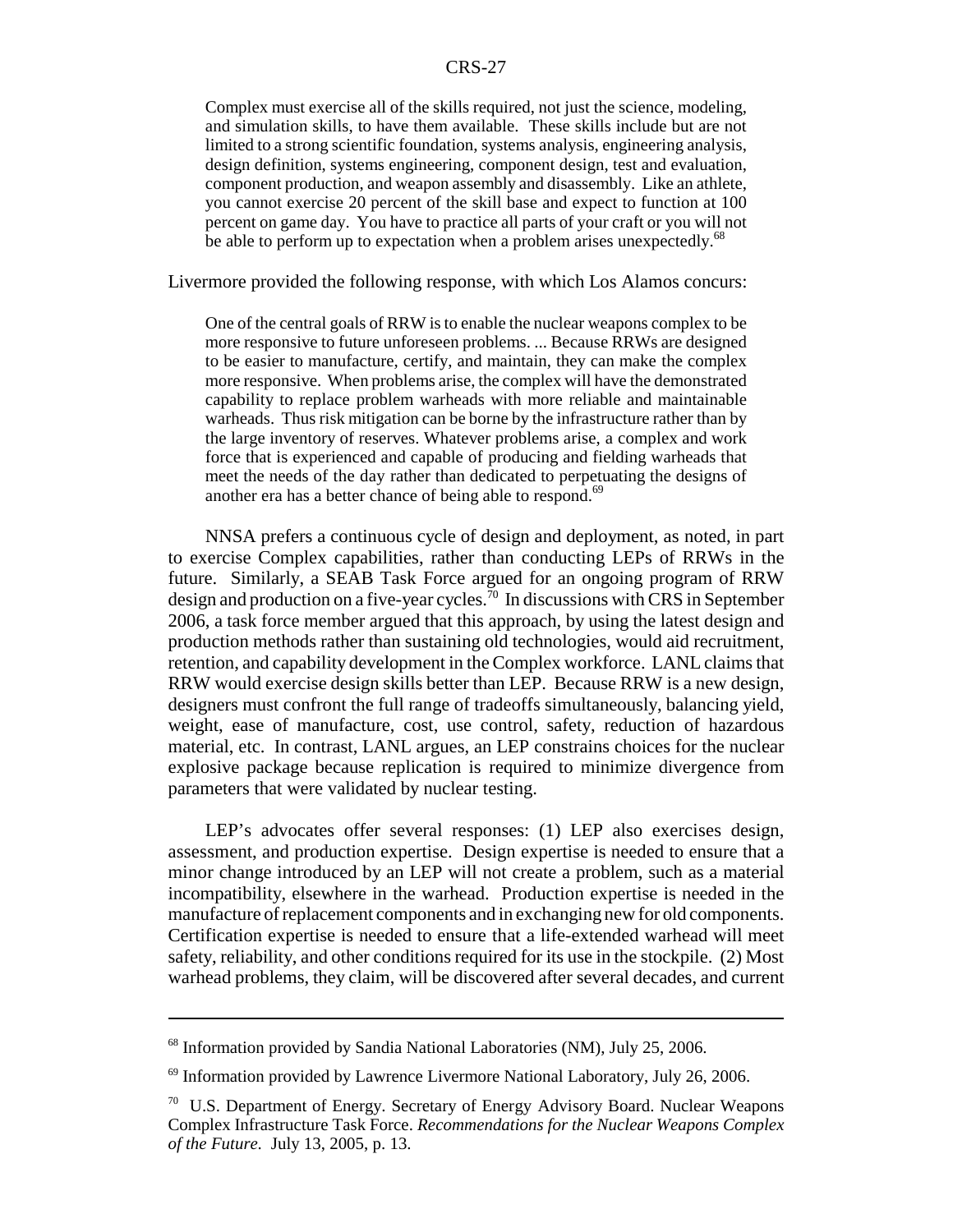> Complex must exercise all of the skills required, not just the science, modeling, and simulation skills, to have them available. These skills include but are not limited to a strong scientific foundation, systems analysis, engineering analysis, design definition, systems engineering, component design, test and evaluation, component production, and weapon assembly and disassembly. Like an athlete, you cannot exercise 20 percent of the skill base and expect to function at 100 percent on game day. You have to practice all parts of your craft or you will not be able to perform up to expectation when a problem arises unexpectedly.[68]

Livermore provided the following response, with which Los Alamos concurs:

> One of the central goals of RRW is to enable the nuclear weapons complex to be more responsive to future unforeseen problems. ... Because RRWs are designed to be easier to manufacture, certify, and maintain, they can make the complex more responsive. When problems arise, the complex will have the demonstrated capability to replace problem warheads with more reliable and maintainable warheads. Thus risk mitigation can be borne by the infrastructure rather than by the large inventory of reserves. Whatever problems arise, a complex and work force that is experienced and capable of producing and fielding warheads that meet the needs of the day rather than dedicated to perpetuating the designs of another era has a better chance of being able to respond.[69]

NNSA prefers a continuous cycle of design and deployment, as noted, in part to exercise Complex capabilities, rather than conducting LEPs of RRWs in the future. Similarly, a SEAB Task Force argued for an ongoing program of RRW design and production on a five-year cycles.[70] In discussions with CRS in September 2006, a task force member argued that this approach, by using the latest design and production methods rather than sustaining old technologies, would aid recruitment, retention, and capability development in the Complex workforce. LANL claims that RRW would exercise design skills better than LEP. Because RRW is a new design, designers must confront the full range of tradeoffs simultaneously, balancing yield, weight, ease of manufacture, cost, use control, safety, reduction of hazardous material, etc. In contrast, LANL argues, an LEP constrains choices for the nuclear explosive package because replication is required to minimize divergence from parameters that were validated by nuclear testing.

LEP's advocates offer several responses: (1) LEP also exercises design, assessment, and production expertise. Design expertise is needed to ensure that a minor change introduced by an LEP will not create a problem, such as a material incompatibility, elsewhere in the warhead. Production expertise is needed in the manufacture of replacement components and in exchanging new for old components. Certification expertise is needed to ensure that a life-extended warhead will meet safety, reliability, and other conditions required for its use in the stockpile. (2) Most warhead problems, they claim, will be discovered after several decades, and current

---

[68] Information provided by Sandia National Laboratories (NM), July 25, 2006.

[69] Information provided by Lawrence Livermore National Laboratory, July 26, 2006.

[70] U.S. Department of Energy. Secretary of Energy Advisory Board. Nuclear Weapons Complex Infrastructure Task Force. *Recommendations for the Nuclear Weapons Complex of the Future.* July 13, 2005, p. 13.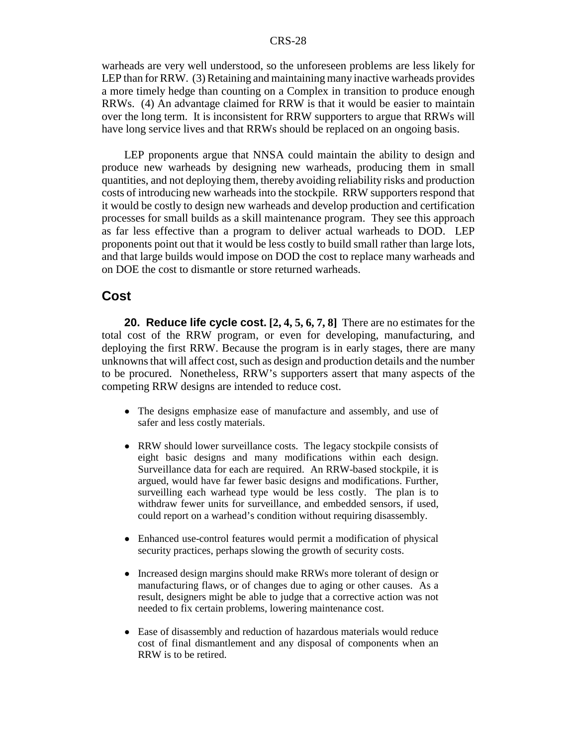warheads are very well understood, so the unforeseen problems are less likely for LEP than for RRW. (3) Retaining and maintaining many inactive warheads provides a more timely hedge than counting on a Complex in transition to produce enough RRWs. (4) An advantage claimed for RRW is that it would be easier to maintain over the long term. It is inconsistent for RRW supporters to argue that RRWs will have long service lives and that RRWs should be replaced on an ongoing basis.

LEP proponents argue that NNSA could maintain the ability to design and produce new warheads by designing new warheads, producing them in small quantities, and not deploying them, thereby avoiding reliability risks and production costs of introducing new warheads into the stockpile. RRW supporters respond that it would be costly to design new warheads and develop production and certification processes for small builds as a skill maintenance program. They see this approach as far less effective than a program to deliver actual warheads to DOD. LEP proponents point out that it would be less costly to build small rather than large lots, and that large builds would impose on DOD the cost to replace many warheads and on DOE the cost to dismantle or store returned warheads.

## Cost

**20. Reduce life cycle cost. [2, 4, 5, 6, 7, 8]** There are no estimates for the total cost of the RRW program, or even for developing, manufacturing, and deploying the first RRW. Because the program is in early stages, there are many unknowns that will affect cost, such as design and production details and the number to be procured. Nonetheless, RRW's supporters assert that many aspects of the competing RRW designs are intended to reduce cost.

- The designs emphasize ease of manufacture and assembly, and use of safer and less costly materials.
- RRW should lower surveillance costs. The legacy stockpile consists of eight basic designs and many modifications within each design. Surveillance data for each are required. An RRW-based stockpile, it is argued, would have far fewer basic designs and modifications. Further, surveilling each warhead type would be less costly. The plan is to withdraw fewer units for surveillance, and embedded sensors, if used, could report on a warhead's condition without requiring disassembly.
- Enhanced use-control features would permit a modification of physical security practices, perhaps slowing the growth of security costs.
- Increased design margins should make RRWs more tolerant of design or manufacturing flaws, or of changes due to aging or other causes. As a result, designers might be able to judge that a corrective action was not needed to fix certain problems, lowering maintenance cost.
- Ease of disassembly and reduction of hazardous materials would reduce cost of final dismantlement and any disposal of components when an RRW is to be retired.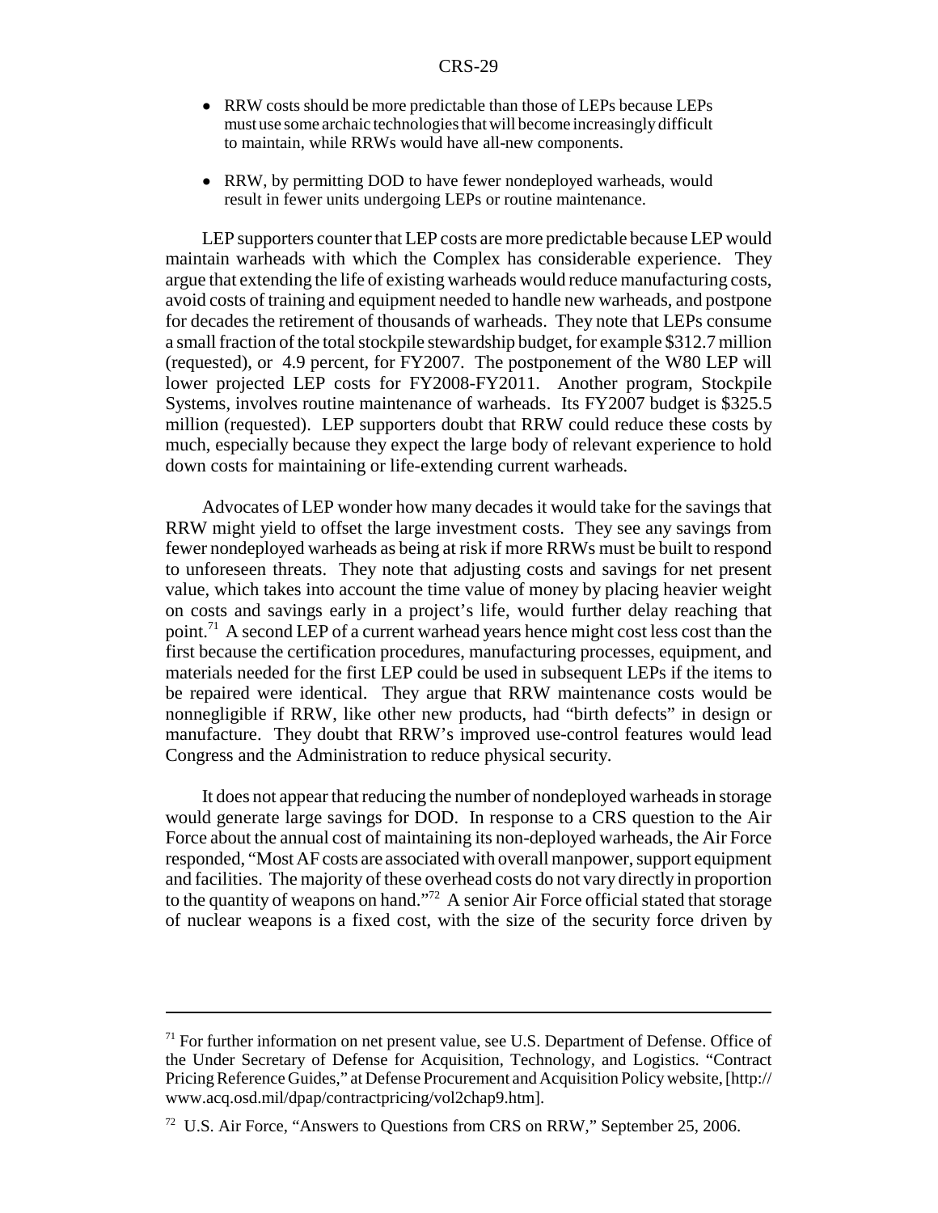- RRW costs should be more predictable than those of LEPs because LEPs must use some archaic technologies that will become increasingly difficult to maintain, while RRWs would have all-new components.
- RRW, by permitting DOD to have fewer nondeployed warheads, would result in fewer units undergoing LEPs or routine maintenance.

LEP supporters counter that LEP costs are more predictable because LEP would maintain warheads with which the Complex has considerable experience. They argue that extending the life of existing warheads would reduce manufacturing costs, avoid costs of training and equipment needed to handle new warheads, and postpone for decades the retirement of thousands of warheads. They note that LEPs consume a small fraction of the total stockpile stewardship budget, for example $312.7 million (requested), or 4.9 percent, for FY2007. The postponement of the W80 LEP will lower projected LEP costs for FY2008-FY2011. Another program, Stockpile Systems, involves routine maintenance of warheads. Its FY2007 budget is $325.5 million (requested). LEP supporters doubt that RRW could reduce these costs by much, especially because they expect the large body of relevant experience to hold down costs for maintaining or life-extending current warheads.

Advocates of LEP wonder how many decades it would take for the savings that RRW might yield to offset the large investment costs. They see any savings from fewer nondeployed warheads as being at risk if more RRWs must be built to respond to unforeseen threats. They note that adjusting costs and savings for net present value, which takes into account the time value of money by placing heavier weight on costs and savings early in a project's life, would further delay reaching that point.[71] A second LEP of a current warhead years hence might cost less cost than the first because the certification procedures, manufacturing processes, equipment, and materials needed for the first LEP could be used in subsequent LEPs if the items to be repaired were identical. They argue that RRW maintenance costs would be nonnegligible if RRW, like other new products, had "birth defects" in design or manufacture. They doubt that RRW's improved use-control features would lead Congress and the Administration to reduce physical security.

It does not appear that reducing the number of nondeployed warheads in storage would generate large savings for DOD. In response to a CRS question to the Air Force about the annual cost of maintaining its non-deployed warheads, the Air Force responded, "Most AF costs are associated with overall manpower, support equipment and facilities. The majority of these overhead costs do not vary directly in proportion to the quantity of weapons on hand."[72] A senior Air Force official stated that storage of nuclear weapons is a fixed cost, with the size of the security force driven by

---

[71] For further information on net present value, see U.S. Department of Defense. Office of the Under Secretary of Defense for Acquisition, Technology, and Logistics. "Contract Pricing Reference Guides," at Defense Procurement and Acquisition Policy website, [http://www.acq.osd.mil/dpap/contractpricing/vol2chap9.htm].

[72] U.S. Air Force, "Answers to Questions from CRS on RRW," September 25, 2006.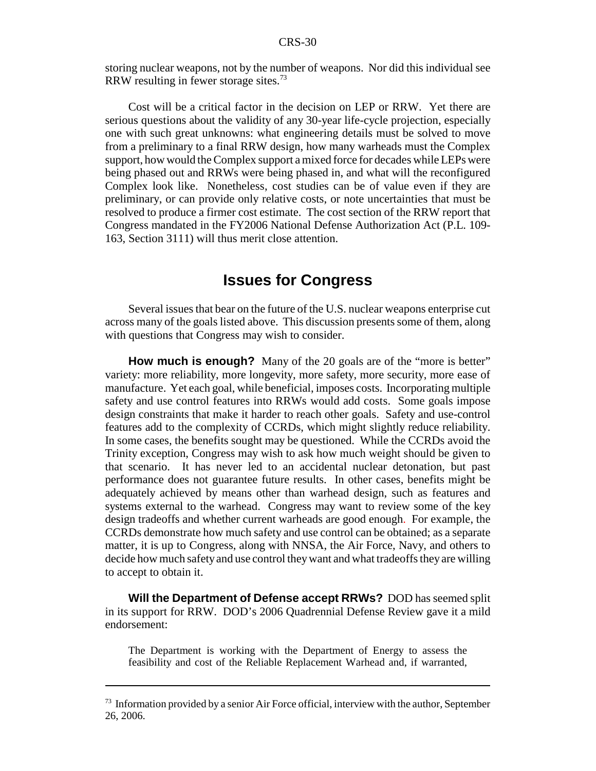storing nuclear weapons, not by the number of weapons. Nor did this individual see RRW resulting in fewer storage sites.[73]

Cost will be a critical factor in the decision on LEP or RRW. Yet there are serious questions about the validity of any 30-year life-cycle projection, especially one with such great unknowns: what engineering details must be solved to move from a preliminary to a final RRW design, how many warheads must the Complex support, how would the Complex support a mixed force for decades while LEPs were being phased out and RRWs were being phased in, and what will the reconfigured Complex look like. Nonetheless, cost studies can be of value even if they are preliminary, or can provide only relative costs, or note uncertainties that must be resolved to produce a firmer cost estimate. The cost section of the RRW report that Congress mandated in the FY2006 National Defense Authorization Act (P.L. 109-163, Section 3111) will thus merit close attention.

## Issues for Congress

Several issues that bear on the future of the U.S. nuclear weapons enterprise cut across many of the goals listed above. This discussion presents some of them, along with questions that Congress may wish to consider.

**How much is enough?** Many of the 20 goals are of the "more is better" variety: more reliability, more longevity, more safety, more security, more ease of manufacture. Yet each goal, while beneficial, imposes costs. Incorporating multiple safety and use control features into RRWs would add costs. Some goals impose design constraints that make it harder to reach other goals. Safety and use-control features add to the complexity of CCRDs, which might slightly reduce reliability. In some cases, the benefits sought may be questioned. While the CCRDs avoid the Trinity exception, Congress may wish to ask how much weight should be given to that scenario. It has never led to an accidental nuclear detonation, but past performance does not guarantee future results. In other cases, benefits might be adequately achieved by means other than warhead design, such as features and systems external to the warhead. Congress may want to review some of the key design tradeoffs and whether current warheads are good enough. For example, the CCRDs demonstrate how much safety and use control can be obtained; as a separate matter, it is up to Congress, along with NNSA, the Air Force, Navy, and others to decide how much safety and use control they want and what tradeoffs they are willing to accept to obtain it.

**Will the Department of Defense accept RRWs?** DOD has seemed split in its support for RRW. DOD's 2006 Quadrennial Defense Review gave it a mild endorsement:

> The Department is working with the Department of Energy to assess the feasibility and cost of the Reliable Replacement Warhead and, if warranted,

[73] Information provided by a senior Air Force official, interview with the author, September 26, 2006.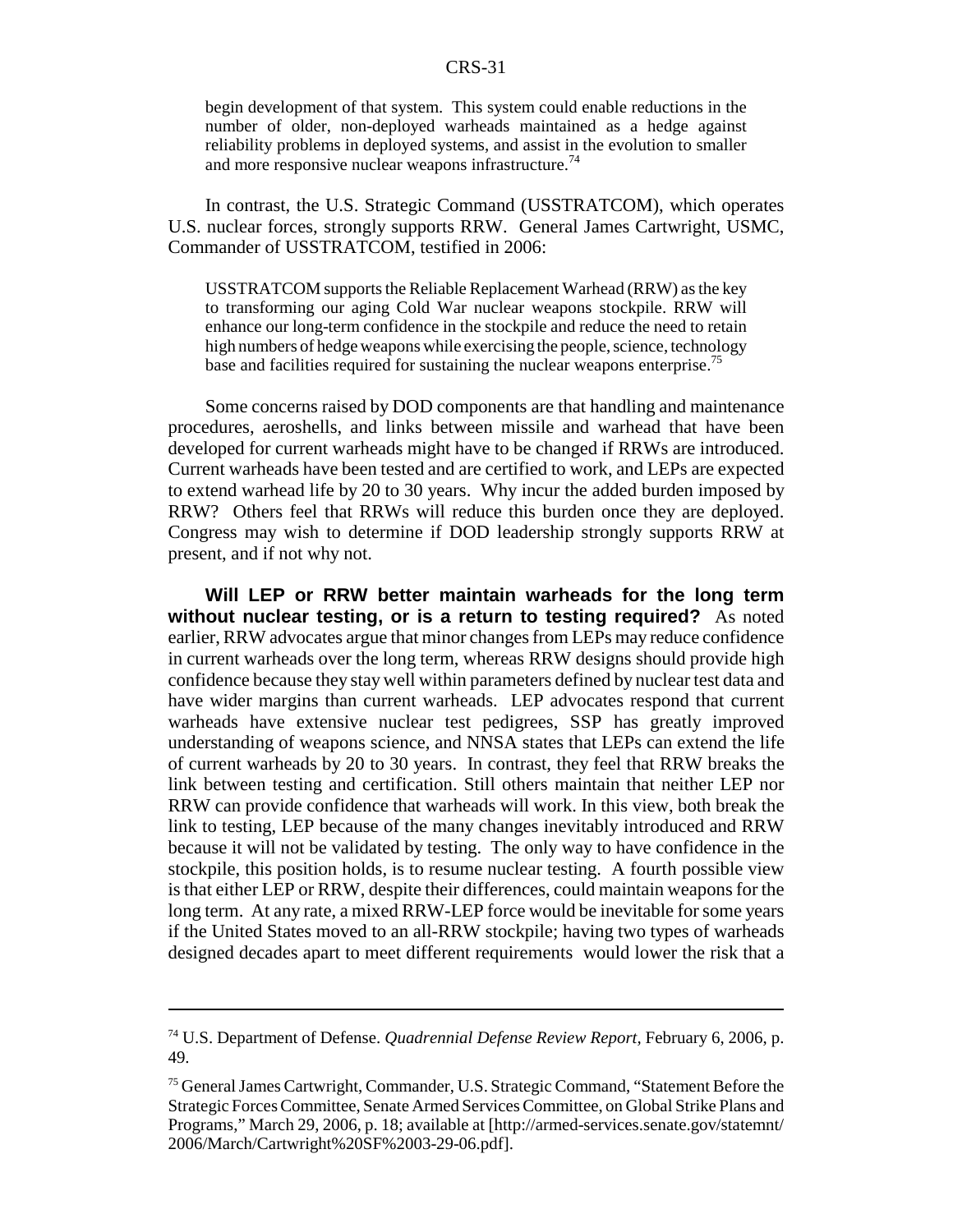begin development of that system. This system could enable reductions in the number of older, non-deployed warheads maintained as a hedge against reliability problems in deployed systems, and assist in the evolution to smaller and more responsive nuclear weapons infrastructure.[74]

In contrast, the U.S. Strategic Command (USSTRATCOM), which operates U.S. nuclear forces, strongly supports RRW. General James Cartwright, USMC, Commander of USSTRATCOM, testified in 2006:

> USSTRATCOM supports the Reliable Replacement Warhead (RRW) as the key to transforming our aging Cold War nuclear weapons stockpile. RRW will enhance our long-term confidence in the stockpile and reduce the need to retain high numbers of hedge weapons while exercising the people, science, technology base and facilities required for sustaining the nuclear weapons enterprise.[75]

Some concerns raised by DOD components are that handling and maintenance procedures, aeroshells, and links between missile and warhead that have been developed for current warheads might have to be changed if RRWs are introduced. Current warheads have been tested and are certified to work, and LEPs are expected to extend warhead life by 20 to 30 years. Why incur the added burden imposed by RRW? Others feel that RRWs will reduce this burden once they are deployed. Congress may wish to determine if DOD leadership strongly supports RRW at present, and if not why not.

**Will LEP or RRW better maintain warheads for the long term without nuclear testing, or is a return to testing required?** As noted earlier, RRW advocates argue that minor changes from LEPs may reduce confidence in current warheads over the long term, whereas RRW designs should provide high confidence because they stay well within parameters defined by nuclear test data and have wider margins than current warheads. LEP advocates respond that current warheads have extensive nuclear test pedigrees, SSP has greatly improved understanding of weapons science, and NNSA states that LEPs can extend the life of current warheads by 20 to 30 years. In contrast, they feel that RRW breaks the link between testing and certification. Still others maintain that neither LEP nor RRW can provide confidence that warheads will work. In this view, both break the link to testing, LEP because of the many changes inevitably introduced and RRW because it will not be validated by testing. The only way to have confidence in the stockpile, this position holds, is to resume nuclear testing. A fourth possible view is that either LEP or RRW, despite their differences, could maintain weapons for the long term. At any rate, a mixed RRW-LEP force would be inevitable for some years if the United States moved to an all-RRW stockpile; having two types of warheads designed decades apart to meet different requirements would lower the risk that a

---

[74] U.S. Department of Defense. *Quadrennial Defense Review Report,* February 6, 2006, p. 49.

[75] General James Cartwright, Commander, U.S. Strategic Command, "Statement Before the Strategic Forces Committee, Senate Armed Services Committee, on Global Strike Plans and Programs," March 29, 2006, p. 18; available at [http://armed-services.senate.gov/statemnt/2006/March/Cartwright%20SF%2003-29-06.pdf].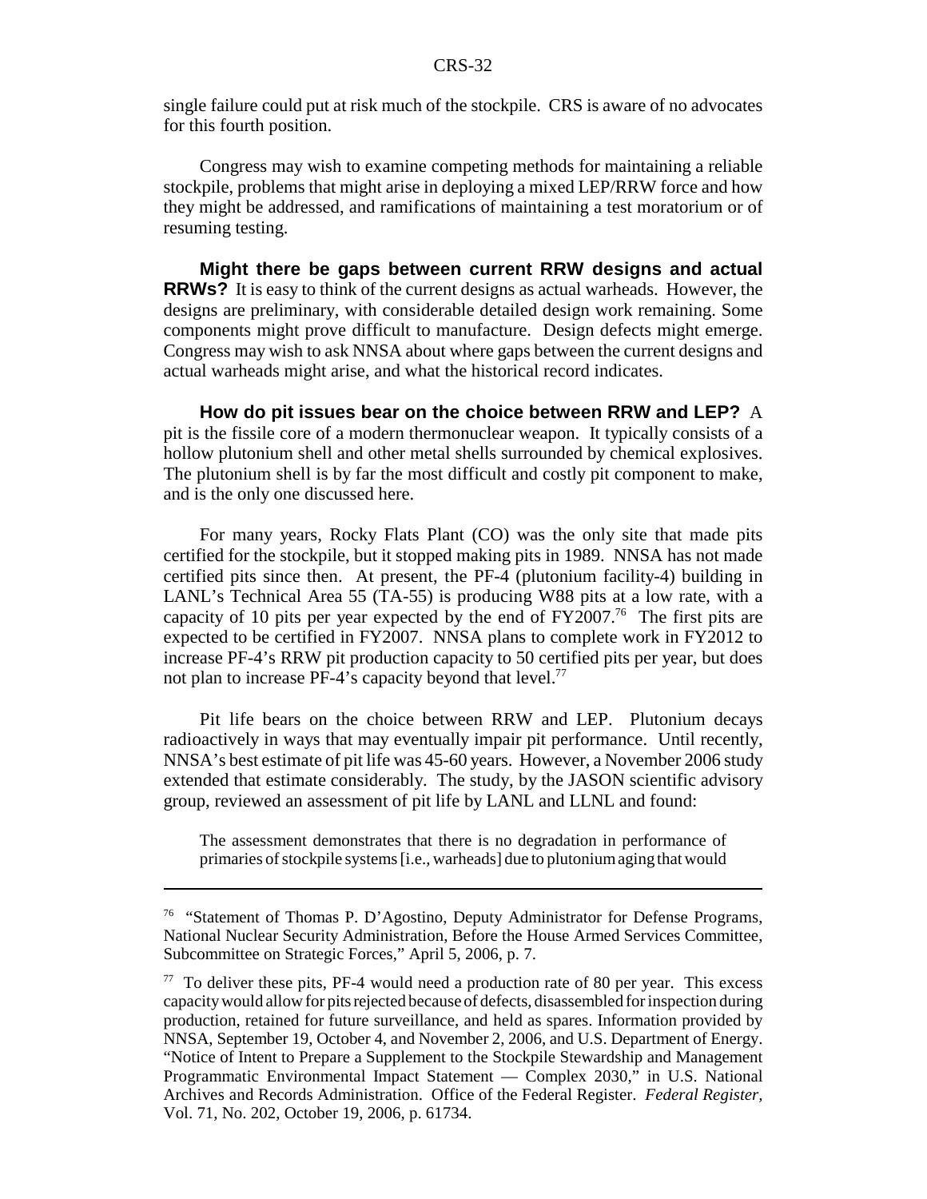single failure could put at risk much of the stockpile. CRS is aware of no advocates for this fourth position.

Congress may wish to examine competing methods for maintaining a reliable stockpile, problems that might arise in deploying a mixed LEP/RRW force and how they might be addressed, and ramifications of maintaining a test moratorium or of resuming testing.

**Might there be gaps between current RRW designs and actual RRWs?** It is easy to think of the current designs as actual warheads. However, the designs are preliminary, with considerable detailed design work remaining. Some components might prove difficult to manufacture. Design defects might emerge. Congress may wish to ask NNSA about where gaps between the current designs and actual warheads might arise, and what the historical record indicates.

**How do pit issues bear on the choice between RRW and LEP?** A pit is the fissile core of a modern thermonuclear weapon. It typically consists of a hollow plutonium shell and other metal shells surrounded by chemical explosives. The plutonium shell is by far the most difficult and costly pit component to make, and is the only one discussed here.

For many years, Rocky Flats Plant (CO) was the only site that made pits certified for the stockpile, but it stopped making pits in 1989. NNSA has not made certified pits since then. At present, the PF-4 (plutonium facility-4) building in LANL's Technical Area 55 (TA-55) is producing W88 pits at a low rate, with a capacity of 10 pits per year expected by the end of FY2007.[76] The first pits are expected to be certified in FY2007. NNSA plans to complete work in FY2012 to increase PF-4's RRW pit production capacity to 50 certified pits per year, but does not plan to increase PF-4's capacity beyond that level.[77]

Pit life bears on the choice between RRW and LEP. Plutonium decays radioactively in ways that may eventually impair pit performance. Until recently, NNSA's best estimate of pit life was 45-60 years. However, a November 2006 study extended that estimate considerably. The study, by the JASON scientific advisory group, reviewed an assessment of pit life by LANL and LLNL and found:

> The assessment demonstrates that there is no degradation in performance of primaries of stockpile systems [i.e., warheads] due to plutonium aging that would

---

[76] "Statement of Thomas P. D'Agostino, Deputy Administrator for Defense Programs, National Nuclear Security Administration, Before the House Armed Services Committee, Subcommittee on Strategic Forces," April 5, 2006, p. 7.

[77] To deliver these pits, PF-4 would need a production rate of 80 per year. This excess capacity would allow for pits rejected because of defects, disassembled for inspection during production, retained for future surveillance, and held as spares. Information provided by NNSA, September 19, October 4, and November 2, 2006, and U.S. Department of Energy. "Notice of Intent to Prepare a Supplement to the Stockpile Stewardship and Management Programmatic Environmental Impact Statement — Complex 2030," in U.S. National Archives and Records Administration. Office of the Federal Register. *Federal Register*, Vol. 71, No. 202, October 19, 2006, p. 61734.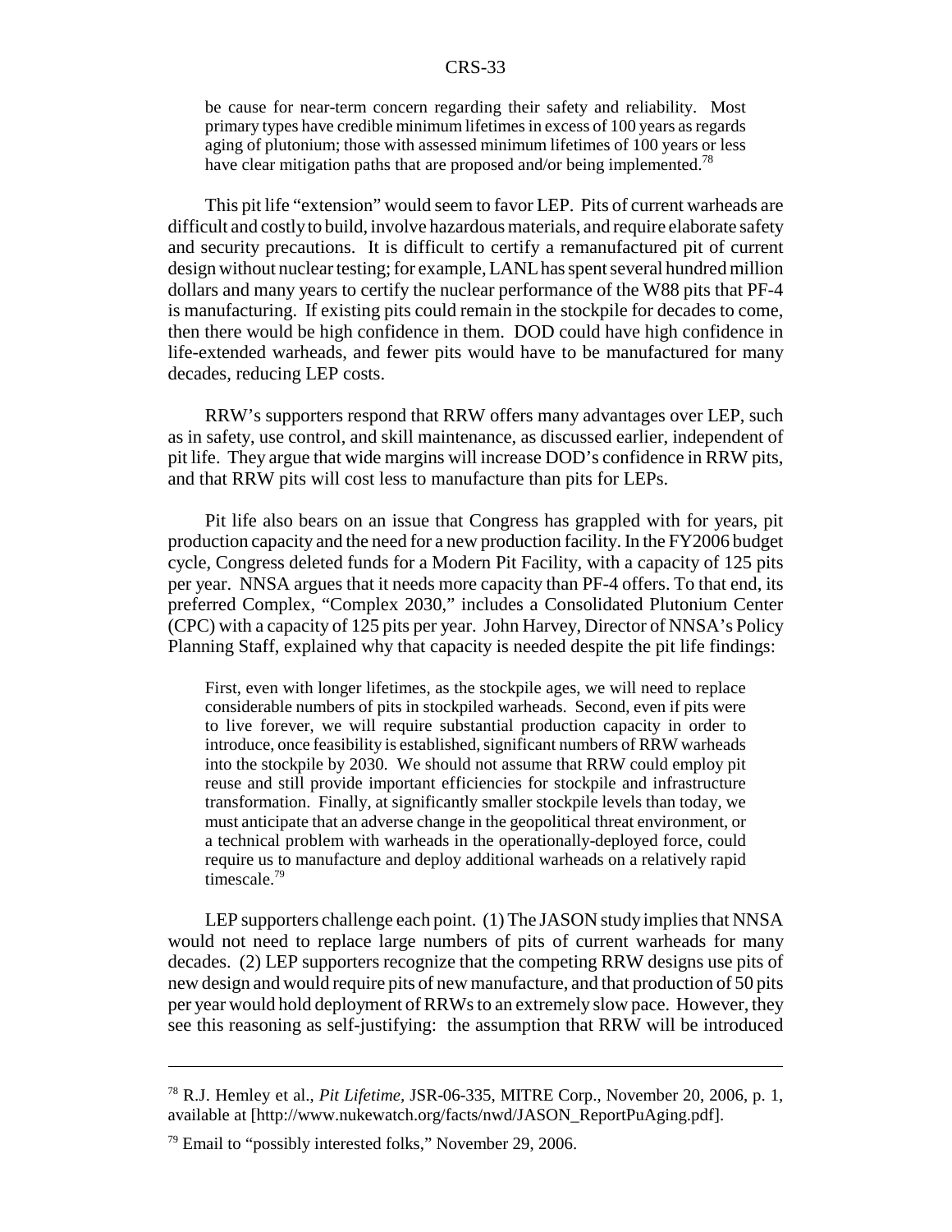be cause for near-term concern regarding their safety and reliability. Most primary types have credible minimum lifetimes in excess of 100 years as regards aging of plutonium; those with assessed minimum lifetimes of 100 years or less have clear mitigation paths that are proposed and/or being implemented.[78]

This pit life "extension" would seem to favor LEP. Pits of current warheads are difficult and costly to build, involve hazardous materials, and require elaborate safety and security precautions. It is difficult to certify a remanufactured pit of current design without nuclear testing; for example, LANL has spent several hundred million dollars and many years to certify the nuclear performance of the W88 pits that PF-4 is manufacturing. If existing pits could remain in the stockpile for decades to come, then there would be high confidence in them. DOD could have high confidence in life-extended warheads, and fewer pits would have to be manufactured for many decades, reducing LEP costs.

RRW's supporters respond that RRW offers many advantages over LEP, such as in safety, use control, and skill maintenance, as discussed earlier, independent of pit life. They argue that wide margins will increase DOD's confidence in RRW pits, and that RRW pits will cost less to manufacture than pits for LEPs.

Pit life also bears on an issue that Congress has grappled with for years, pit production capacity and the need for a new production facility. In the FY2006 budget cycle, Congress deleted funds for a Modern Pit Facility, with a capacity of 125 pits per year. NNSA argues that it needs more capacity than PF-4 offers. To that end, its preferred Complex, "Complex 2030," includes a Consolidated Plutonium Center (CPC) with a capacity of 125 pits per year. John Harvey, Director of NNSA's Policy Planning Staff, explained why that capacity is needed despite the pit life findings:

> First, even with longer lifetimes, as the stockpile ages, we will need to replace considerable numbers of pits in stockpiled warheads. Second, even if pits were to live forever, we will require substantial production capacity in order to introduce, once feasibility is established, significant numbers of RRW warheads into the stockpile by 2030. We should not assume that RRW could employ pit reuse and still provide important efficiencies for stockpile and infrastructure transformation. Finally, at significantly smaller stockpile levels than today, we must anticipate that an adverse change in the geopolitical threat environment, or a technical problem with warheads in the operationally-deployed force, could require us to manufacture and deploy additional warheads on a relatively rapid timescale.[79]

LEP supporters challenge each point. (1) The JASON study implies that NNSA would not need to replace large numbers of pits of current warheads for many decades. (2) LEP supporters recognize that the competing RRW designs use pits of new design and would require pits of new manufacture, and that production of 50 pits per year would hold deployment of RRWs to an extremely slow pace. However, they see this reasoning as self-justifying: the assumption that RRW will be introduced

---

[78] R.J. Hemley et al., *Pit Lifetime*, JSR-06-335, MITRE Corp., November 20, 2006, p. 1, available at [http://www.nukewatch.org/facts/nwd/JASON_ReportPuAging.pdf].

[79] Email to "possibly interested folks," November 29, 2006.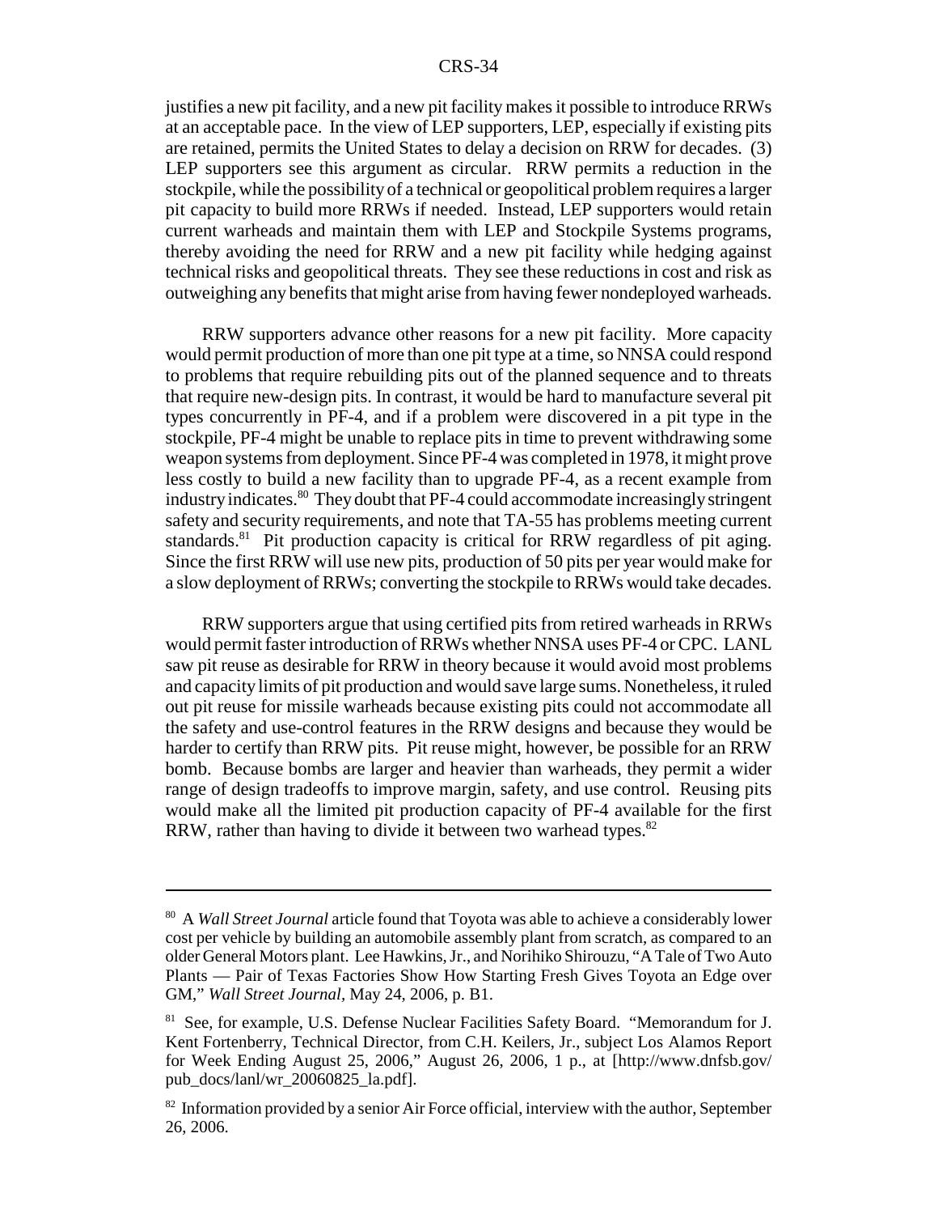justifies a new pit facility, and a new pit facility makes it possible to introduce RRWs at an acceptable pace. In the view of LEP supporters, LEP, especially if existing pits are retained, permits the United States to delay a decision on RRW for decades. (3) LEP supporters see this argument as circular. RRW permits a reduction in the stockpile, while the possibility of a technical or geopolitical problem requires a larger pit capacity to build more RRWs if needed. Instead, LEP supporters would retain current warheads and maintain them with LEP and Stockpile Systems programs, thereby avoiding the need for RRW and a new pit facility while hedging against technical risks and geopolitical threats. They see these reductions in cost and risk as outweighing any benefits that might arise from having fewer nondeployed warheads.

RRW supporters advance other reasons for a new pit facility. More capacity would permit production of more than one pit type at a time, so NNSA could respond to problems that require rebuilding pits out of the planned sequence and to threats that require new-design pits. In contrast, it would be hard to manufacture several pit types concurrently in PF-4, and if a problem were discovered in a pit type in the stockpile, PF-4 might be unable to replace pits in time to prevent withdrawing some weapon systems from deployment. Since PF-4 was completed in 1978, it might prove less costly to build a new facility than to upgrade PF-4, as a recent example from industry indicates.[80] They doubt that PF-4 could accommodate increasingly stringent safety and security requirements, and note that TA-55 has problems meeting current standards.[81] Pit production capacity is critical for RRW regardless of pit aging. Since the first RRW will use new pits, production of 50 pits per year would make for a slow deployment of RRWs; converting the stockpile to RRWs would take decades.

RRW supporters argue that using certified pits from retired warheads in RRWs would permit faster introduction of RRWs whether NNSA uses PF-4 or CPC. LANL saw pit reuse as desirable for RRW in theory because it would avoid most problems and capacity limits of pit production and would save large sums. Nonetheless, it ruled out pit reuse for missile warheads because existing pits could not accommodate all the safety and use-control features in the RRW designs and because they would be harder to certify than RRW pits. Pit reuse might, however, be possible for an RRW bomb. Because bombs are larger and heavier than warheads, they permit a wider range of design tradeoffs to improve margin, safety, and use control. Reusing pits would make all the limited pit production capacity of PF-4 available for the first RRW, rather than having to divide it between two warhead types.[82]

---

[80] A *Wall Street Journal* article found that Toyota was able to achieve a considerably lower cost per vehicle by building an automobile assembly plant from scratch, as compared to an older General Motors plant. Lee Hawkins, Jr., and Norihiko Shirouzu, "A Tale of Two Auto Plants — Pair of Texas Factories Show How Starting Fresh Gives Toyota an Edge over GM," *Wall Street Journal*, May 24, 2006, p. B1.

[81] See, for example, U.S. Defense Nuclear Facilities Safety Board. "Memorandum for J. Kent Fortenberry, Technical Director, from C.H. Keilers, Jr., subject Los Alamos Report for Week Ending August 25, 2006," August 26, 2006, 1 p., at [http://www.dnfsb.gov/pub_docs/lanl/wr_20060825_la.pdf].

[82] Information provided by a senior Air Force official, interview with the author, September 26, 2006.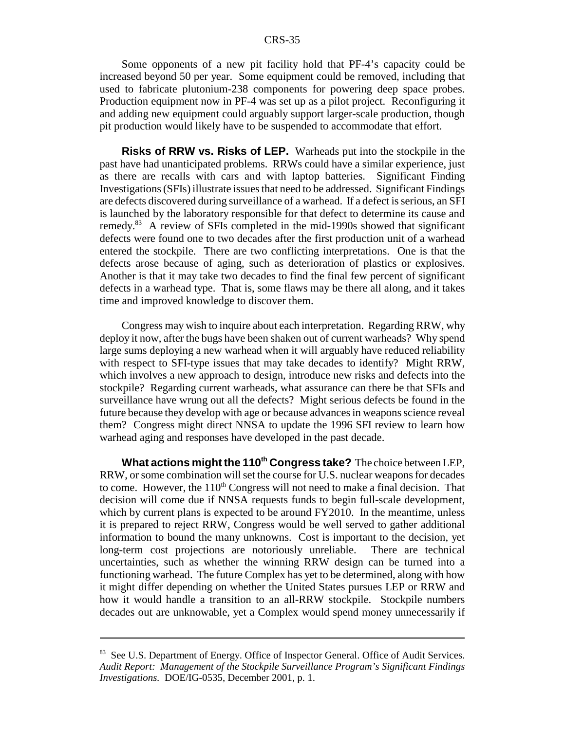Some opponents of a new pit facility hold that PF-4's capacity could be increased beyond 50 per year. Some equipment could be removed, including that used to fabricate plutonium-238 components for powering deep space probes. Production equipment now in PF-4 was set up as a pilot project. Reconfiguring it and adding new equipment could arguably support larger-scale production, though pit production would likely have to be suspended to accommodate that effort.

**Risks of RRW vs. Risks of LEP.** Warheads put into the stockpile in the past have had unanticipated problems. RRWs could have a similar experience, just as there are recalls with cars and with laptop batteries. Significant Finding Investigations (SFIs) illustrate issues that need to be addressed. Significant Findings are defects discovered during surveillance of a warhead. If a defect is serious, an SFI is launched by the laboratory responsible for that defect to determine its cause and remedy.[83] A review of SFIs completed in the mid-1990s showed that significant defects were found one to two decades after the first production unit of a warhead entered the stockpile. There are two conflicting interpretations. One is that the defects arose because of aging, such as deterioration of plastics or explosives. Another is that it may take two decades to find the final few percent of significant defects in a warhead type. That is, some flaws may be there all along, and it takes time and improved knowledge to discover them.

Congress may wish to inquire about each interpretation. Regarding RRW, why deploy it now, after the bugs have been shaken out of current warheads? Why spend large sums deploying a new warhead when it will arguably have reduced reliability with respect to SFI-type issues that may take decades to identify? Might RRW, which involves a new approach to design, introduce new risks and defects into the stockpile? Regarding current warheads, what assurance can there be that SFIs and surveillance have wrung out all the defects? Might serious defects be found in the future because they develop with age or because advances in weapons science reveal them? Congress might direct NNSA to update the 1996 SFI review to learn how warhead aging and responses have developed in the past decade.

**What actions might the 110th Congress take?** The choice between LEP, RRW, or some combination will set the course for U.S. nuclear weapons for decades to come. However, the 110th Congress will not need to make a final decision. That decision will come due if NNSA requests funds to begin full-scale development, which by current plans is expected to be around FY2010. In the meantime, unless it is prepared to reject RRW, Congress would be well served to gather additional information to bound the many unknowns. Cost is important to the decision, yet long-term cost projections are notoriously unreliable. There are technical uncertainties, such as whether the winning RRW design can be turned into a functioning warhead. The future Complex has yet to be determined, along with how it might differ depending on whether the United States pursues LEP or RRW and how it would handle a transition to an all-RRW stockpile. Stockpile numbers decades out are unknowable, yet a Complex would spend money unnecessarily if

---

[83] See U.S. Department of Energy. Office of Inspector General. Office of Audit Services. *Audit Report: Management of the Stockpile Surveillance Program's Significant Findings Investigations.* DOE/IG-0535, December 2001, p. 1.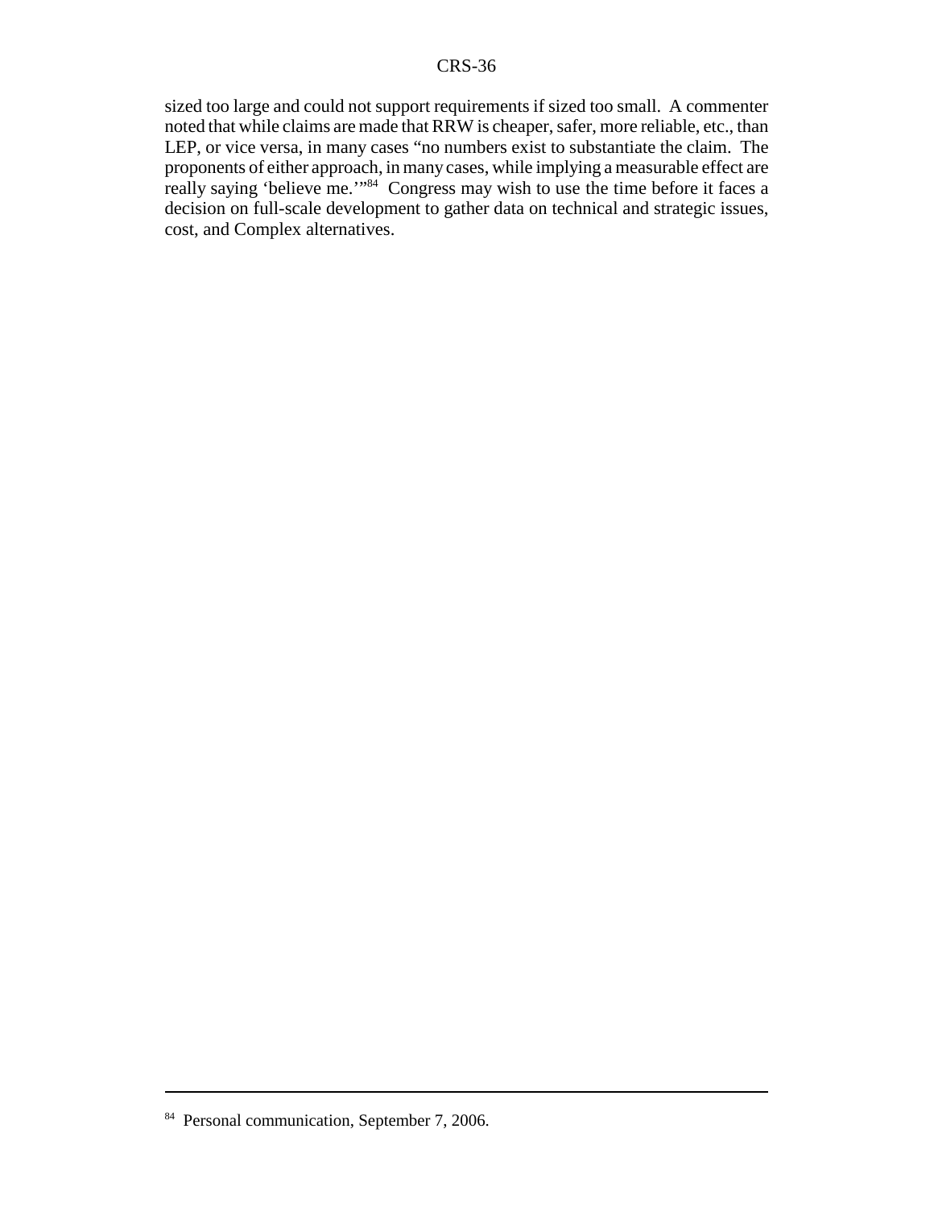sized too large and could not support requirements if sized too small. A commenter noted that while claims are made that RRW is cheaper, safer, more reliable, etc., than LEP, or vice versa, in many cases "no numbers exist to substantiate the claim. The proponents of either approach, in many cases, while implying a measurable effect are really saying 'believe me.'"[84] Congress may wish to use the time before it faces a decision on full-scale development to gather data on technical and strategic issues, cost, and Complex alternatives.

---

[84] Personal communication, September 7, 2006.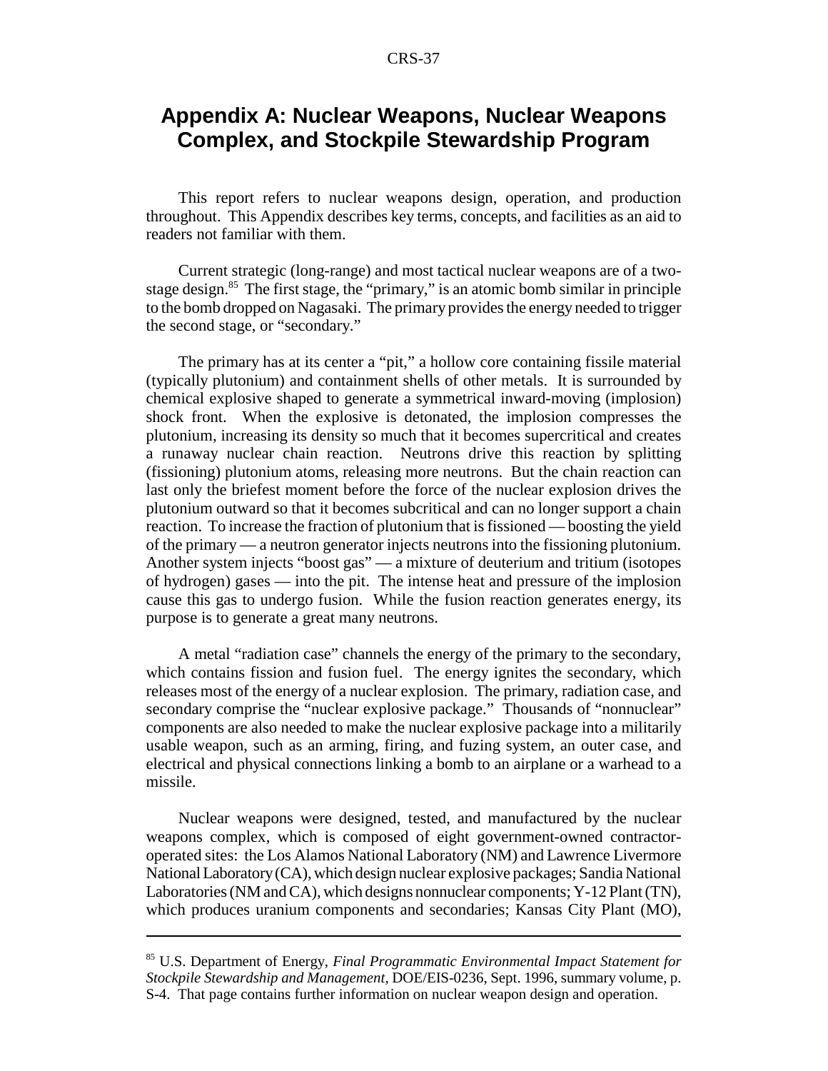# Appendix A: Nuclear Weapons, Nuclear Weapons Complex, and Stockpile Stewardship Program

This report refers to nuclear weapons design, operation, and production throughout. This Appendix describes key terms, concepts, and facilities as an aid to readers not familiar with them.

Current strategic (long-range) and most tactical nuclear weapons are of a two-stage design.[85] The first stage, the "primary," is an atomic bomb similar in principle to the bomb dropped on Nagasaki. The primary provides the energy needed to trigger the second stage, or "secondary."

The primary has at its center a "pit," a hollow core containing fissile material (typically plutonium) and containment shells of other metals. It is surrounded by chemical explosive shaped to generate a symmetrical inward-moving (implosion) shock front. When the explosive is detonated, the implosion compresses the plutonium, increasing its density so much that it becomes supercritical and creates a runaway nuclear chain reaction. Neutrons drive this reaction by splitting (fissioning) plutonium atoms, releasing more neutrons. But the chain reaction can last only the briefest moment before the force of the nuclear explosion drives the plutonium outward so that it becomes subcritical and can no longer support a chain reaction. To increase the fraction of plutonium that is fissioned — boosting the yield of the primary — a neutron generator injects neutrons into the fissioning plutonium. Another system injects "boost gas" — a mixture of deuterium and tritium (isotopes of hydrogen) gases — into the pit. The intense heat and pressure of the implosion cause this gas to undergo fusion. While the fusion reaction generates energy, its purpose is to generate a great many neutrons.

A metal "radiation case" channels the energy of the primary to the secondary, which contains fission and fusion fuel. The energy ignites the secondary, which releases most of the energy of a nuclear explosion. The primary, radiation case, and secondary comprise the "nuclear explosive package." Thousands of "nonnuclear" components are also needed to make the nuclear explosive package into a militarily usable weapon, such as an arming, firing, and fuzing system, an outer case, and electrical and physical connections linking a bomb to an airplane or a warhead to a missile.

Nuclear weapons were designed, tested, and manufactured by the nuclear weapons complex, which is composed of eight government-owned contractor-operated sites: the Los Alamos National Laboratory (NM) and Lawrence Livermore National Laboratory (CA), which design nuclear explosive packages; Sandia National Laboratories (NM and CA), which designs nonnuclear components; Y-12 Plant (TN), which produces uranium components and secondaries; Kansas City Plant (MO),

---

[85] U.S. Department of Energy, *Final Programmatic Environmental Impact Statement for Stockpile Stewardship and Management,* DOE/EIS-0236, Sept. 1996, summary volume, p. S-4. That page contains further information on nuclear weapon design and operation.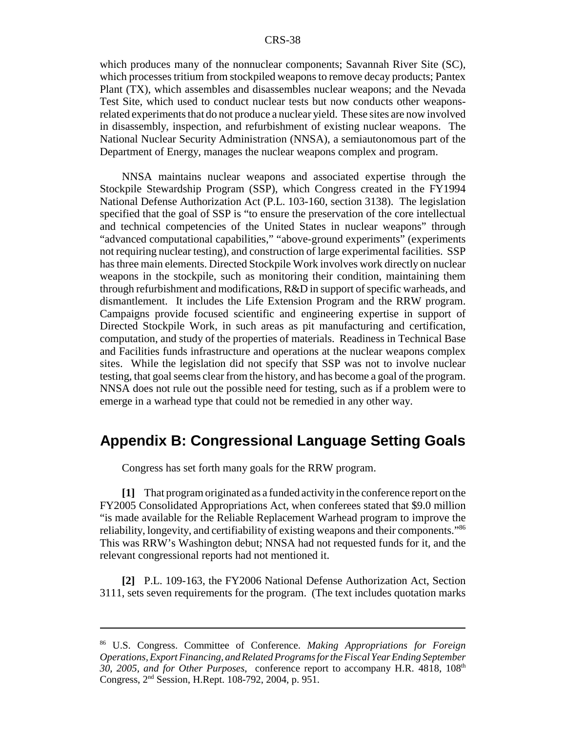which produces many of the nonnuclear components; Savannah River Site (SC), which processes tritium from stockpiled weapons to remove decay products; Pantex Plant (TX), which assembles and disassembles nuclear weapons; and the Nevada Test Site, which used to conduct nuclear tests but now conducts other weapons-related experiments that do not produce a nuclear yield. These sites are now involved in disassembly, inspection, and refurbishment of existing nuclear weapons. The National Nuclear Security Administration (NNSA), a semiautonomous part of the Department of Energy, manages the nuclear weapons complex and program.

NNSA maintains nuclear weapons and associated expertise through the Stockpile Stewardship Program (SSP), which Congress created in the FY1994 National Defense Authorization Act (P.L. 103-160, section 3138). The legislation specified that the goal of SSP is "to ensure the preservation of the core intellectual and technical competencies of the United States in nuclear weapons" through "advanced computational capabilities," "above-ground experiments" (experiments not requiring nuclear testing), and construction of large experimental facilities. SSP has three main elements. Directed Stockpile Work involves work directly on nuclear weapons in the stockpile, such as monitoring their condition, maintaining them through refurbishment and modifications, R&D in support of specific warheads, and dismantlement. It includes the Life Extension Program and the RRW program. Campaigns provide focused scientific and engineering expertise in support of Directed Stockpile Work, in such areas as pit manufacturing and certification, computation, and study of the properties of materials. Readiness in Technical Base and Facilities funds infrastructure and operations at the nuclear weapons complex sites. While the legislation did not specify that SSP was not to involve nuclear testing, that goal seems clear from the history, and has become a goal of the program. NNSA does not rule out the possible need for testing, such as if a problem were to emerge in a warhead type that could not be remedied in any other way.

## Appendix B: Congressional Language Setting Goals

Congress has set forth many goals for the RRW program.

**[1]** That program originated as a funded activity in the conference report on the FY2005 Consolidated Appropriations Act, when conferees stated that $9.0 million "is made available for the Reliable Replacement Warhead program to improve the reliability, longevity, and certifiability of existing weapons and their components."[86] This was RRW's Washington debut; NNSA had not requested funds for it, and the relevant congressional reports had not mentioned it.

**[2]** P.L. 109-163, the FY2006 National Defense Authorization Act, Section 3111, sets seven requirements for the program. (The text includes quotation marks

---

[86] U.S. Congress. Committee of Conference. *Making Appropriations for Foreign Operations, Export Financing, and Related Programs for the Fiscal Year Ending September 30, 2005, and for Other Purposes,* conference report to accompany H.R. 4818, 108th Congress, 2nd Session, H.Rept. 108-792, 2004, p. 951.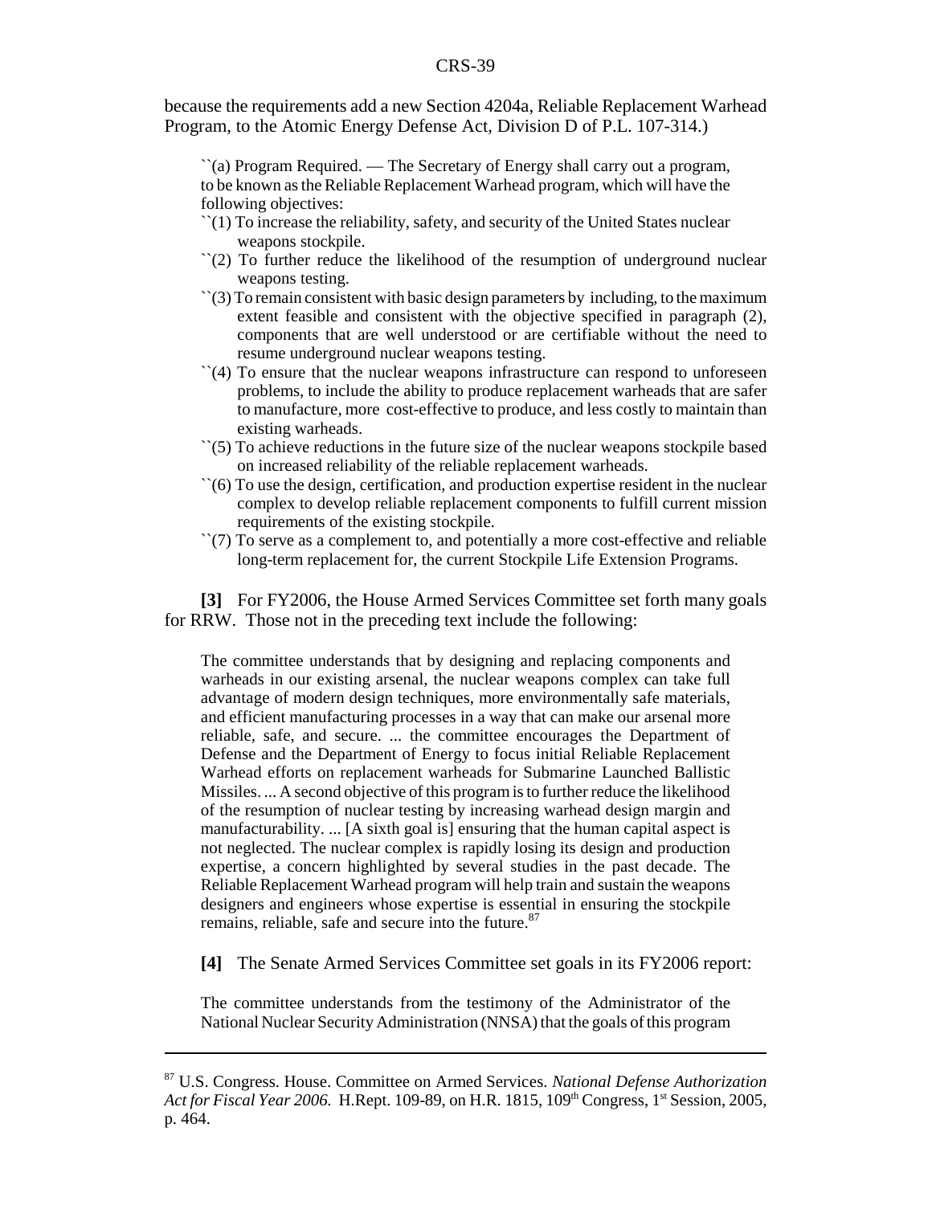because the requirements add a new Section 4204a, Reliable Replacement Warhead Program, to the Atomic Energy Defense Act, Division D of P.L. 107-314.)

> ``(a) Program Required. — The Secretary of Energy shall carry out a program, to be known as the Reliable Replacement Warhead program, which will have the following objectives:
>
> ``(1) To increase the reliability, safety, and security of the United States nuclear weapons stockpile.
>
> ``(2) To further reduce the likelihood of the resumption of underground nuclear weapons testing.
>
> ``(3) To remain consistent with basic design parameters by including, to the maximum extent feasible and consistent with the objective specified in paragraph (2), components that are well understood or are certifiable without the need to resume underground nuclear weapons testing.
>
> ``(4) To ensure that the nuclear weapons infrastructure can respond to unforeseen problems, to include the ability to produce replacement warheads that are safer to manufacture, more cost-effective to produce, and less costly to maintain than existing warheads.
>
> ``(5) To achieve reductions in the future size of the nuclear weapons stockpile based on increased reliability of the reliable replacement warheads.
>
> ``(6) To use the design, certification, and production expertise resident in the nuclear complex to develop reliable replacement components to fulfill current mission requirements of the existing stockpile.
>
> ``(7) To serve as a complement to, and potentially a more cost-effective and reliable long-term replacement for, the current Stockpile Life Extension Programs.

**[3]** For FY2006, the House Armed Services Committee set forth many goals for RRW. Those not in the preceding text include the following:

> The committee understands that by designing and replacing components and warheads in our existing arsenal, the nuclear weapons complex can take full advantage of modern design techniques, more environmentally safe materials, and efficient manufacturing processes in a way that can make our arsenal more reliable, safe, and secure. ... the committee encourages the Department of Defense and the Department of Energy to focus initial Reliable Replacement Warhead efforts on replacement warheads for Submarine Launched Ballistic Missiles. ... A second objective of this program is to further reduce the likelihood of the resumption of nuclear testing by increasing warhead design margin and manufacturability. ... [A sixth goal is] ensuring that the human capital aspect is not neglected. The nuclear complex is rapidly losing its design and production expertise, a concern highlighted by several studies in the past decade. The Reliable Replacement Warhead program will help train and sustain the weapons designers and engineers whose expertise is essential in ensuring the stockpile remains, reliable, safe and secure into the future.[87]

**[4]** The Senate Armed Services Committee set goals in its FY2006 report:

> The committee understands from the testimony of the Administrator of the National Nuclear Security Administration (NNSA) that the goals of this program

---

[87] U.S. Congress. House. Committee on Armed Services. *National Defense Authorization Act for Fiscal Year 2006.* H.Rept. 109-89, on H.R. 1815, 109th Congress, 1st Session, 2005, p. 464.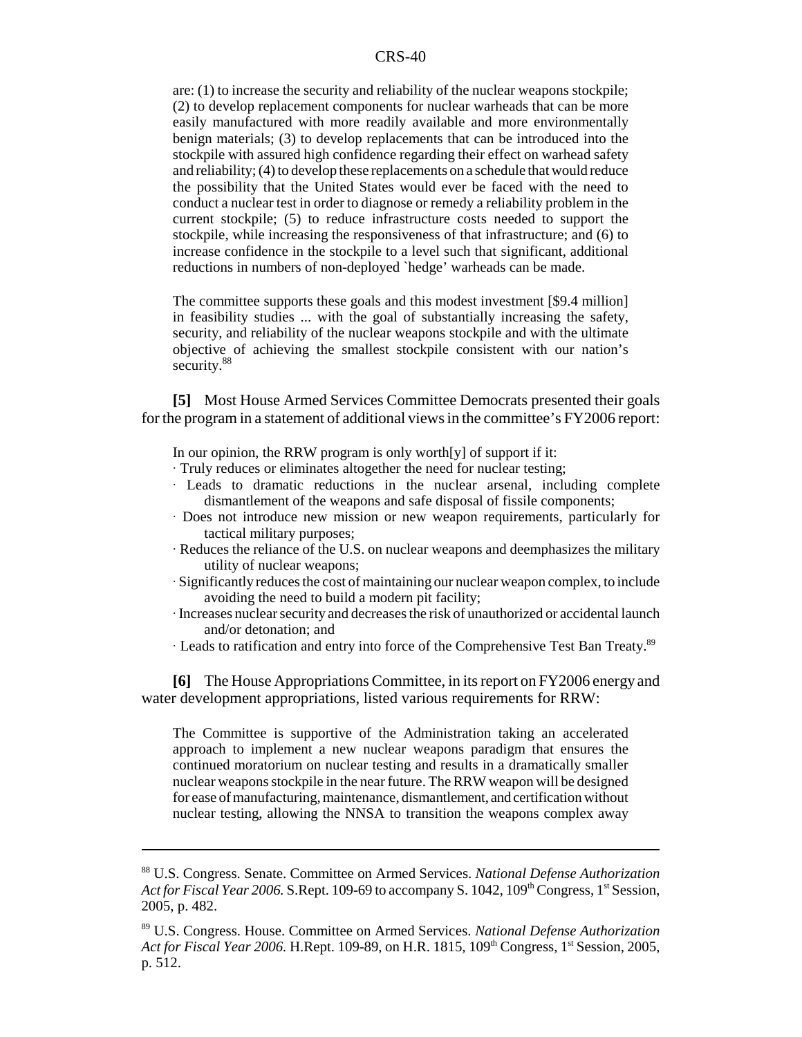are: (1) to increase the security and reliability of the nuclear weapons stockpile; (2) to develop replacement components for nuclear warheads that can be more easily manufactured with more readily available and more environmentally benign materials; (3) to develop replacements that can be introduced into the stockpile with assured high confidence regarding their effect on warhead safety and reliability; (4) to develop these replacements on a schedule that would reduce the possibility that the United States would ever be faced with the need to conduct a nuclear test in order to diagnose or remedy a reliability problem in the current stockpile; (5) to reduce infrastructure costs needed to support the stockpile, while increasing the responsiveness of that infrastructure; and (6) to increase confidence in the stockpile to a level such that significant, additional reductions in numbers of non-deployed `hedge' warheads can be made.

> The committee supports these goals and this modest investment [$9.4 million] in feasibility studies ... with the goal of substantially increasing the safety, security, and reliability of the nuclear weapons stockpile and with the ultimate objective of achieving the smallest stockpile consistent with our nation's security.[88]

**[5]** Most House Armed Services Committee Democrats presented their goals for the program in a statement of additional views in the committee's FY2006 report:

> In our opinion, the RRW program is only worth[y] of support if it:
>
> · Truly reduces or eliminates altogether the need for nuclear testing;
> · Leads to dramatic reductions in the nuclear arsenal, including complete dismantlement of the weapons and safe disposal of fissile components;
> · Does not introduce new mission or new weapon requirements, particularly for tactical military purposes;
> · Reduces the reliance of the U.S. on nuclear weapons and deemphasizes the military utility of nuclear weapons;
> · Significantly reduces the cost of maintaining our nuclear weapon complex, to include avoiding the need to build a modern pit facility;
> · Increases nuclear security and decreases the risk of unauthorized or accidental launch and/or detonation; and
> · Leads to ratification and entry into force of the Comprehensive Test Ban Treaty.[89]

**[6]** The House Appropriations Committee, in its report on FY2006 energy and water development appropriations, listed various requirements for RRW:

> The Committee is supportive of the Administration taking an accelerated approach to implement a new nuclear weapons paradigm that ensures the continued moratorium on nuclear testing and results in a dramatically smaller nuclear weapons stockpile in the near future. The RRW weapon will be designed for ease of manufacturing, maintenance, dismantlement, and certification without nuclear testing, allowing the NNSA to transition the weapons complex away

---

[88] U.S. Congress. Senate. Committee on Armed Services. *National Defense Authorization Act for Fiscal Year 2006.* S.Rept. 109-69 to accompany S. 1042, 109th Congress, 1st Session, 2005, p. 482.

[89] U.S. Congress. House. Committee on Armed Services. *National Defense Authorization Act for Fiscal Year 2006.* H.Rept. 109-89, on H.R. 1815, 109th Congress, 1st Session, 2005, p. 512.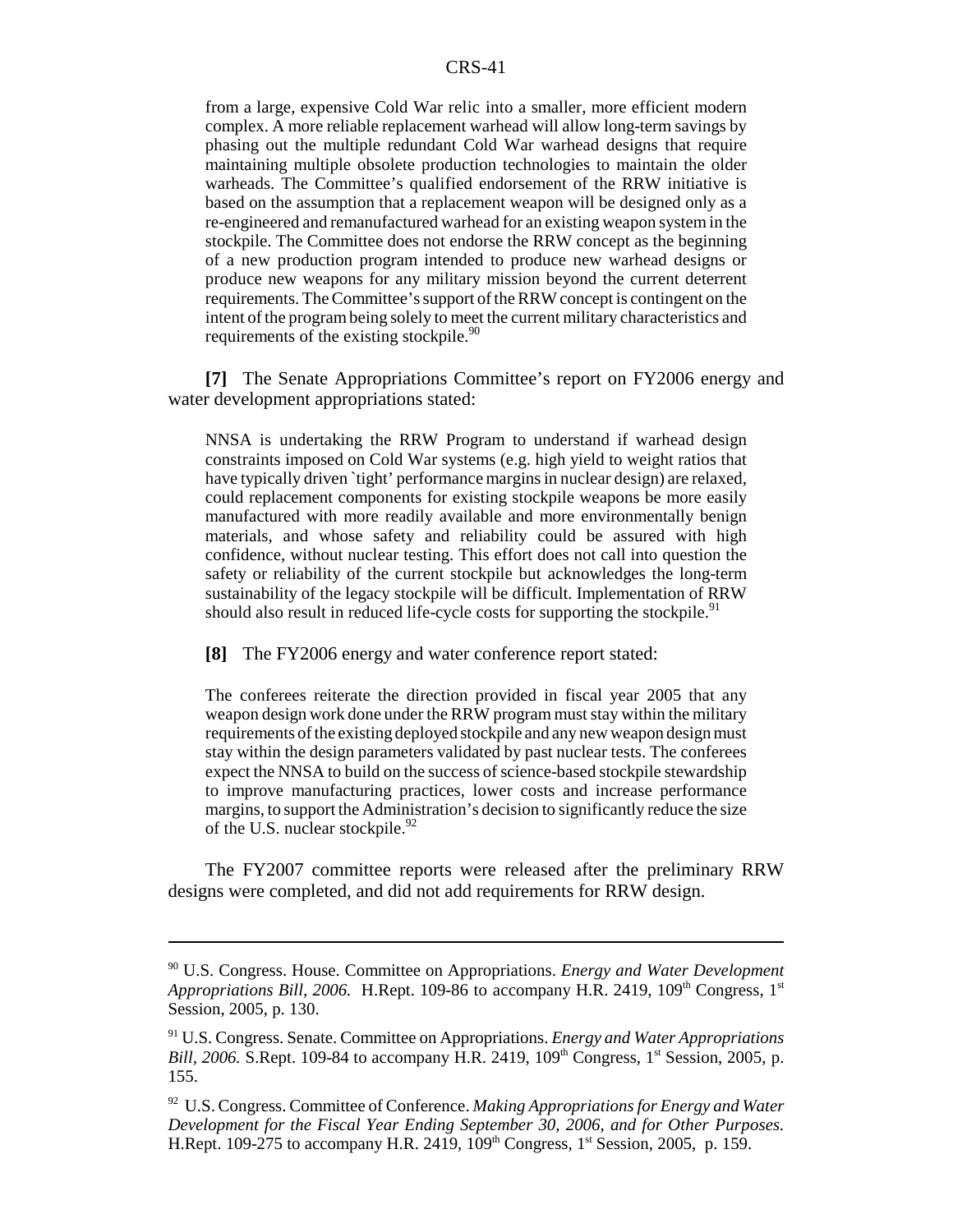> from a large, expensive Cold War relic into a smaller, more efficient modern complex. A more reliable replacement warhead will allow long-term savings by phasing out the multiple redundant Cold War warhead designs that require maintaining multiple obsolete production technologies to maintain the older warheads. The Committee's qualified endorsement of the RRW initiative is based on the assumption that a replacement weapon will be designed only as a re-engineered and remanufactured warhead for an existing weapon system in the stockpile. The Committee does not endorse the RRW concept as the beginning of a new production program intended to produce new warhead designs or produce new weapons for any military mission beyond the current deterrent requirements. The Committee's support of the RRW concept is contingent on the intent of the program being solely to meet the current military characteristics and requirements of the existing stockpile.[90]

**[7]** The Senate Appropriations Committee's report on FY2006 energy and water development appropriations stated:

> NNSA is undertaking the RRW Program to understand if warhead design constraints imposed on Cold War systems (e.g. high yield to weight ratios that have typically driven `tight' performance margins in nuclear design) are relaxed, could replacement components for existing stockpile weapons be more easily manufactured with more readily available and more environmentally benign materials, and whose safety and reliability could be assured with high confidence, without nuclear testing. This effort does not call into question the safety or reliability of the current stockpile but acknowledges the long-term sustainability of the legacy stockpile will be difficult. Implementation of RRW should also result in reduced life-cycle costs for supporting the stockpile.[91]

**[8]** The FY2006 energy and water conference report stated:

> The conferees reiterate the direction provided in fiscal year 2005 that any weapon design work done under the RRW program must stay within the military requirements of the existing deployed stockpile and any new weapon design must stay within the design parameters validated by past nuclear tests. The conferees expect the NNSA to build on the success of science-based stockpile stewardship to improve manufacturing practices, lower costs and increase performance margins, to support the Administration's decision to significantly reduce the size of the U.S. nuclear stockpile.[92]

The FY2007 committee reports were released after the preliminary RRW designs were completed, and did not add requirements for RRW design.

---

[90] U.S. Congress. House. Committee on Appropriations. *Energy and Water Development Appropriations Bill, 2006.* H.Rept. 109-86 to accompany H.R. 2419, 109th Congress, 1st Session, 2005, p. 130.

[91] U.S. Congress. Senate. Committee on Appropriations. *Energy and Water Appropriations Bill, 2006.* S.Rept. 109-84 to accompany H.R. 2419, 109th Congress, 1st Session, 2005, p. 155.

[92] U.S. Congress. Committee of Conference. *Making Appropriations for Energy and Water Development for the Fiscal Year Ending September 30, 2006, and for Other Purposes.* H.Rept. 109-275 to accompany H.R. 2419, 109th Congress, 1st Session, 2005, p. 159.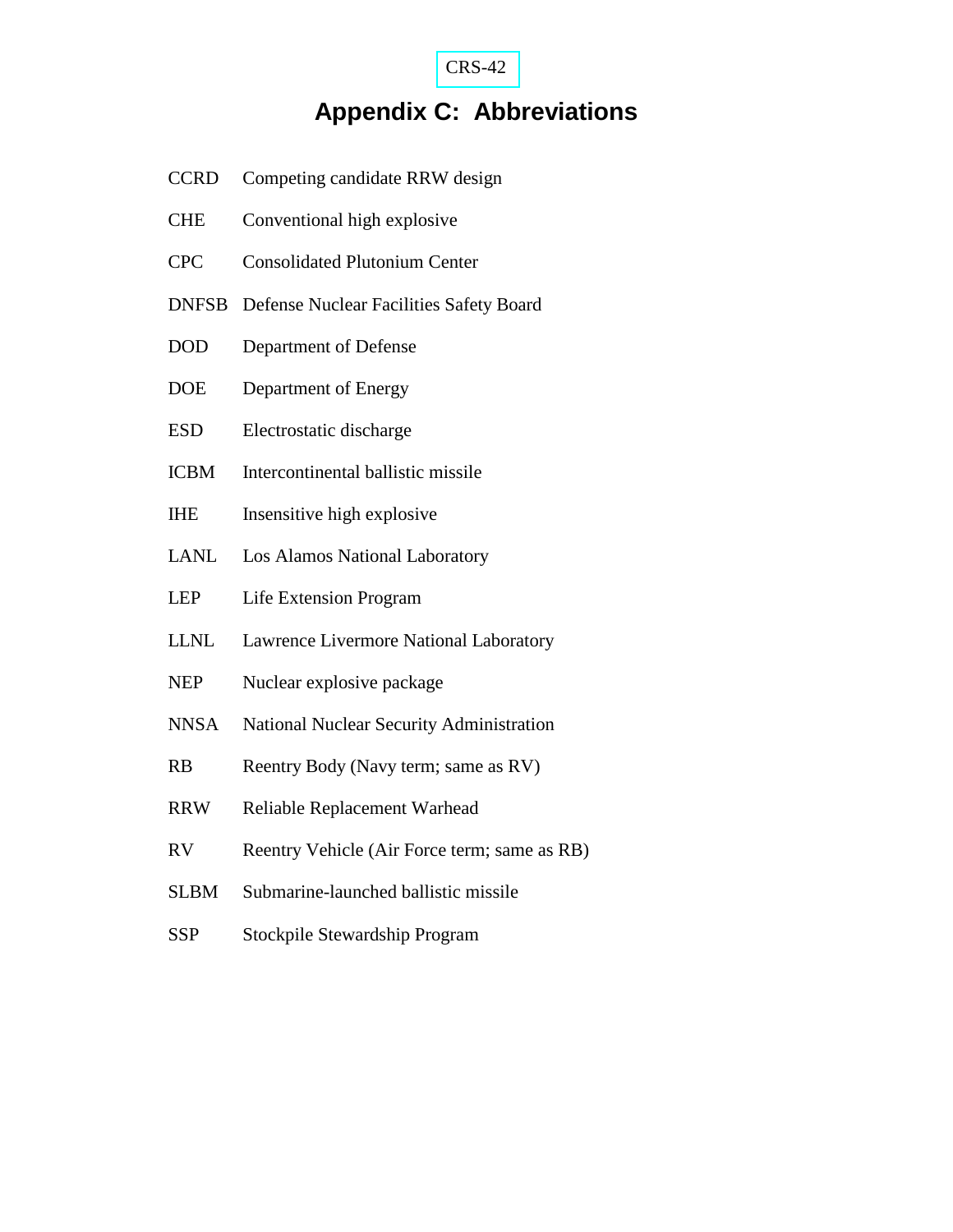# Appendix C: Abbreviations

| | |
|---|---|
| CCRD | Competing candidate RRW design |
| CHE | Conventional high explosive |
| CPC | Consolidated Plutonium Center |
| DNFSB | Defense Nuclear Facilities Safety Board |
| DOD | Department of Defense |
| DOE | Department of Energy |
| ESD | Electrostatic discharge |
| ICBM | Intercontinental ballistic missile |
| IHE | Insensitive high explosive |
| LANL | Los Alamos National Laboratory |
| LEP | Life Extension Program |
| LLNL | Lawrence Livermore National Laboratory |
| NEP | Nuclear explosive package |
| NNSA | National Nuclear Security Administration |
| RB | Reentry Body (Navy term; same as RV) |
| RRW | Reliable Replacement Warhead |
| RV | Reentry Vehicle (Air Force term; same as RB) |
| SLBM | Submarine-launched ballistic missile |
| SSP | Stockpile Stewardship Program |